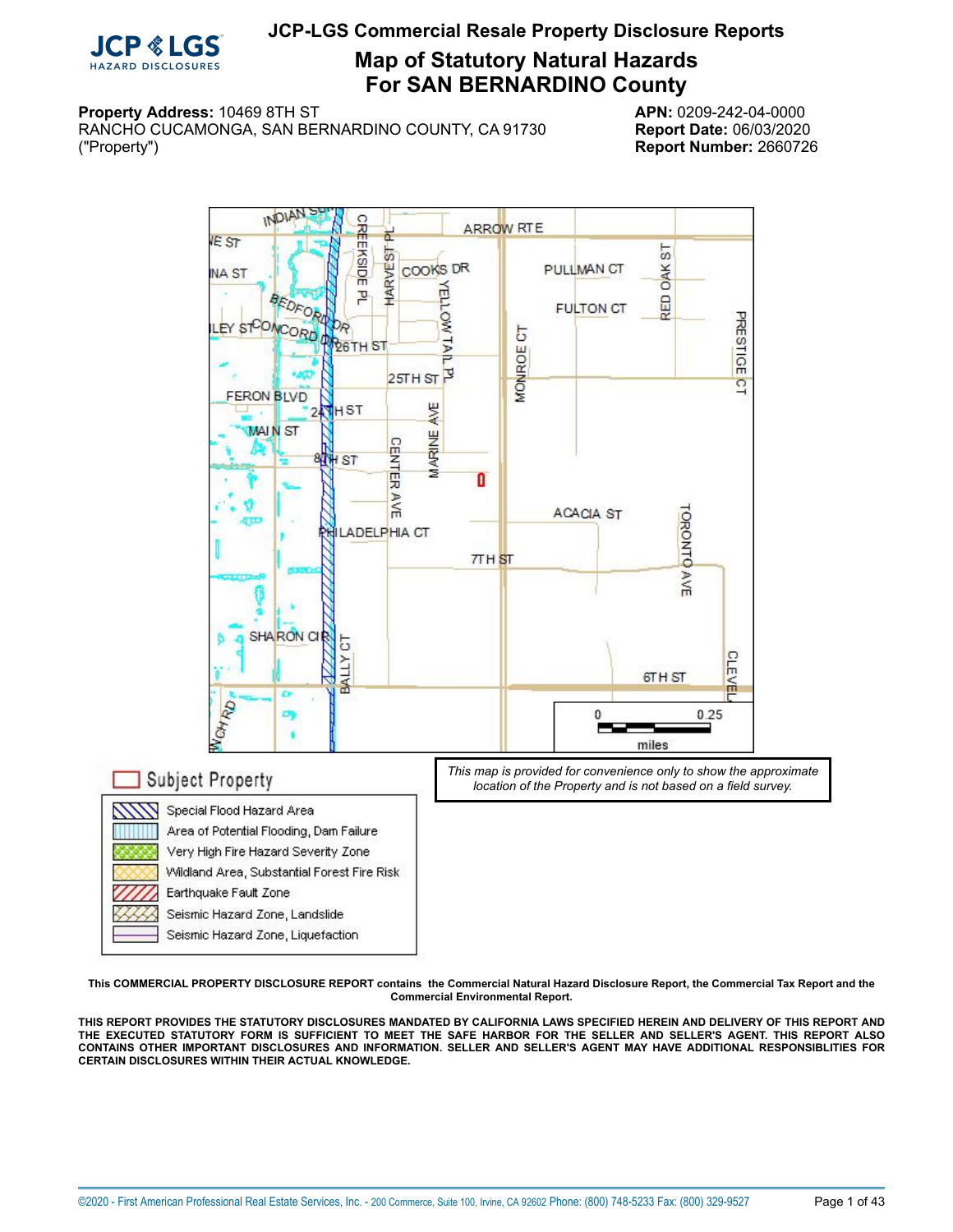# JCP-LGS Commercial Resale Property Disclosure Reports

## Map of Statutory Natural Hazards For SAN BERNARDINO County

**Property Address:** 10469 8TH ST
RANCHO CUCAMONGA, SAN BERNARDINO COUNTY, CA 91730
("Property")

**APN:** 0209-242-04-0000
**Report Date:** 06/03/2020
**Report Number:** 2660726

*This map is provided for convenience only to show the approximate location of the Property and is not based on a field survey.*

Subject Property

- Special Flood Hazard Area
- Area of Potential Flooding, Dam Failure
- Very High Fire Hazard Severity Zone
- Wildland Area, Substantial Forest Fire Risk
- Earthquake Fault Zone
- Seismic Hazard Zone, Landslide
- Seismic Hazard Zone, Liquefaction

**This COMMERCIAL PROPERTY DISCLOSURE REPORT contains the Commercial Natural Hazard Disclosure Report, the Commercial Tax Report and the Commercial Environmental Report.**

**THIS REPORT PROVIDES THE STATUTORY DISCLOSURES MANDATED BY CALIFORNIA LAWS SPECIFIED HEREIN AND DELIVERY OF THIS REPORT AND THE EXECUTED STATUTORY FORM IS SUFFICIENT TO MEET THE SAFE HARBOR FOR THE SELLER AND SELLER'S AGENT. THIS REPORT ALSO CONTAINS OTHER IMPORTANT DISCLOSURES AND INFORMATION. SELLER AND SELLER'S AGENT MAY HAVE ADDITIONAL RESPONSIBLITIES FOR CERTAIN DISCLOSURES WITHIN THEIR ACTUAL KNOWLEDGE.**

©2020 - First American Professional Real Estate Services, Inc. - 200 Commerce, Suite 100, Irvine, CA 92602 Phone: (800) 748-5233 Fax: (800) 329-9527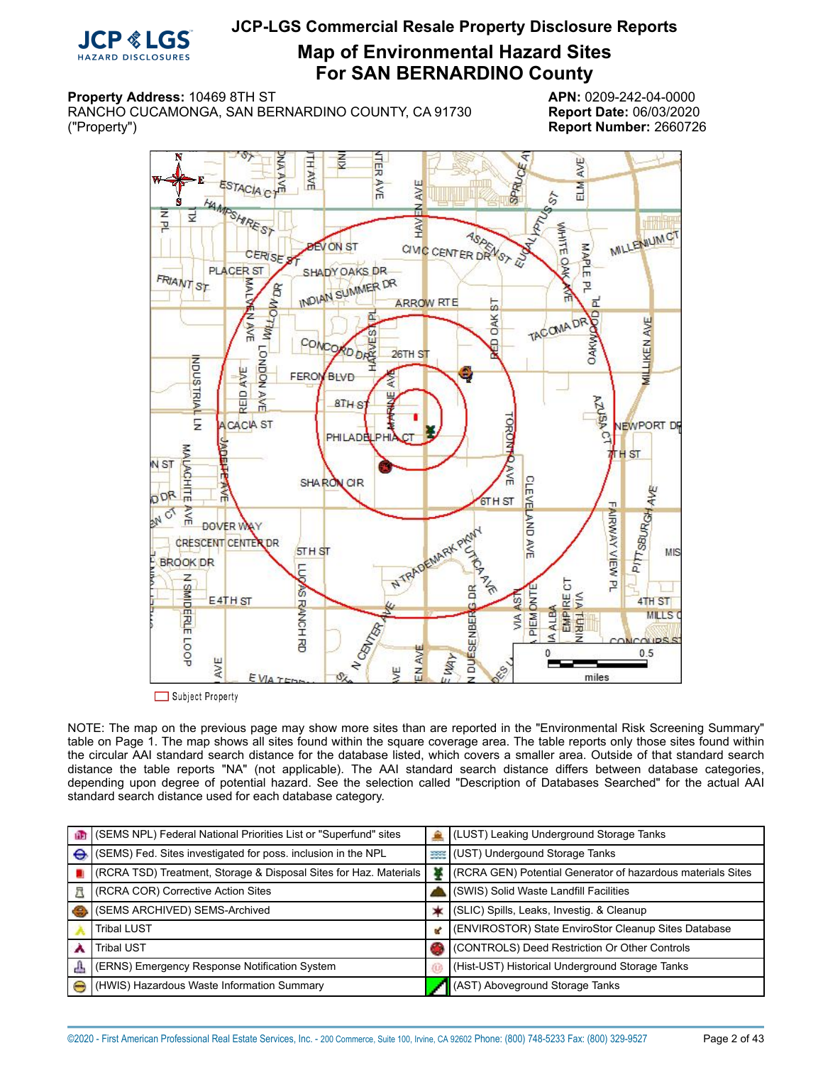# JCP-LGS Commercial Resale Property Disclosure Reports

## Map of Environmental Hazard Sites For SAN BERNARDINO County

**Property Address:** 10469 8TH ST
RANCHO CUCAMONGA, SAN BERNARDINO COUNTY, CA 91730
("Property")

**APN:** 0209-242-04-0000
**Report Date:** 06/03/2020
**Report Number:** 2660726

Subject Property

NOTE: The map on the previous page may show more sites than are reported in the "Environmental Risk Screening Summary" table on Page 1. The map shows all sites found within the square coverage area. The table reports only those sites found within the circular AAI standard search distance for the database listed, which covers a smaller area. Outside of that standard search distance the table reports "NA" (not applicable). The AAI standard search distance differs between database categories, depending upon degree of potential hazard. See the selection called "Description of Databases Searched" for the actual AAI standard search distance used for each database category.

| | | | |
|---|---|---|---|
| | (SEMS NPL) Federal National Priorities List or "Superfund" sites | | (LUST) Leaking Underground Storage Tanks |
| | (SEMS) Fed. Sites investigated for poss. inclusion in the NPL | | (UST) Undergound Storage Tanks |
| | (RCRA TSD) Treatment, Storage & Disposal Sites for Haz. Materials | | (RCRA GEN) Potential Generator of hazardous materials Sites |
| | (RCRA COR) Corrective Action Sites | | (SWIS) Solid Waste Landfill Facilities |
| | (SEMS ARCHIVED) SEMS-Archived | | (SLIC) Spills, Leaks, Investig. & Cleanup |
| | Tribal LUST | | (ENVIROSTOR) State EnviroStor Cleanup Sites Database |
| | Tribal UST | | (CONTROLS) Deed Restriction Or Other Controls |
| | (ERNS) Emergency Response Notification System | | (Hist-UST) Historical Underground Storage Tanks |
| | (HWIS) Hazardous Waste Information Summary | | (AST) Aboveground Storage Tanks |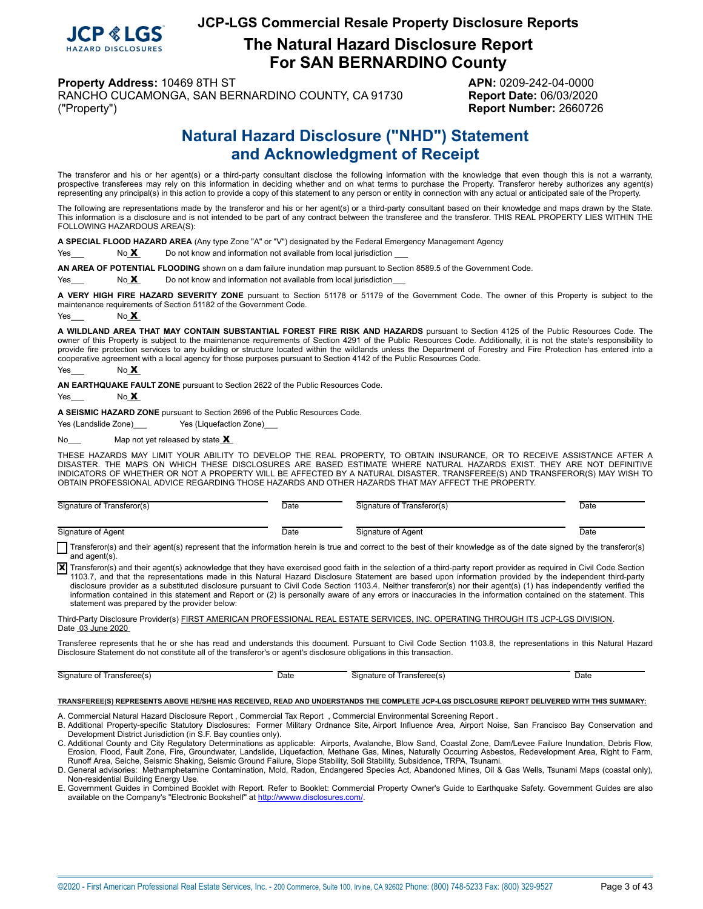# JCP-LGS Commercial Resale Property Disclosure Reports

## The Natural Hazard Disclosure Report For SAN BERNARDINO County

**Property Address:** 10469 8TH ST
RANCHO CUCAMONGA, SAN BERNARDINO COUNTY, CA 91730
("Property")

**APN:** 0209-242-04-0000
**Report Date:** 06/03/2020
**Report Number:** 2660726

## Natural Hazard Disclosure ("NHD") Statement and Acknowledgment of Receipt

The transferor and his or her agent(s) or a third-party consultant disclose the following information with the knowledge that even though this is not a warranty, prospective transferees may rely on this information in deciding whether and on what terms to purchase the Property. Transferor hereby authorizes any agent(s) representing any principal(s) in this action to provide a copy of this statement to any person or entity in connection with any actual or anticipated sale of the Property.

The following are representations made by the transferor and his or her agent(s) or a third-party consultant based on their knowledge and maps drawn by the State. This information is a disclosure and is not intended to be part of any contract between the transferee and the transferor. THIS REAL PROPERTY LIES WITHIN THE FOLLOWING HAZARDOUS AREA(S):

**A SPECIAL FLOOD HAZARD AREA** (Any type Zone "A" or "V") designated by the Federal Emergency Management Agency

Yes___ No **X** Do not know and information not available from local jurisdiction ___

**AN AREA OF POTENTIAL FLOODING** shown on a dam failure inundation map pursuant to Section 8589.5 of the Government Code.

Yes___ No **X** Do not know and information not available from local jurisdiction___

**A VERY HIGH FIRE HAZARD SEVERITY ZONE** pursuant to Section 51178 or 51179 of the Government Code. The owner of this Property is subject to the maintenance requirements of Section 51182 of the Government Code.

Yes___ No **X**

**A WILDLAND AREA THAT MAY CONTAIN SUBSTANTIAL FOREST FIRE RISK AND HAZARDS** pursuant to Section 4125 of the Public Resources Code. The owner of this Property is subject to the maintenance requirements of Section 4291 of the Public Resources Code. Additionally, it is not the state's responsibility to provide fire protection services to any building or structure located within the wildlands unless the Department of Forestry and Fire Protection has entered into a cooperative agreement with a local agency for those purposes pursuant to Section 4142 of the Public Resources Code.

Yes___ No **X**

**AN EARTHQUAKE FAULT ZONE** pursuant to Section 2622 of the Public Resources Code.

Yes___ No **X**

**A SEISMIC HAZARD ZONE** pursuant to Section 2696 of the Public Resources Code.

Yes (Landslide Zone)___ Yes (Liquefaction Zone)___

No___ Map not yet released by state **X**

THESE HAZARDS MAY LIMIT YOUR ABILITY TO DEVELOP THE REAL PROPERTY, TO OBTAIN INSURANCE, OR TO RECEIVE ASSISTANCE AFTER A DISASTER. THE MAPS ON WHICH THESE DISCLOSURES ARE BASED ESTIMATE WHERE NATURAL HAZARDS EXIST. THEY ARE NOT DEFINITIVE INDICATORS OF WHETHER OR NOT A PROPERTY WILL BE AFFECTED BY A NATURAL DISASTER. TRANSFEREE(S) AND TRANSFEROR(S) MAY WISH TO OBTAIN PROFESSIONAL ADVICE REGARDING THOSE HAZARDS AND OTHER HAZARDS THAT MAY AFFECT THE PROPERTY.

| Signature of Transferor(s) | Date | Signature of Transferor(s) | Date |
|---|---|---|---|
| Signature of Agent | Date | Signature of Agent | Date |

☐ Transferor(s) and their agent(s) represent that the information herein is true and correct to the best of their knowledge as of the date signed by the transferor(s) and agent(s).

☒ Transferor(s) and their agent(s) acknowledge that they have exercised good faith in the selection of a third-party report provider as required in Civil Code Section 1103.7, and that the representations made in this Natural Hazard Disclosure Statement are based upon information provided by the independent third-party disclosure provider as a substituted disclosure pursuant to Civil Code Section 1103.4. Neither transferor(s) nor their agent(s) (1) has independently verified the information contained in this statement and Report or (2) is personally aware of any errors or inaccuracies in the information contained on the statement. This statement was prepared by the provider below:

Third-Party Disclosure Provider(s) FIRST AMERICAN PROFESSIONAL REAL ESTATE SERVICES, INC. OPERATING THROUGH ITS JCP-LGS DIVISION.
Date 03 June 2020

Transferee represents that he or she has read and understands this document. Pursuant to Civil Code Section 1103.8, the representations in this Natural Hazard Disclosure Statement do not constitute all of the transferor's or agent's disclosure obligations in this transaction.

| Signature of Transferee(s) | Date | Signature of Transferee(s) | Date |
|---|---|---|---|

**TRANSFEREE(S) REPRESENTS ABOVE HE/SHE HAS RECEIVED, READ AND UNDERSTANDS THE COMPLETE JCP-LGS DISCLOSURE REPORT DELIVERED WITH THIS SUMMARY:**

A. Commercial Natural Hazard Disclosure Report , Commercial Tax Report , Commercial Environmental Screening Report .
B. Additional Property-specific Statutory Disclosures: Former Military Ordnance Site, Airport Influence Area, Airport Noise, San Francisco Bay Conservation and Development District Jurisdiction (in S.F. Bay counties only).
C. Additional County and City Regulatory Determinations as applicable: Airports, Avalanche, Blow Sand, Coastal Zone, Dam/Levee Failure Inundation, Debris Flow, Erosion, Flood, Fault Zone, Fire, Groundwater, Landslide, Liquefaction, Methane Gas, Mines, Naturally Occurring Asbestos, Redevelopment Area, Right to Farm, Runoff Area, Seiche, Seismic Shaking, Seismic Ground Failure, Slope Stability, Soil Stability, Subsidence, TRPA, Tsunami.
D. General advisories: Methamphetamine Contamination, Mold, Radon, Endangered Species Act, Abandoned Mines, Oil & Gas Wells, Tsunami Maps (coastal only), Non-residential Building Energy Use.
E. Government Guides in Combined Booklet with Report. Refer to Booklet: Commercial Property Owner's Guide to Earthquake Safety. Government Guides are also available on the Company's "Electronic Bookshelf" at http://wwww.disclosures.com/.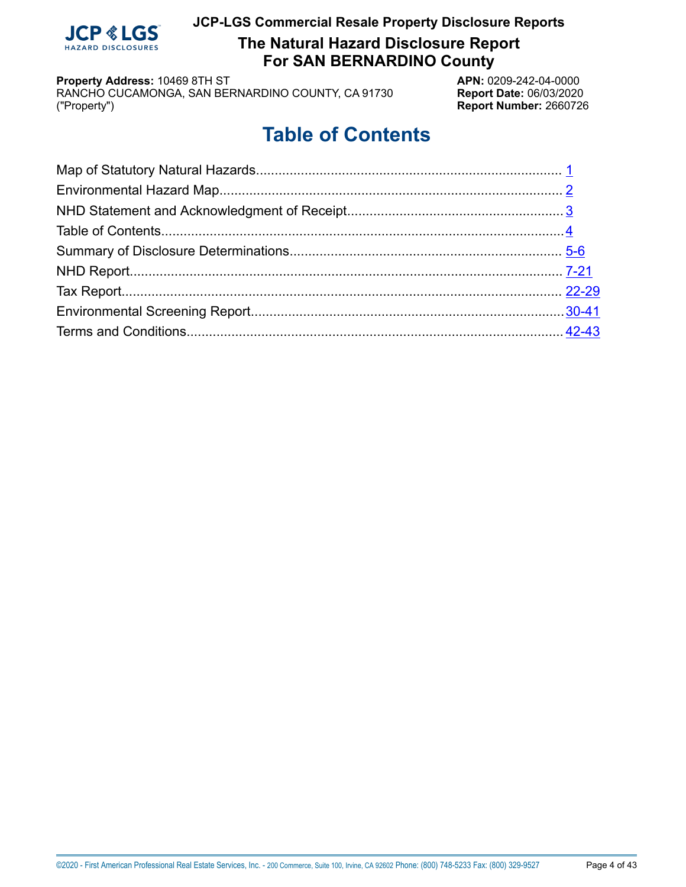**JCP-LGS Commercial Resale Property Disclosure Reports**

# The Natural Hazard Disclosure Report For SAN BERNARDINO County

**Property Address:** 10469 8TH ST
RANCHO CUCAMONGA, SAN BERNARDINO COUNTY, CA 91730
("Property")

**APN:** 0209-242-04-0000
**Report Date:** 06/03/2020
**Report Number:** 2660726

## Table of Contents

| Section | Page |
| --- | --- |
| Map of Statutory Natural Hazards | 1 |
| Environmental Hazard Map | 2 |
| NHD Statement and Acknowledgment of Receipt | 3 |
| Table of Contents | 4 |
| Summary of Disclosure Determinations | 5-6 |
| NHD Report | 7-21 |
| Tax Report | 22-29 |
| Environmental Screening Report | 30-41 |
| Terms and Conditions | 42-43 |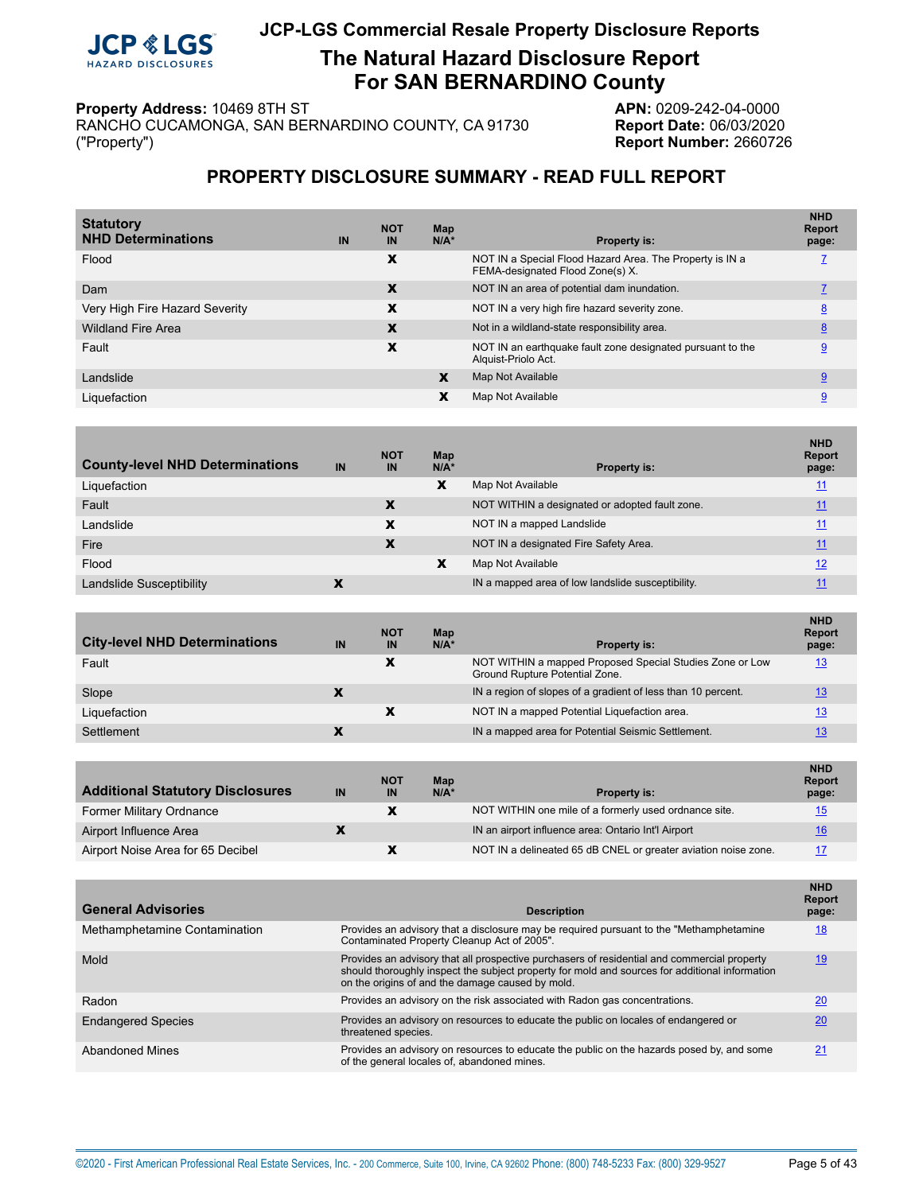# JCP-LGS Commercial Resale Property Disclosure Reports

## The Natural Hazard Disclosure Report For SAN BERNARDINO County

**Property Address:** 10469 8TH ST
RANCHO CUCAMONGA, SAN BERNARDINO COUNTY, CA 91730
("Property")

**APN:** 0209-242-04-0000
**Report Date:** 06/03/2020
**Report Number:** 2660726

## PROPERTY DISCLOSURE SUMMARY - READ FULL REPORT

| Statutory NHD Determinations | IN | NOT IN | Map N/A* | Property is: | NHD Report page: |
|---|---|---|---|---|---|
| Flood | | X | | NOT IN a Special Flood Hazard Area. The Property is IN a FEMA-designated Flood Zone(s) X. | 7 |
| Dam | | X | | NOT IN an area of potential dam inundation. | 7 |
| Very High Fire Hazard Severity | | X | | NOT IN a very high fire hazard severity zone. | 8 |
| Wildland Fire Area | | X | | Not in a wildland-state responsibility area. | 8 |
| Fault | | X | | NOT IN an earthquake fault zone designated pursuant to the Alquist-Priolo Act. | 9 |
| Landslide | | | X | Map Not Available | 9 |
| Liquefaction | | | X | Map Not Available | 9 |

| County-level NHD Determinations | IN | NOT IN | Map N/A* | Property is: | NHD Report page: |
|---|---|---|---|---|---|
| Liquefaction | | | X | Map Not Available | 11 |
| Fault | | X | | NOT WITHIN a designated or adopted fault zone. | 11 |
| Landslide | | X | | NOT IN a mapped Landslide | 11 |
| Fire | | X | | NOT IN a designated Fire Safety Area. | 11 |
| Flood | | | X | Map Not Available | 12 |
| Landslide Susceptibility | X | | | IN a mapped area of low landslide susceptibility. | 11 |

| City-level NHD Determinations | IN | NOT IN | Map N/A* | Property is: | NHD Report page: |
|---|---|---|---|---|---|
| Fault | | X | | NOT WITHIN a mapped Proposed Special Studies Zone or Low Ground Rupture Potential Zone. | 13 |
| Slope | X | | | IN a region of slopes of a gradient of less than 10 percent. | 13 |
| Liquefaction | | X | | NOT IN a mapped Potential Liquefaction area. | 13 |
| Settlement | X | | | IN a mapped area for Potential Seismic Settlement. | 13 |

| Additional Statutory Disclosures | IN | NOT IN | Map N/A* | Property is: | NHD Report page: |
|---|---|---|---|---|---|
| Former Military Ordnance | | X | | NOT WITHIN one mile of a formerly used ordnance site. | 15 |
| Airport Influence Area | X | | | IN an airport influence area: Ontario Int'l Airport | 16 |
| Airport Noise Area for 65 Decibel | | X | | NOT IN a delineated 65 dB CNEL or greater aviation noise zone. | 17 |

| General Advisories | Description | NHD Report page: |
|---|---|---|
| Methamphetamine Contamination | Provides an advisory that a disclosure may be required pursuant to the "Methamphetamine Contaminated Property Cleanup Act of 2005". | 18 |
| Mold | Provides an advisory that all prospective purchasers of residential and commercial property should thoroughly inspect the subject property for mold and sources for additional information on the origins of and the damage caused by mold. | 19 |
| Radon | Provides an advisory on the risk associated with Radon gas concentrations. | 20 |
| Endangered Species | Provides an advisory on resources to educate the public on locales of endangered or threatened species. | 20 |
| Abandoned Mines | Provides an advisory on resources to educate the public on the hazards posed by, and some of the general locales of, abandoned mines. | 21 |

©2020 - First American Professional Real Estate Services, Inc. - 200 Commerce, Suite 100, Irvine, CA 92602 Phone: (800) 748-5233 Fax: (800) 329-9527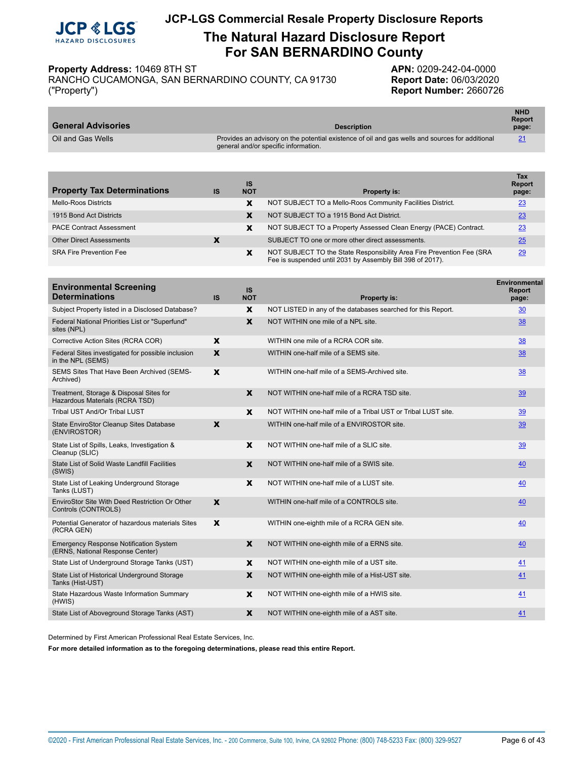# JCP-LGS Commercial Resale Property Disclosure Reports

## The Natural Hazard Disclosure Report For SAN BERNARDINO County

**Property Address:** 10469 8TH ST
RANCHO CUCAMONGA, SAN BERNARDINO COUNTY, CA 91730
("Property")

**APN:** 0209-242-04-0000
**Report Date:** 06/03/2020
**Report Number:** 2660726

| General Advisories | Description | NHD Report page: |
|---|---|---|
| Oil and Gas Wells | Provides an advisory on the potential existence of oil and gas wells and sources for additional general and/or specific information. | 21 |

| Property Tax Determinations | IS | IS NOT | Property is: | Tax Report page: |
|---|---|---|---|---|
| Mello-Roos Districts | | X | NOT SUBJECT TO a Mello-Roos Community Facilities District. | 23 |
| 1915 Bond Act Districts | | X | NOT SUBJECT TO a 1915 Bond Act District. | 23 |
| PACE Contract Assessment | | X | NOT SUBJECT TO a Property Assessed Clean Energy (PACE) Contract. | 23 |
| Other Direct Assessments | X | | SUBJECT TO one or more other direct assessments. | 25 |
| SRA Fire Prevention Fee | | X | NOT SUBJECT TO the State Responsibility Area Fire Prevention Fee (SRA Fee is suspended until 2031 by Assembly Bill 398 of 2017). | 29 |

| Environmental Screening Determinations | IS | IS NOT | Property is: | Environmental Report page: |
|---|---|---|---|---|
| Subject Property listed in a Disclosed Database? | | X | NOT LISTED in any of the databases searched for this Report. | 30 |
| Federal National Priorities List or "Superfund" sites (NPL) | | X | NOT WITHIN one mile of a NPL site. | 38 |
| Corrective Action Sites (RCRA COR) | X | | WITHIN one mile of a RCRA COR site. | 38 |
| Federal Sites investigated for possible inclusion in the NPL (SEMS) | X | | WITHIN one-half mile of a SEMS site. | 38 |
| SEMS Sites That Have Been Archived (SEMS-Archived) | X | | WITHIN one-half mile of a SEMS-Archived site. | 38 |
| Treatment, Storage & Disposal Sites for Hazardous Materials (RCRA TSD) | | X | NOT WITHIN one-half mile of a RCRA TSD site. | 39 |
| Tribal UST And/Or Tribal LUST | | X | NOT WITHIN one-half mile of a Tribal UST or Tribal LUST site. | 39 |
| State EnviroStor Cleanup Sites Database (ENVIROSTOR) | X | | WITHIN one-half mile of a ENVIROSTOR site. | 39 |
| State List of Spills, Leaks, Investigation & Cleanup (SLIC) | | X | NOT WITHIN one-half mile of a SLIC site. | 39 |
| State List of Solid Waste Landfill Facilities (SWIS) | | X | NOT WITHIN one-half mile of a SWIS site. | 40 |
| State List of Leaking Underground Storage Tanks (LUST) | | X | NOT WITHIN one-half mile of a LUST site. | 40 |
| EnviroStor Site With Deed Restriction Or Other Controls (CONTROLS) | X | | WITHIN one-half mile of a CONTROLS site. | 40 |
| Potential Generator of hazardous materials Sites (RCRA GEN) | X | | WITHIN one-eighth mile of a RCRA GEN site. | 40 |
| Emergency Response Notification System (ERNS, National Response Center) | | X | NOT WITHIN one-eighth mile of a ERNS site. | 40 |
| State List of Underground Storage Tanks (UST) | | X | NOT WITHIN one-eighth mile of a UST site. | 41 |
| State List of Historical Underground Storage Tanks (Hist-UST) | | X | NOT WITHIN one-eighth mile of a Hist-UST site. | 41 |
| State Hazardous Waste Information Summary (HWIS) | | X | NOT WITHIN one-eighth mile of a HWIS site. | 41 |
| State List of Aboveground Storage Tanks (AST) | | X | NOT WITHIN one-eighth mile of a AST site. | 41 |

Determined by First American Professional Real Estate Services, Inc.

**For more detailed information as to the foregoing determinations, please read this entire Report.**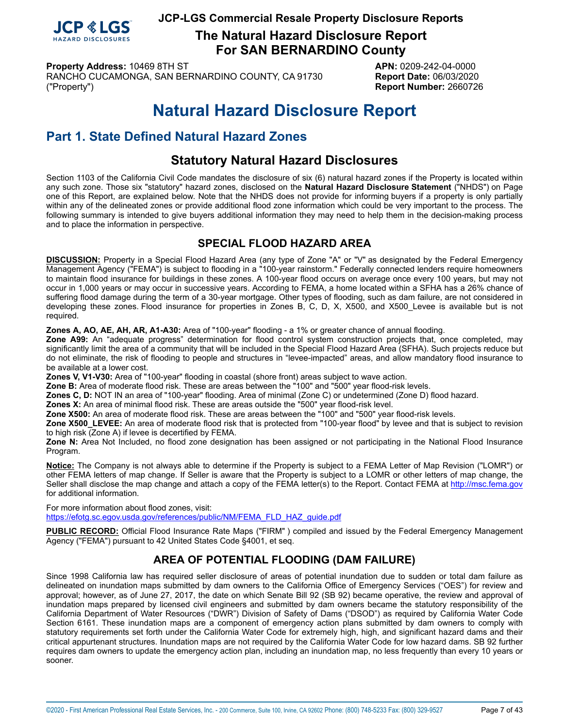# Natural Hazard Disclosure Report

## Part 1. State Defined Natural Hazard Zones

### Statutory Natural Hazard Disclosures

Section 1103 of the California Civil Code mandates the disclosure of six (6) natural hazard zones if the Property is located within any such zone. Those six "statutory" hazard zones, disclosed on the **Natural Hazard Disclosure Statement** ("NHDS") on Page one of this Report, are explained below. Note that the NHDS does not provide for informing buyers if a property is only partially within any of the delineated zones or provide additional flood zone information which could be very important to the process. The following summary is intended to give buyers additional information they may need to help them in the decision-making process and to place the information in perspective.

#### SPECIAL FLOOD HAZARD AREA

**DISCUSSION:** Property in a Special Flood Hazard Area (any type of Zone "A" or "V" as designated by the Federal Emergency Management Agency ("FEMA") is subject to flooding in a "100-year rainstorm." Federally connected lenders require homeowners to maintain flood insurance for buildings in these zones. A 100-year flood occurs on average once every 100 years, but may not occur in 1,000 years or may occur in successive years. According to FEMA, a home located within a SFHA has a 26% chance of suffering flood damage during the term of a 30-year mortgage. Other types of flooding, such as dam failure, are not considered in developing these zones. Flood insurance for properties in Zones B, C, D, X, X500, and X500_Levee is available but is not required.

**Zones A, AO, AE, AH, AR, A1-A30:** Area of "100-year" flooding - a 1% or greater chance of annual flooding.
**Zone A99:** An "adequate progress" determination for flood control system construction projects that, once completed, may significantly limit the area of a community that will be included in the Special Flood Hazard Area (SFHA). Such projects reduce but do not eliminate, the risk of flooding to people and structures in "levee-impacted" areas, and allow mandatory flood insurance to be available at a lower cost.
**Zones V, V1-V30:** Area of "100-year" flooding in coastal (shore front) areas subject to wave action.
**Zone B:** Area of moderate flood risk. These are areas between the "100" and "500" year flood-risk levels.
**Zones C, D:** NOT IN an area of "100-year" flooding. Area of minimal (Zone C) or undetermined (Zone D) flood hazard.
**Zones X:** An area of minimal flood risk. These are areas outside the "500" year flood-risk level.
**Zone X500:** An area of moderate flood risk. These are areas between the "100" and "500" year flood-risk levels.
**Zone X500_LEVEE:** An area of moderate flood risk that is protected from "100-year flood" by levee and that is subject to revision to high risk (Zone A) if levee is decertified by FEMA.
**Zone N:** Area Not Included, no flood zone designation has been assigned or not participating in the National Flood Insurance Program.

**Notice:** The Company is not always able to determine if the Property is subject to a FEMA Letter of Map Revision ("LOMR") or other FEMA letters of map change. If Seller is aware that the Property is subject to a LOMR or other letters of map change, the Seller shall disclose the map change and attach a copy of the FEMA letter(s) to the Report. Contact FEMA at http://msc.fema.gov for additional information.

For more information about flood zones, visit:
https://efotg.sc.egov.usda.gov/references/public/NM/FEMA_FLD_HAZ_guide.pdf

**PUBLIC RECORD:** Official Flood Insurance Rate Maps ("FIRM" ) compiled and issued by the Federal Emergency Management Agency ("FEMA") pursuant to 42 United States Code §4001, et seq.

#### AREA OF POTENTIAL FLOODING (DAM FAILURE)

Since 1998 California law has required seller disclosure of areas of potential inundation due to sudden or total dam failure as delineated on inundation maps submitted by dam owners to the California Office of Emergency Services ("OES") for review and approval; however, as of June 27, 2017, the date on which Senate Bill 92 (SB 92) became operative, the review and approval of inundation maps prepared by licensed civil engineers and submitted by dam owners became the statutory responsibility of the California Department of Water Resources ("DWR") Division of Safety of Dams ("DSOD") as required by California Water Code Section 6161. These inundation maps are a component of emergency action plans submitted by dam owners to comply with statutory requirements set forth under the California Water Code for extremely high, high, and significant hazard dams and their critical appurtenant structures. Inundation maps are not required by the California Water Code for low hazard dams. SB 92 further requires dam owners to update the emergency action plan, including an inundation map, no less frequently than every 10 years or sooner.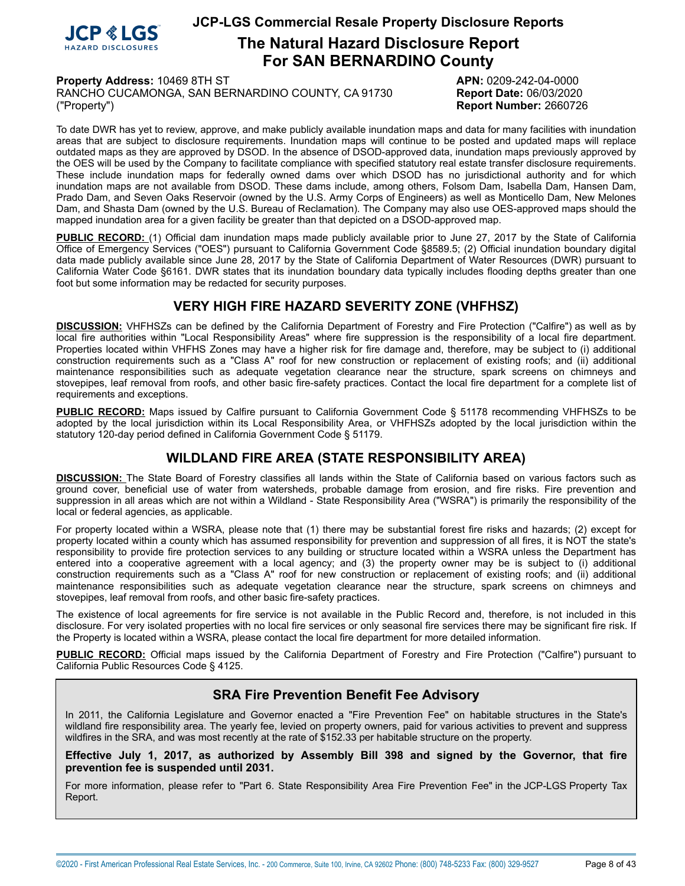To date DWR has yet to review, approve, and make publicly available inundation maps and data for many facilities with inundation areas that are subject to disclosure requirements. Inundation maps will continue to be posted and updated maps will replace outdated maps as they are approved by DSOD. In the absence of DSOD-approved data, inundation maps previously approved by the OES will be used by the Company to facilitate compliance with specified statutory real estate transfer disclosure requirements. These include inundation maps for federally owned dams over which DSOD has no jurisdictional authority and for which inundation maps are not available from DSOD. These dams include, among others, Folsom Dam, Isabella Dam, Hansen Dam, Prado Dam, and Seven Oaks Reservoir (owned by the U.S. Army Corps of Engineers) as well as Monticello Dam, New Melones Dam, and Shasta Dam (owned by the U.S. Bureau of Reclamation). The Company may also use OES-approved maps should the mapped inundation area for a given facility be greater than that depicted on a DSOD-approved map.

**PUBLIC RECORD:** (1) Official dam inundation maps made publicly available prior to June 27, 2017 by the State of California Office of Emergency Services ("OES") pursuant to California Government Code §8589.5; (2) Official inundation boundary digital data made publicly available since June 28, 2017 by the State of California Department of Water Resources (DWR) pursuant to California Water Code §6161. DWR states that its inundation boundary data typically includes flooding depths greater than one foot but some information may be redacted for security purposes.

## VERY HIGH FIRE HAZARD SEVERITY ZONE (VHFHSZ)

**DISCUSSION:** VHFHSZs can be defined by the California Department of Forestry and Fire Protection ("Calfire") as well as by local fire authorities within "Local Responsibility Areas" where fire suppression is the responsibility of a local fire department. Properties located within VHFHS Zones may have a higher risk for fire damage and, therefore, may be subject to (i) additional construction requirements such as a "Class A" roof for new construction or replacement of existing roofs; and (ii) additional maintenance responsibilities such as adequate vegetation clearance near the structure, spark screens on chimneys and stovepipes, leaf removal from roofs, and other basic fire-safety practices. Contact the local fire department for a complete list of requirements and exceptions.

**PUBLIC RECORD:** Maps issued by Calfire pursuant to California Government Code § 51178 recommending VHFHSZs to be adopted by the local jurisdiction within its Local Responsibility Area, or VHFHSZs adopted by the local jurisdiction within the statutory 120-day period defined in California Government Code § 51179.

## WILDLAND FIRE AREA (STATE RESPONSIBILITY AREA)

**DISCUSSION:** The State Board of Forestry classifies all lands within the State of California based on various factors such as ground cover, beneficial use of water from watersheds, probable damage from erosion, and fire risks. Fire prevention and suppression in all areas which are not within a Wildland - State Responsibility Area ("WSRA") is primarily the responsibility of the local or federal agencies, as applicable.

For property located within a WSRA, please note that (1) there may be substantial forest fire risks and hazards; (2) except for property located within a county which has assumed responsibility for prevention and suppression of all fires, it is NOT the state's responsibility to provide fire protection services to any building or structure located within a WSRA unless the Department has entered into a cooperative agreement with a local agency; and (3) the property owner may be is subject to (i) additional construction requirements such as a "Class A" roof for new construction or replacement of existing roofs; and (ii) additional maintenance responsibilities such as adequate vegetation clearance near the structure, spark screens on chimneys and stovepipes, leaf removal from roofs, and other basic fire-safety practices.

The existence of local agreements for fire service is not available in the Public Record and, therefore, is not included in this disclosure. For very isolated properties with no local fire services or only seasonal fire services there may be significant fire risk. If the Property is located within a WSRA, please contact the local fire department for more detailed information.

**PUBLIC RECORD:** Official maps issued by the California Department of Forestry and Fire Protection ("Calfire") pursuant to California Public Resources Code § 4125.

### SRA Fire Prevention Benefit Fee Advisory

In 2011, the California Legislature and Governor enacted a "Fire Prevention Fee" on habitable structures in the State's wildland fire responsibility area. The yearly fee, levied on property owners, paid for various activities to prevent and suppress wildfires in the SRA, and was most recently at the rate of $152.33 per habitable structure on the property.

**Effective July 1, 2017, as authorized by Assembly Bill 398 and signed by the Governor, that fire prevention fee is suspended until 2031.**

For more information, please refer to "Part 6. State Responsibility Area Fire Prevention Fee" in the JCP-LGS Property Tax Report.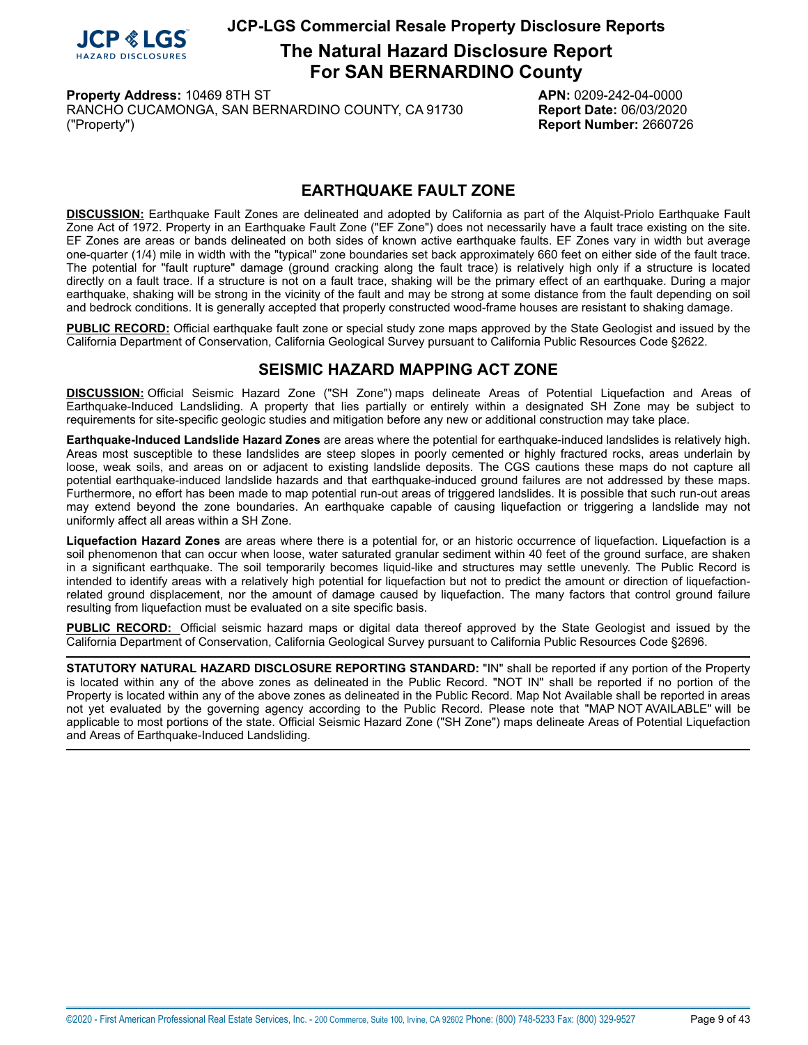## EARTHQUAKE FAULT ZONE

**DISCUSSION:** Earthquake Fault Zones are delineated and adopted by California as part of the Alquist-Priolo Earthquake Fault Zone Act of 1972. Property in an Earthquake Fault Zone ("EF Zone") does not necessarily have a fault trace existing on the site. EF Zones are areas or bands delineated on both sides of known active earthquake faults. EF Zones vary in width but average one-quarter (1/4) mile in width with the "typical" zone boundaries set back approximately 660 feet on either side of the fault trace. The potential for "fault rupture" damage (ground cracking along the fault trace) is relatively high only if a structure is located directly on a fault trace. If a structure is not on a fault trace, shaking will be the primary effect of an earthquake. During a major earthquake, shaking will be strong in the vicinity of the fault and may be strong at some distance from the fault depending on soil and bedrock conditions. It is generally accepted that properly constructed wood-frame houses are resistant to shaking damage.

**PUBLIC RECORD:** Official earthquake fault zone or special study zone maps approved by the State Geologist and issued by the California Department of Conservation, California Geological Survey pursuant to California Public Resources Code §2622.

## SEISMIC HAZARD MAPPING ACT ZONE

**DISCUSSION:** Official Seismic Hazard Zone ("SH Zone") maps delineate Areas of Potential Liquefaction and Areas of Earthquake-Induced Landsliding. A property that lies partially or entirely within a designated SH Zone may be subject to requirements for site-specific geologic studies and mitigation before any new or additional construction may take place.

**Earthquake-Induced Landslide Hazard Zones** are areas where the potential for earthquake-induced landslides is relatively high. Areas most susceptible to these landslides are steep slopes in poorly cemented or highly fractured rocks, areas underlain by loose, weak soils, and areas on or adjacent to existing landslide deposits. The CGS cautions these maps do not capture all potential earthquake-induced landslide hazards and that earthquake-induced ground failures are not addressed by these maps. Furthermore, no effort has been made to map potential run-out areas of triggered landslides. It is possible that such run-out areas may extend beyond the zone boundaries. An earthquake capable of causing liquefaction or triggering a landslide may not uniformly affect all areas within a SH Zone.

**Liquefaction Hazard Zones** are areas where there is a potential for, or an historic occurrence of liquefaction. Liquefaction is a soil phenomenon that can occur when loose, water saturated granular sediment within 40 feet of the ground surface, are shaken in a significant earthquake. The soil temporarily becomes liquid-like and structures may settle unevenly. The Public Record is intended to identify areas with a relatively high potential for liquefaction but not to predict the amount or direction of liquefaction-related ground displacement, nor the amount of damage caused by liquefaction. The many factors that control ground failure resulting from liquefaction must be evaluated on a site specific basis.

**PUBLIC RECORD:** Official seismic hazard maps or digital data thereof approved by the State Geologist and issued by the California Department of Conservation, California Geological Survey pursuant to California Public Resources Code §2696.

---

**STATUTORY NATURAL HAZARD DISCLOSURE REPORTING STANDARD:** "IN" shall be reported if any portion of the Property is located within any of the above zones as delineated in the Public Record. "NOT IN" shall be reported if no portion of the Property is located within any of the above zones as delineated in the Public Record. Map Not Available shall be reported in areas not yet evaluated by the governing agency according to the Public Record. Please note that "MAP NOT AVAILABLE" will be applicable to most portions of the state. Official Seismic Hazard Zone ("SH Zone") maps delineate Areas of Potential Liquefaction and Areas of Earthquake-Induced Landsliding.

---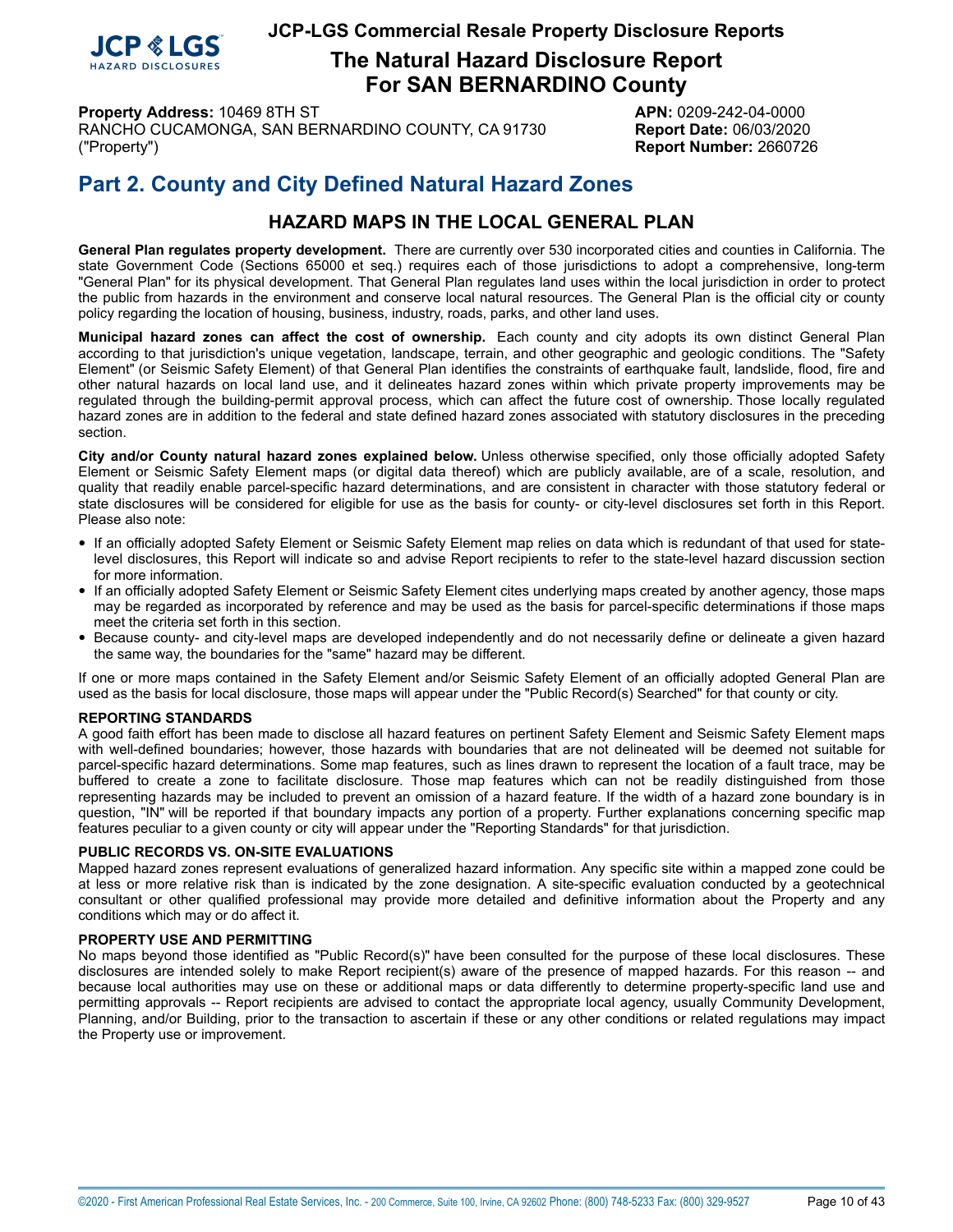# Part 2. County and City Defined Natural Hazard Zones

## HAZARD MAPS IN THE LOCAL GENERAL PLAN

**General Plan regulates property development.** There are currently over 530 incorporated cities and counties in California. The state Government Code (Sections 65000 et seq.) requires each of those jurisdictions to adopt a comprehensive, long-term "General Plan" for its physical development. That General Plan regulates land uses within the local jurisdiction in order to protect the public from hazards in the environment and conserve local natural resources. The General Plan is the official city or county policy regarding the location of housing, business, industry, roads, parks, and other land uses.

**Municipal hazard zones can affect the cost of ownership.** Each county and city adopts its own distinct General Plan according to that jurisdiction's unique vegetation, landscape, terrain, and other geographic and geologic conditions. The "Safety Element" (or Seismic Safety Element) of that General Plan identifies the constraints of earthquake fault, landslide, flood, fire and other natural hazards on local land use, and it delineates hazard zones within which private property improvements may be regulated through the building-permit approval process, which can affect the future cost of ownership. Those locally regulated hazard zones are in addition to the federal and state defined hazard zones associated with statutory disclosures in the preceding section.

**City and/or County natural hazard zones explained below.** Unless otherwise specified, only those officially adopted Safety Element or Seismic Safety Element maps (or digital data thereof) which are publicly available, are of a scale, resolution, and quality that readily enable parcel-specific hazard determinations, and are consistent in character with those statutory federal or state disclosures will be considered for eligible for use as the basis for county- or city-level disclosures set forth in this Report. Please also note:

- If an officially adopted Safety Element or Seismic Safety Element map relies on data which is redundant of that used for state-level disclosures, this Report will indicate so and advise Report recipients to refer to the state-level hazard discussion section for more information.
- If an officially adopted Safety Element or Seismic Safety Element cites underlying maps created by another agency, those maps may be regarded as incorporated by reference and may be used as the basis for parcel-specific determinations if those maps meet the criteria set forth in this section.
- Because county- and city-level maps are developed independently and do not necessarily define or delineate a given hazard the same way, the boundaries for the "same" hazard may be different.

If one or more maps contained in the Safety Element and/or Seismic Safety Element of an officially adopted General Plan are used as the basis for local disclosure, those maps will appear under the "Public Record(s) Searched" for that county or city.

**REPORTING STANDARDS**

A good faith effort has been made to disclose all hazard features on pertinent Safety Element and Seismic Safety Element maps with well-defined boundaries; however, those hazards with boundaries that are not delineated will be deemed not suitable for parcel-specific hazard determinations. Some map features, such as lines drawn to represent the location of a fault trace, may be buffered to create a zone to facilitate disclosure. Those map features which can not be readily distinguished from those representing hazards may be included to prevent an omission of a hazard feature. If the width of a hazard zone boundary is in question, "IN" will be reported if that boundary impacts any portion of a property. Further explanations concerning specific map features peculiar to a given county or city will appear under the "Reporting Standards" for that jurisdiction.

**PUBLIC RECORDS VS. ON-SITE EVALUATIONS**

Mapped hazard zones represent evaluations of generalized hazard information. Any specific site within a mapped zone could be at less or more relative risk than is indicated by the zone designation. A site-specific evaluation conducted by a geotechnical consultant or other qualified professional may provide more detailed and definitive information about the Property and any conditions which may or do affect it.

**PROPERTY USE AND PERMITTING**

No maps beyond those identified as "Public Record(s)" have been consulted for the purpose of these local disclosures. These disclosures are intended solely to make Report recipient(s) aware of the presence of mapped hazards. For this reason -- and because local authorities may use on these or additional maps or data differently to determine property-specific land use and permitting approvals -- Report recipients are advised to contact the appropriate local agency, usually Community Development, Planning, and/or Building, prior to the transaction to ascertain if these or any other conditions or related regulations may impact the Property use or improvement.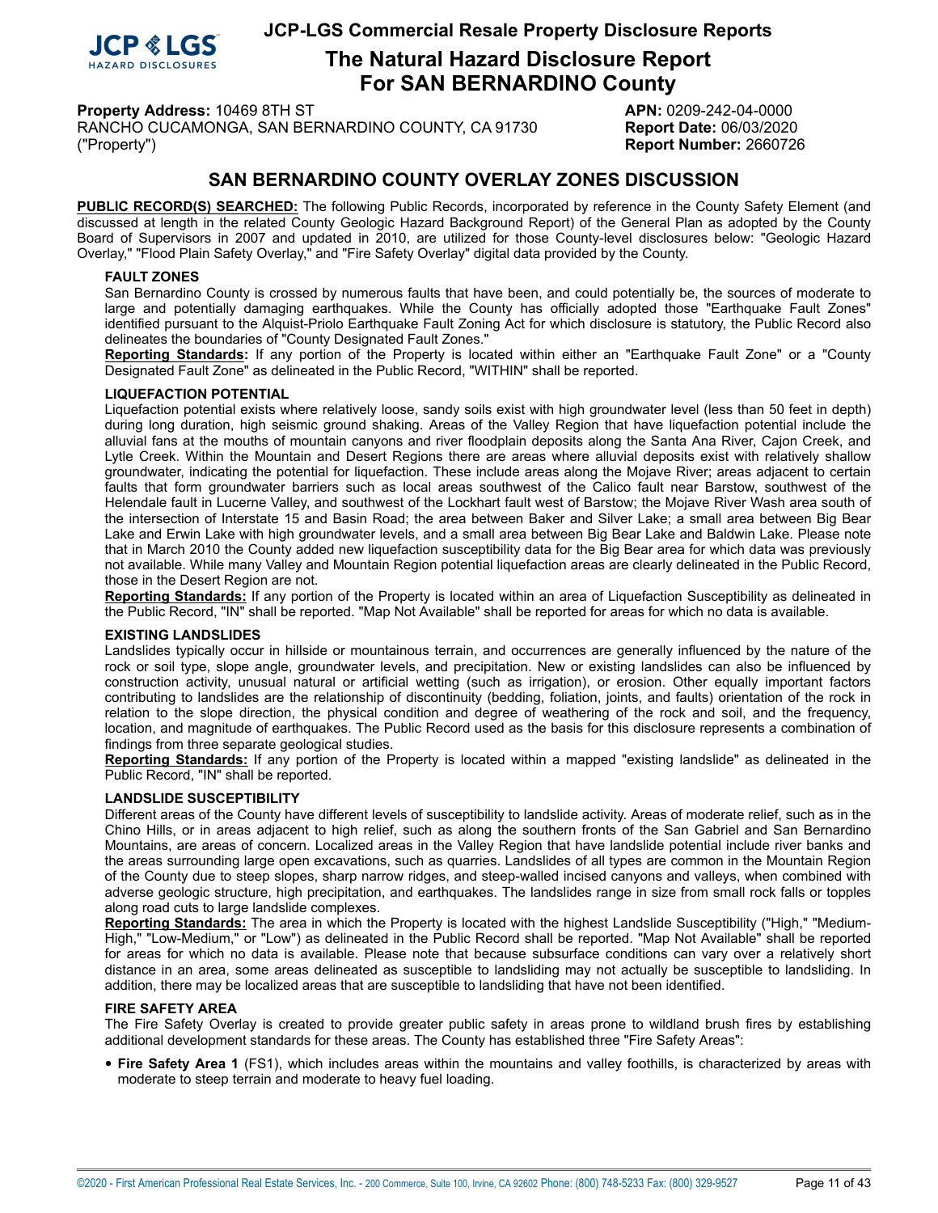# SAN BERNARDINO COUNTY OVERLAY ZONES DISCUSSION

**PUBLIC RECORD(S) SEARCHED:** The following Public Records, incorporated by reference in the County Safety Element (and discussed at length in the related County Geologic Hazard Background Report) of the General Plan as adopted by the County Board of Supervisors in 2007 and updated in 2010, are utilized for those County-level disclosures below: "Geologic Hazard Overlay," "Flood Plain Safety Overlay," and "Fire Safety Overlay" digital data provided by the County.

### FAULT ZONES

San Bernardino County is crossed by numerous faults that have been, and could potentially be, the sources of moderate to large and potentially damaging earthquakes. While the County has officially adopted those "Earthquake Fault Zones" identified pursuant to the Alquist-Priolo Earthquake Fault Zoning Act for which disclosure is statutory, the Public Record also delineates the boundaries of "County Designated Fault Zones."

**Reporting Standards:** If any portion of the Property is located within either an "Earthquake Fault Zone" or a "County Designated Fault Zone" as delineated in the Public Record, "WITHIN" shall be reported.

### LIQUEFACTION POTENTIAL

Liquefaction potential exists where relatively loose, sandy soils exist with high groundwater level (less than 50 feet in depth) during long duration, high seismic ground shaking. Areas of the Valley Region that have liquefaction potential include the alluvial fans at the mouths of mountain canyons and river floodplain deposits along the Santa Ana River, Cajon Creek, and Lytle Creek. Within the Mountain and Desert Regions there are areas where alluvial deposits exist with relatively shallow groundwater, indicating the potential for liquefaction. These include areas along the Mojave River; areas adjacent to certain faults that form groundwater barriers such as local areas southwest of the Calico fault near Barstow, southwest of the Helendale fault in Lucerne Valley, and southwest of the Lockhart fault west of Barstow; the Mojave River Wash area south of the intersection of Interstate 15 and Basin Road; the area between Baker and Silver Lake; a small area between Big Bear Lake and Erwin Lake with high groundwater levels, and a small area between Big Bear Lake and Baldwin Lake. Please note that in March 2010 the County added new liquefaction susceptibility data for the Big Bear area for which data was previously not available. While many Valley and Mountain Region potential liquefaction areas are clearly delineated in the Public Record, those in the Desert Region are not.

**Reporting Standards:** If any portion of the Property is located within an area of Liquefaction Susceptibility as delineated in the Public Record, "IN" shall be reported. "Map Not Available" shall be reported for areas for which no data is available.

### EXISTING LANDSLIDES

Landslides typically occur in hillside or mountainous terrain, and occurrences are generally influenced by the nature of the rock or soil type, slope angle, groundwater levels, and precipitation. New or existing landslides can also be influenced by construction activity, unusual natural or artificial wetting (such as irrigation), or erosion. Other equally important factors contributing to landslides are the relationship of discontinuity (bedding, foliation, joints, and faults) orientation of the rock in relation to the slope direction, the physical condition and degree of weathering of the rock and soil, and the frequency, location, and magnitude of earthquakes. The Public Record used as the basis for this disclosure represents a combination of findings from three separate geological studies.

**Reporting Standards:** If any portion of the Property is located within a mapped "existing landslide" as delineated in the Public Record, "IN" shall be reported.

### LANDSLIDE SUSCEPTIBILITY

Different areas of the County have different levels of susceptibility to landslide activity. Areas of moderate relief, such as in the Chino Hills, or in areas adjacent to high relief, such as along the southern fronts of the San Gabriel and San Bernardino Mountains, are areas of concern. Localized areas in the Valley Region that have landslide potential include river banks and the areas surrounding large open excavations, such as quarries. Landslides of all types are common in the Mountain Region of the County due to steep slopes, sharp narrow ridges, and steep-walled incised canyons and valleys, when combined with adverse geologic structure, high precipitation, and earthquakes. The landslides range in size from small rock falls or topples along road cuts to large landslide complexes.

**Reporting Standards:** The area in which the Property is located with the highest Landslide Susceptibility ("High," "Medium-High," "Low-Medium," or "Low") as delineated in the Public Record shall be reported. "Map Not Available" shall be reported for areas for which no data is available. Please note that because subsurface conditions can vary over a relatively short distance in an area, some areas delineated as susceptible to landsliding may not actually be susceptible to landsliding. In addition, there may be localized areas that are susceptible to landsliding that have not been identified.

### FIRE SAFETY AREA

The Fire Safety Overlay is created to provide greater public safety in areas prone to wildland brush fires by establishing additional development standards for these areas. The County has established three "Fire Safety Areas":

- **Fire Safety Area 1** (FS1), which includes areas within the mountains and valley foothills, is characterized by areas with moderate to steep terrain and moderate to heavy fuel loading.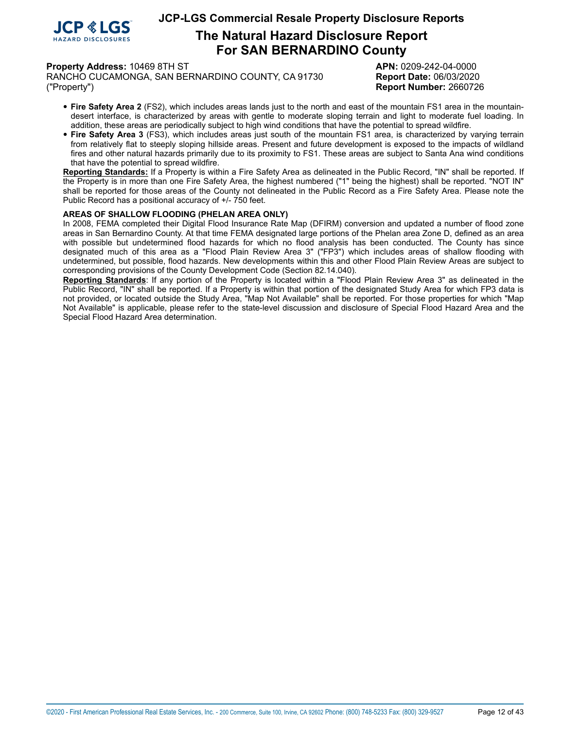- **Fire Safety Area 2** (FS2), which includes areas lands just to the north and east of the mountain FS1 area in the mountain-desert interface, is characterized by areas with gentle to moderate sloping terrain and light to moderate fuel loading. In addition, these areas are periodically subject to high wind conditions that have the potential to spread wildfire.
- **Fire Safety Area 3** (FS3), which includes areas just south of the mountain FS1 area, is characterized by varying terrain from relatively flat to steeply sloping hillside areas. Present and future development is exposed to the impacts of wildland fires and other natural hazards primarily due to its proximity to FS1. These areas are subject to Santa Ana wind conditions that have the potential to spread wildfire.

**Reporting Standards:** If a Property is within a Fire Safety Area as delineated in the Public Record, "IN" shall be reported. If the Property is in more than one Fire Safety Area, the highest numbered ("1" being the highest) shall be reported. "NOT IN" shall be reported for those areas of the County not delineated in the Public Record as a Fire Safety Area. Please note the Public Record has a positional accuracy of +/- 750 feet.

**AREAS OF SHALLOW FLOODING (PHELAN AREA ONLY)**

In 2008, FEMA completed their Digital Flood Insurance Rate Map (DFIRM) conversion and updated a number of flood zone areas in San Bernardino County. At that time FEMA designated large portions of the Phelan area Zone D, defined as an area with possible but undetermined flood hazards for which no flood analysis has been conducted. The County has since designated much of this area as a "Flood Plain Review Area 3" ("FP3") which includes areas of shallow flooding with undetermined, but possible, flood hazards. New developments within this and other Flood Plain Review Areas are subject to corresponding provisions of the County Development Code (Section 82.14.040).

**Reporting Standards**: If any portion of the Property is located within a "Flood Plain Review Area 3" as delineated in the Public Record, "IN" shall be reported. If a Property is within that portion of the designated Study Area for which FP3 data is not provided, or located outside the Study Area, "Map Not Available" shall be reported. For those properties for which "Map Not Available" is applicable, please refer to the state-level discussion and disclosure of Special Flood Hazard Area and the Special Flood Hazard Area determination.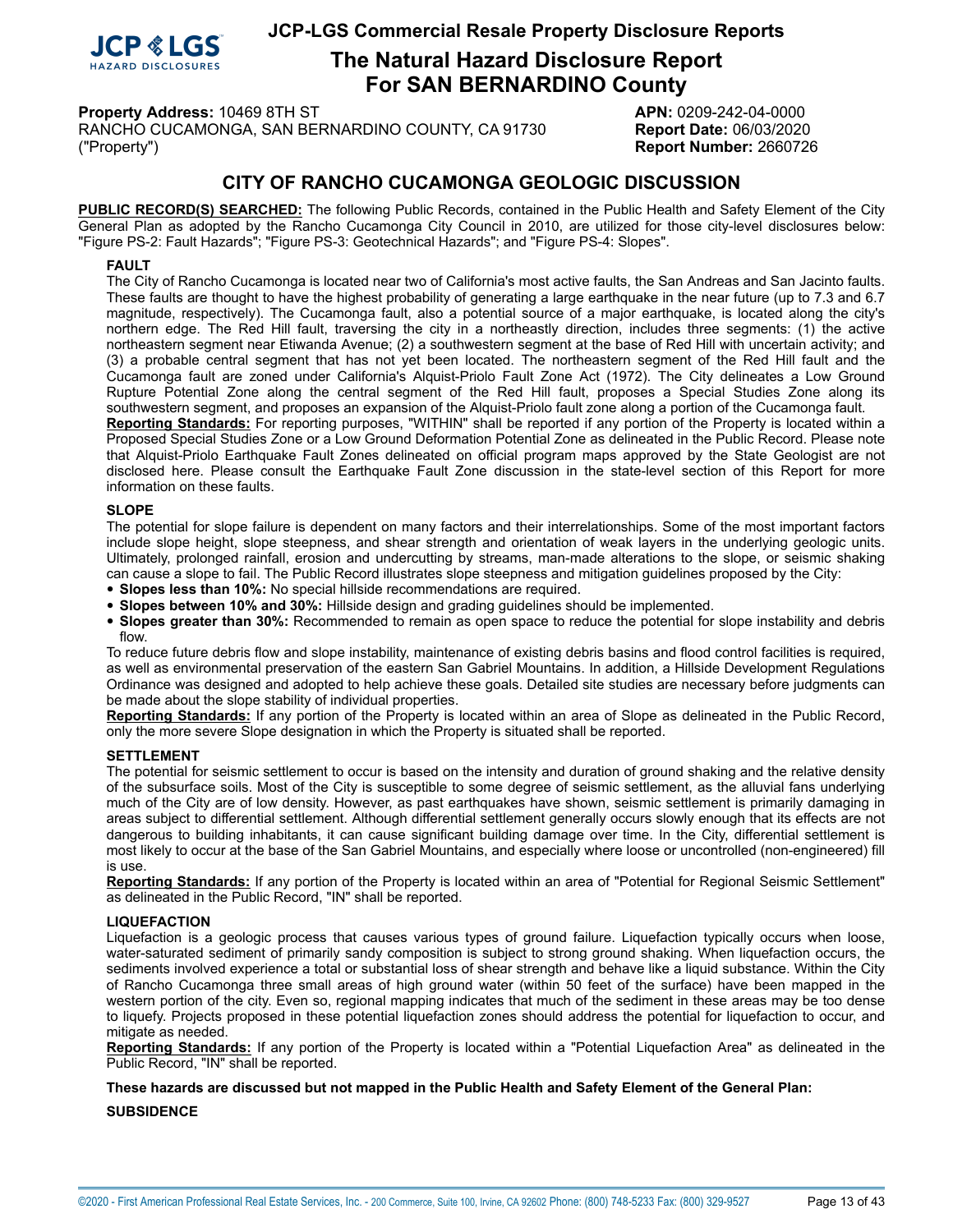# The Natural Hazard Disclosure Report For SAN BERNARDINO County

**Property Address:** 10469 8TH ST
RANCHO CUCAMONGA, SAN BERNARDINO COUNTY, CA 91730
("Property")

**APN:** 0209-242-04-0000
**Report Date:** 06/03/2020
**Report Number:** 2660726

## CITY OF RANCHO CUCAMONGA GEOLOGIC DISCUSSION

**PUBLIC RECORD(S) SEARCHED:** The following Public Records, contained in the Public Health and Safety Element of the City General Plan as adopted by the Rancho Cucamonga City Council in 2010, are utilized for those city-level disclosures below: "Figure PS-2: Fault Hazards"; "Figure PS-3: Geotechnical Hazards"; and "Figure PS-4: Slopes".

### FAULT

The City of Rancho Cucamonga is located near two of California's most active faults, the San Andreas and San Jacinto faults. These faults are thought to have the highest probability of generating a large earthquake in the near future (up to 7.3 and 6.7 magnitude, respectively). The Cucamonga fault, also a potential source of a major earthquake, is located along the city's northern edge. The Red Hill fault, traversing the city in a northeastly direction, includes three segments: (1) the active northeastern segment near Etiwanda Avenue; (2) a southwestern segment at the base of Red Hill with uncertain activity; and (3) a probable central segment that has not yet been located. The northeastern segment of the Red Hill fault and the Cucamonga fault are zoned under California's Alquist-Priolo Fault Zone Act (1972). The City delineates a Low Ground Rupture Potential Zone along the central segment of the Red Hill fault, proposes a Special Studies Zone along its southwestern segment, and proposes an expansion of the Alquist-Priolo fault zone along a portion of the Cucamonga fault.

**Reporting Standards:** For reporting purposes, "WITHIN" shall be reported if any portion of the Property is located within a Proposed Special Studies Zone or a Low Ground Deformation Potential Zone as delineated in the Public Record. Please note that Alquist-Priolo Earthquake Fault Zones delineated on official program maps approved by the State Geologist are not disclosed here. Please consult the Earthquake Fault Zone discussion in the state-level section of this Report for more information on these faults.

### SLOPE

The potential for slope failure is dependent on many factors and their interrelationships. Some of the most important factors include slope height, slope steepness, and shear strength and orientation of weak layers in the underlying geologic units. Ultimately, prolonged rainfall, erosion and undercutting by streams, man-made alterations to the slope, or seismic shaking can cause a slope to fail. The Public Record illustrates slope steepness and mitigation guidelines proposed by the City:

- **Slopes less than 10%:** No special hillside recommendations are required.
- **Slopes between 10% and 30%:** Hillside design and grading guidelines should be implemented.
- **Slopes greater than 30%:** Recommended to remain as open space to reduce the potential for slope instability and debris flow.

To reduce future debris flow and slope instability, maintenance of existing debris basins and flood control facilities is required, as well as environmental preservation of the eastern San Gabriel Mountains. In addition, a Hillside Development Regulations Ordinance was designed and adopted to help achieve these goals. Detailed site studies are necessary before judgments can be made about the slope stability of individual properties.

**Reporting Standards:** If any portion of the Property is located within an area of Slope as delineated in the Public Record, only the more severe Slope designation in which the Property is situated shall be reported.

### SETTLEMENT

The potential for seismic settlement to occur is based on the intensity and duration of ground shaking and the relative density of the subsurface soils. Most of the City is susceptible to some degree of seismic settlement, as the alluvial fans underlying much of the City are of low density. However, as past earthquakes have shown, seismic settlement is primarily damaging in areas subject to differential settlement. Although differential settlement generally occurs slowly enough that its effects are not dangerous to building inhabitants, it can cause significant building damage over time. In the City, differential settlement is most likely to occur at the base of the San Gabriel Mountains, and especially where loose or uncontrolled (non-engineered) fill is use.

**Reporting Standards:** If any portion of the Property is located within an area of "Potential for Regional Seismic Settlement" as delineated in the Public Record, "IN" shall be reported.

### LIQUEFACTION

Liquefaction is a geologic process that causes various types of ground failure. Liquefaction typically occurs when loose, water-saturated sediment of primarily sandy composition is subject to strong ground shaking. When liquefaction occurs, the sediments involved experience a total or substantial loss of shear strength and behave like a liquid substance. Within the City of Rancho Cucamonga three small areas of high ground water (within 50 feet of the surface) have been mapped in the western portion of the city. Even so, regional mapping indicates that much of the sediment in these areas may be too dense to liquefy. Projects proposed in these potential liquefaction zones should address the potential for liquefaction to occur, and mitigate as needed.

**Reporting Standards:** If any portion of the Property is located within a "Potential Liquefaction Area" as delineated in the Public Record, "IN" shall be reported.

**These hazards are discussed but not mapped in the Public Health and Safety Element of the General Plan:**

### SUBSIDENCE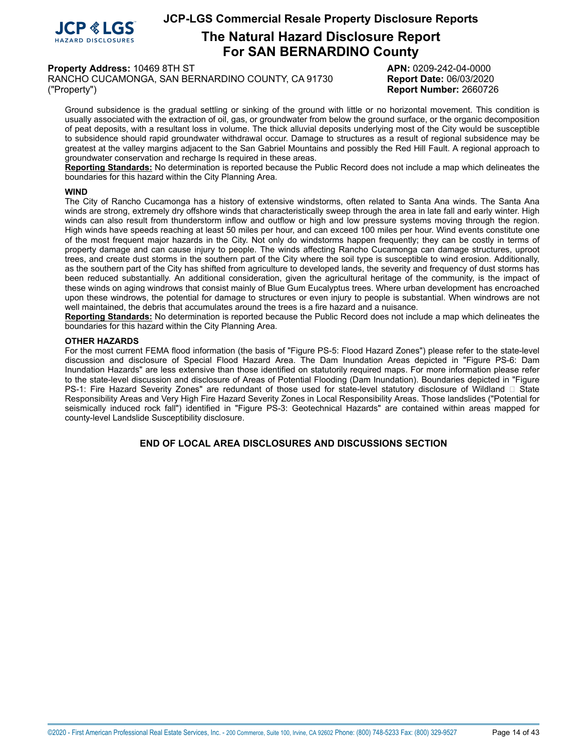Ground subsidence is the gradual settling or sinking of the ground with little or no horizontal movement. This condition is usually associated with the extraction of oil, gas, or groundwater from below the ground surface, or the organic decomposition of peat deposits, with a resultant loss in volume. The thick alluvial deposits underlying most of the City would be susceptible to subsidence should rapid groundwater withdrawal occur. Damage to structures as a result of regional subsidence may be greatest at the valley margins adjacent to the San Gabriel Mountains and possibly the Red Hill Fault. A regional approach to groundwater conservation and recharge Is required in these areas.
**Reporting Standards:** No determination is reported because the Public Record does not include a map which delineates the boundaries for this hazard within the City Planning Area.

**WIND**

The City of Rancho Cucamonga has a history of extensive windstorms, often related to Santa Ana winds. The Santa Ana winds are strong, extremely dry offshore winds that characteristically sweep through the area in late fall and early winter. High winds can also result from thunderstorm inflow and outflow or high and low pressure systems moving through the region. High winds have speeds reaching at least 50 miles per hour, and can exceed 100 miles per hour. Wind events constitute one of the most frequent major hazards in the City. Not only do windstorms happen frequently; they can be costly in terms of property damage and can cause injury to people. The winds affecting Rancho Cucamonga can damage structures, uproot trees, and create dust storms in the southern part of the City where the soil type is susceptible to wind erosion. Additionally, as the southern part of the City has shifted from agriculture to developed lands, the severity and frequency of dust storms has been reduced substantially. An additional consideration, given the agricultural heritage of the community, is the impact of these winds on aging windrows that consist mainly of Blue Gum Eucalyptus trees. Where urban development has encroached upon these windrows, the potential for damage to structures or even injury to people is substantial. When windrows are not well maintained, the debris that accumulates around the trees is a fire hazard and a nuisance.
**Reporting Standards:** No determination is reported because the Public Record does not include a map which delineates the boundaries for this hazard within the City Planning Area.

**OTHER HAZARDS**

For the most current FEMA flood information (the basis of "Figure PS-5: Flood Hazard Zones") please refer to the state-level discussion and disclosure of Special Flood Hazard Area. The Dam Inundation Areas depicted in "Figure PS-6: Dam Inundation Hazards" are less extensive than those identified on statutorily required maps. For more information please refer to the state-level discussion and disclosure of Areas of Potential Flooding (Dam Inundation). Boundaries depicted in "Figure PS-1: Fire Hazard Severity Zones" are redundant of those used for state-level statutory disclosure of Wildland  State Responsibility Areas and Very High Fire Hazard Severity Zones in Local Responsibility Areas. Those landslides ("Potential for seismically induced rock fall") identified in "Figure PS-3: Geotechnical Hazards" are contained within areas mapped for county-level Landslide Susceptibility disclosure.

**END OF LOCAL AREA DISCLOSURES AND DISCUSSIONS SECTION**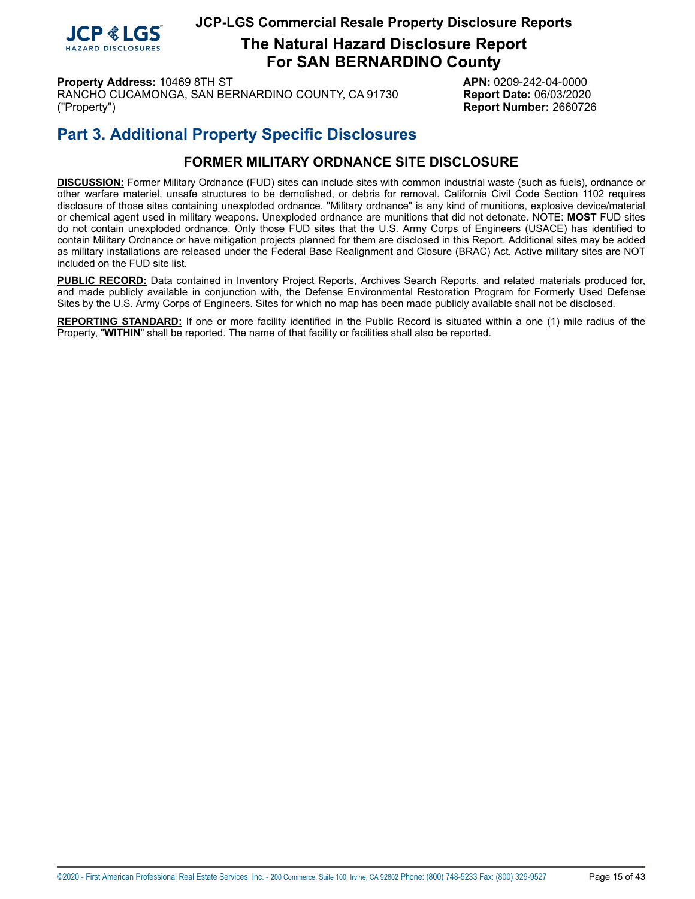# JCP-LGS Commercial Resale Property Disclosure Reports

## The Natural Hazard Disclosure Report For SAN BERNARDINO County

**Property Address:** 10469 8TH ST
RANCHO CUCAMONGA, SAN BERNARDINO COUNTY, CA 91730
("Property")

**APN:** 0209-242-04-0000
**Report Date:** 06/03/2020
**Report Number:** 2660726

## Part 3. Additional Property Specific Disclosures

### FORMER MILITARY ORDNANCE SITE DISCLOSURE

**DISCUSSION:** Former Military Ordnance (FUD) sites can include sites with common industrial waste (such as fuels), ordnance or other warfare materiel, unsafe structures to be demolished, or debris for removal. California Civil Code Section 1102 requires disclosure of those sites containing unexploded ordnance. "Military ordnance" is any kind of munitions, explosive device/material or chemical agent used in military weapons. Unexploded ordnance are munitions that did not detonate. NOTE: **MOST** FUD sites do not contain unexploded ordnance. Only those FUD sites that the U.S. Army Corps of Engineers (USACE) has identified to contain Military Ordnance or have mitigation projects planned for them are disclosed in this Report. Additional sites may be added as military installations are released under the Federal Base Realignment and Closure (BRAC) Act. Active military sites are NOT included on the FUD site list.

**PUBLIC RECORD:** Data contained in Inventory Project Reports, Archives Search Reports, and related materials produced for, and made publicly available in conjunction with, the Defense Environmental Restoration Program for Formerly Used Defense Sites by the U.S. Army Corps of Engineers. Sites for which no map has been made publicly available shall not be disclosed.

**REPORTING STANDARD:** If one or more facility identified in the Public Record is situated within a one (1) mile radius of the Property, "**WITHIN**" shall be reported. The name of that facility or facilities shall also be reported.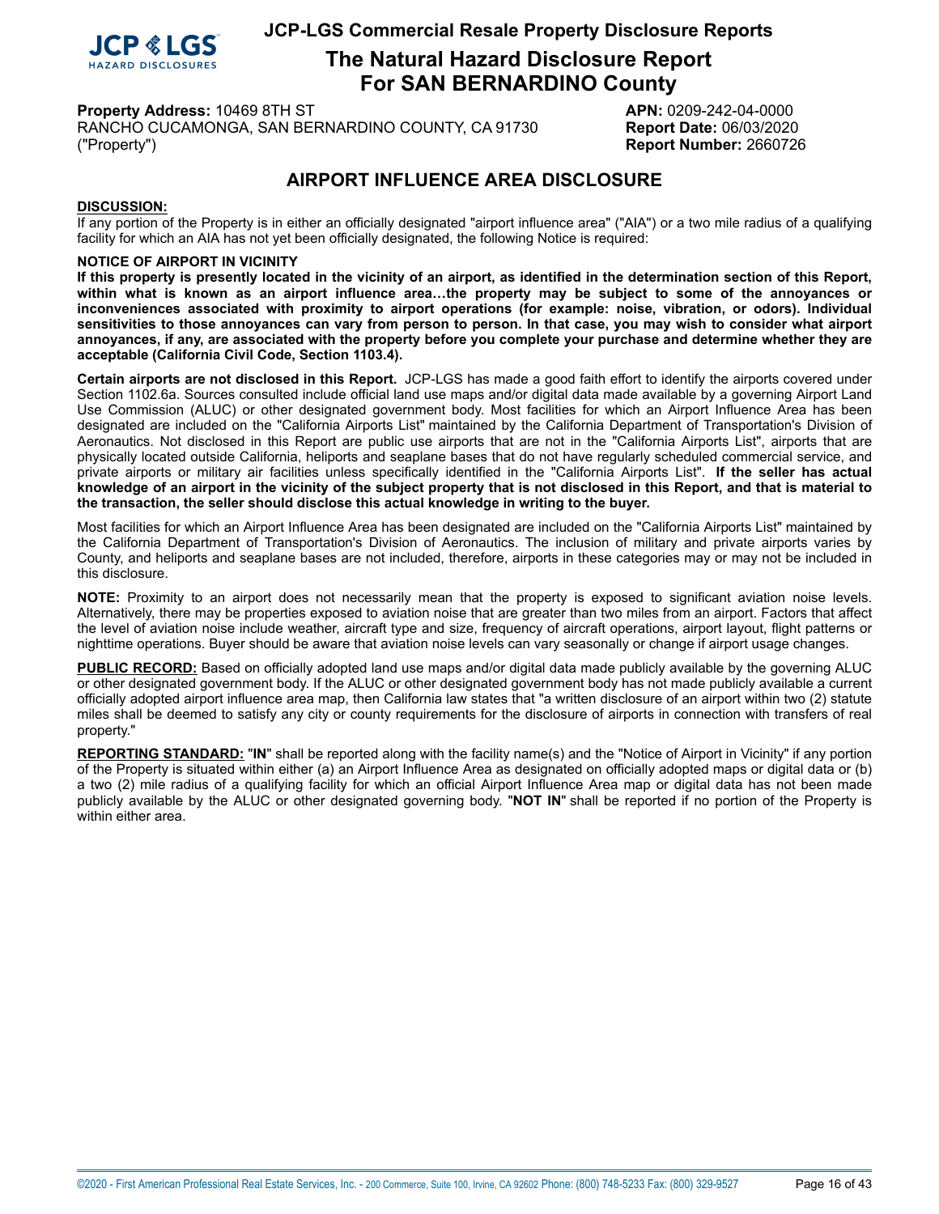# AIRPORT INFLUENCE AREA DISCLOSURE

**Property Address:** 10469 8TH ST
RANCHO CUCAMONGA, SAN BERNARDINO COUNTY, CA 91730
("Property")

**APN:** 0209-242-04-0000
**Report Date:** 06/03/2020
**Report Number:** 2660726

**DISCUSSION:**

If any portion of the Property is in either an officially designated "airport influence area" ("AIA") or a two mile radius of a qualifying facility for which an AIA has not yet been officially designated, the following Notice is required:

**NOTICE OF AIRPORT IN VICINITY**

**If this property is presently located in the vicinity of an airport, as identified in the determination section of this Report, within what is known as an airport influence area…the property may be subject to some of the annoyances or inconveniences associated with proximity to airport operations (for example: noise, vibration, or odors). Individual sensitivities to those annoyances can vary from person to person. In that case, you may wish to consider what airport annoyances, if any, are associated with the property before you complete your purchase and determine whether they are acceptable (California Civil Code, Section 1103.4).**

**Certain airports are not disclosed in this Report.** JCP-LGS has made a good faith effort to identify the airports covered under Section 1102.6a. Sources consulted include official land use maps and/or digital data made available by a governing Airport Land Use Commission (ALUC) or other designated government body. Most facilities for which an Airport Influence Area has been designated are included on the "California Airports List" maintained by the California Department of Transportation's Division of Aeronautics. Not disclosed in this Report are public use airports that are not in the "California Airports List", airports that are physically located outside California, heliports and seaplane bases that do not have regularly scheduled commercial service, and private airports or military air facilities unless specifically identified in the "California Airports List". **If the seller has actual knowledge of an airport in the vicinity of the subject property that is not disclosed in this Report, and that is material to the transaction, the seller should disclose this actual knowledge in writing to the buyer.**

Most facilities for which an Airport Influence Area has been designated are included on the "California Airports List" maintained by the California Department of Transportation's Division of Aeronautics. The inclusion of military and private airports varies by County, and heliports and seaplane bases are not included, therefore, airports in these categories may or may not be included in this disclosure.

**NOTE:** Proximity to an airport does not necessarily mean that the property is exposed to significant aviation noise levels. Alternatively, there may be properties exposed to aviation noise that are greater than two miles from an airport. Factors that affect the level of aviation noise include weather, aircraft type and size, frequency of aircraft operations, airport layout, flight patterns or nighttime operations. Buyer should be aware that aviation noise levels can vary seasonally or change if airport usage changes.

**PUBLIC RECORD:** Based on officially adopted land use maps and/or digital data made publicly available by the governing ALUC or other designated government body. If the ALUC or other designated government body has not made publicly available a current officially adopted airport influence area map, then California law states that "a written disclosure of an airport within two (2) statute miles shall be deemed to satisfy any city or county requirements for the disclosure of airports in connection with transfers of real property."

**REPORTING STANDARD:** "**IN**" shall be reported along with the facility name(s) and the "Notice of Airport in Vicinity" if any portion of the Property is situated within either (a) an Airport Influence Area as designated on officially adopted maps or digital data or (b) a two (2) mile radius of a qualifying facility for which an official Airport Influence Area map or digital data has not been made publicly available by the ALUC or other designated governing body. "**NOT IN**" shall be reported if no portion of the Property is within either area.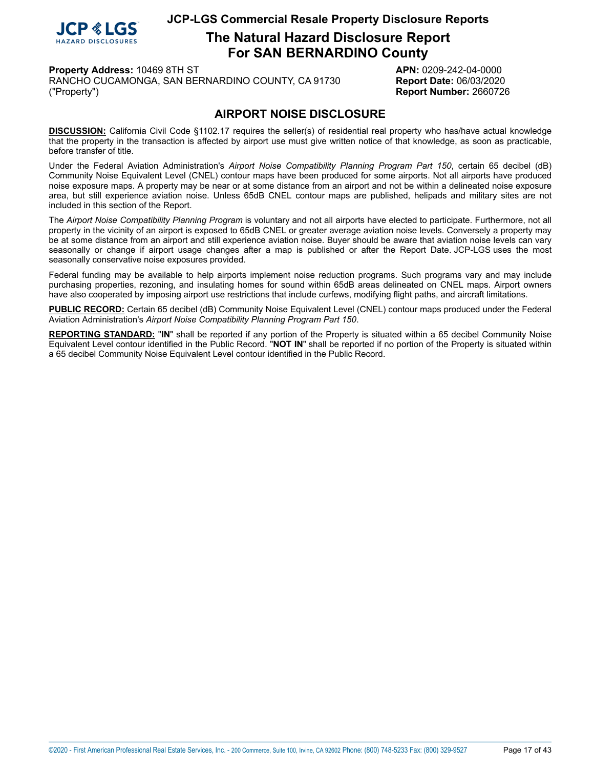# AIRPORT NOISE DISCLOSURE

**DISCUSSION:** California Civil Code §1102.17 requires the seller(s) of residential real property who has/have actual knowledge that the property in the transaction is affected by airport use must give written notice of that knowledge, as soon as practicable, before transfer of title.

Under the Federal Aviation Administration's *Airport Noise Compatibility Planning Program Part 150*, certain 65 decibel (dB) Community Noise Equivalent Level (CNEL) contour maps have been produced for some airports. Not all airports have produced noise exposure maps. A property may be near or at some distance from an airport and not be within a delineated noise exposure area, but still experience aviation noise. Unless 65dB CNEL contour maps are published, helipads and military sites are not included in this section of the Report.

The *Airport Noise Compatibility Planning Program* is voluntary and not all airports have elected to participate. Furthermore, not all property in the vicinity of an airport is exposed to 65dB CNEL or greater average aviation noise levels. Conversely a property may be at some distance from an airport and still experience aviation noise. Buyer should be aware that aviation noise levels can vary seasonally or change if airport usage changes after a map is published or after the Report Date. JCP-LGS uses the most seasonally conservative noise exposures provided.

Federal funding may be available to help airports implement noise reduction programs. Such programs vary and may include purchasing properties, rezoning, and insulating homes for sound within 65dB areas delineated on CNEL maps. Airport owners have also cooperated by imposing airport use restrictions that include curfews, modifying flight paths, and aircraft limitations.

**PUBLIC RECORD:** Certain 65 decibel (dB) Community Noise Equivalent Level (CNEL) contour maps produced under the Federal Aviation Administration's *Airport Noise Compatibility Planning Program Part 150*.

**REPORTING STANDARD:** "**IN**" shall be reported if any portion of the Property is situated within a 65 decibel Community Noise Equivalent Level contour identified in the Public Record. "**NOT IN**" shall be reported if no portion of the Property is situated within a 65 decibel Community Noise Equivalent Level contour identified in the Public Record.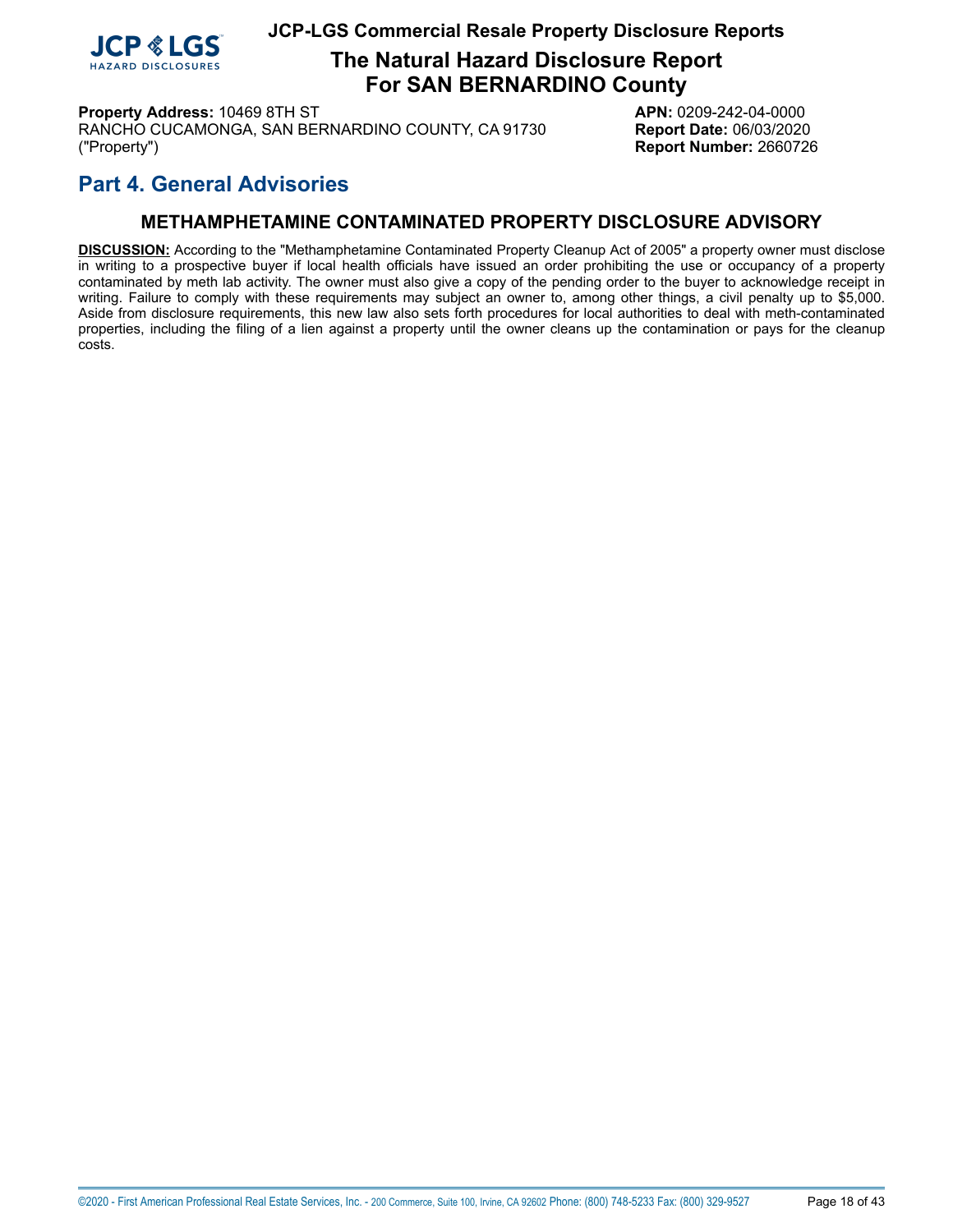**Property Address:** 10469 8TH ST
RANCHO CUCAMONGA, SAN BERNARDINO COUNTY, CA 91730
("Property")

**APN:** 0209-242-04-0000
**Report Date:** 06/03/2020
**Report Number:** 2660726

## Part 4. General Advisories

### METHAMPHETAMINE CONTAMINATED PROPERTY DISCLOSURE ADVISORY

**DISCUSSION:** According to the "Methamphetamine Contaminated Property Cleanup Act of 2005" a property owner must disclose in writing to a prospective buyer if local health officials have issued an order prohibiting the use or occupancy of a property contaminated by meth lab activity. The owner must also give a copy of the pending order to the buyer to acknowledge receipt in writing. Failure to comply with these requirements may subject an owner to, among other things, a civil penalty up to $5,000. Aside from disclosure requirements, this new law also sets forth procedures for local authorities to deal with meth-contaminated properties, including the filing of a lien against a property until the owner cleans up the contamination or pays for the cleanup costs.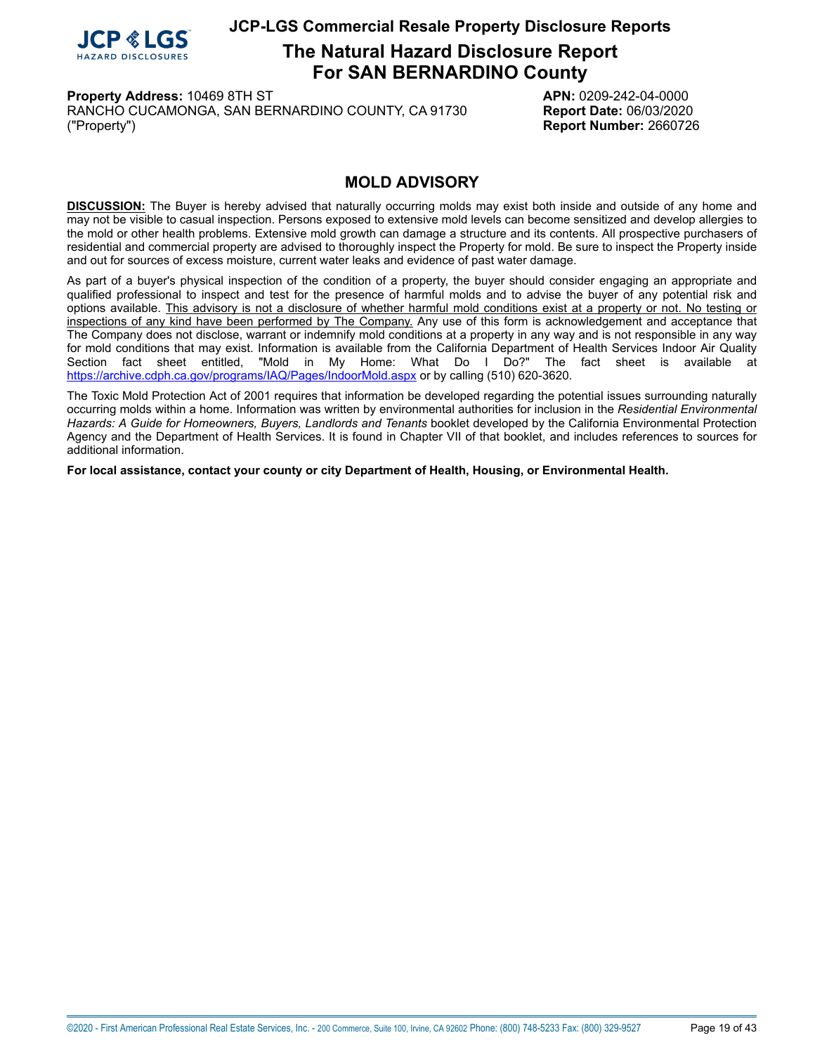# JCP-LGS Commercial Resale Property Disclosure Reports

## The Natural Hazard Disclosure Report For SAN BERNARDINO County

**Property Address:** 10469 8TH ST
RANCHO CUCAMONGA, SAN BERNARDINO COUNTY, CA 91730
("Property")

**APN:** 0209-242-04-0000
**Report Date:** 06/03/2020
**Report Number:** 2660726

## MOLD ADVISORY

**DISCUSSION:** The Buyer is hereby advised that naturally occurring molds may exist both inside and outside of any home and may not be visible to casual inspection. Persons exposed to extensive mold levels can become sensitized and develop allergies to the mold or other health problems. Extensive mold growth can damage a structure and its contents. All prospective purchasers of residential and commercial property are advised to thoroughly inspect the Property for mold. Be sure to inspect the Property inside and out for sources of excess moisture, current water leaks and evidence of past water damage.

As part of a buyer's physical inspection of the condition of a property, the buyer should consider engaging an appropriate and qualified professional to inspect and test for the presence of harmful molds and to advise the buyer of any potential risk and options available. This advisory is not a disclosure of whether harmful mold conditions exist at a property or not. No testing or inspections of any kind have been performed by The Company. Any use of this form is acknowledgement and acceptance that The Company does not disclose, warrant or indemnify mold conditions at a property in any way and is not responsible in any way for mold conditions that may exist. Information is available from the California Department of Health Services Indoor Air Quality Section fact sheet entitled, "Mold in My Home: What Do I Do?" The fact sheet is available at https://archive.cdph.ca.gov/programs/IAQ/Pages/IndoorMold.aspx or by calling (510) 620-3620.

The Toxic Mold Protection Act of 2001 requires that information be developed regarding the potential issues surrounding naturally occurring molds within a home. Information was written by environmental authorities for inclusion in the *Residential Environmental Hazards: A Guide for Homeowners, Buyers, Landlords and Tenants* booklet developed by the California Environmental Protection Agency and the Department of Health Services. It is found in Chapter VII of that booklet, and includes references to sources for additional information.

**For local assistance, contact your county or city Department of Health, Housing, or Environmental Health.**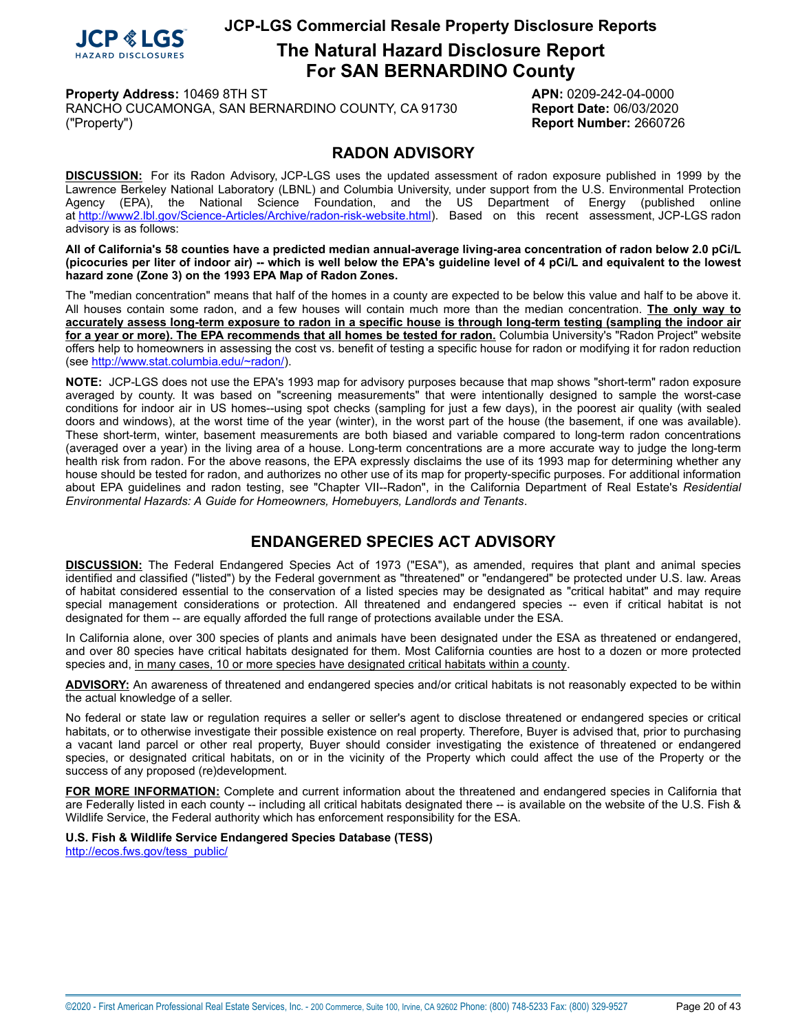**Property Address:** 10469 8TH ST
RANCHO CUCAMONGA, SAN BERNARDINO COUNTY, CA 91730
("Property")

**APN:** 0209-242-04-0000
**Report Date:** 06/03/2020
**Report Number:** 2660726

## RADON ADVISORY

**DISCUSSION:** For its Radon Advisory, JCP-LGS uses the updated assessment of radon exposure published in 1999 by the Lawrence Berkeley National Laboratory (LBNL) and Columbia University, under support from the U.S. Environmental Protection Agency (EPA), the National Science Foundation, and the US Department of Energy (published online at http://www2.lbl.gov/Science-Articles/Archive/radon-risk-website.html). Based on this recent assessment, JCP-LGS radon advisory is as follows:

**All of California's 58 counties have a predicted median annual-average living-area concentration of radon below 2.0 pCi/L (picocuries per liter of indoor air) -- which is well below the EPA's guideline level of 4 pCi/L and equivalent to the lowest hazard zone (Zone 3) on the 1993 EPA Map of Radon Zones.**

The "median concentration" means that half of the homes in a county are expected to be below this value and half to be above it. All houses contain some radon, and a few houses will contain much more than the median concentration. **The only way to accurately assess long-term exposure to radon in a specific house is through long-term testing (sampling the indoor air for a year or more). The EPA recommends that all homes be tested for radon.** Columbia University's "Radon Project" website offers help to homeowners in assessing the cost vs. benefit of testing a specific house for radon or modifying it for radon reduction (see http://www.stat.columbia.edu/~radon/).

**NOTE:** JCP-LGS does not use the EPA's 1993 map for advisory purposes because that map shows "short-term" radon exposure averaged by county. It was based on "screening measurements" that were intentionally designed to sample the worst-case conditions for indoor air in US homes--using spot checks (sampling for just a few days), in the poorest air quality (with sealed doors and windows), at the worst time of the year (winter), in the worst part of the house (the basement, if one was available). These short-term, winter, basement measurements are both biased and variable compared to long-term radon concentrations (averaged over a year) in the living area of a house. Long-term concentrations are a more accurate way to judge the long-term health risk from radon. For the above reasons, the EPA expressly disclaims the use of its 1993 map for determining whether any house should be tested for radon, and authorizes no other use of its map for property-specific purposes. For additional information about EPA guidelines and radon testing, see "Chapter VII--Radon", in the California Department of Real Estate's *Residential Environmental Hazards: A Guide for Homeowners, Homebuyers, Landlords and Tenants*.

## ENDANGERED SPECIES ACT ADVISORY

**DISCUSSION:** The Federal Endangered Species Act of 1973 ("ESA"), as amended, requires that plant and animal species identified and classified ("listed") by the Federal government as "threatened" or "endangered" be protected under U.S. law. Areas of habitat considered essential to the conservation of a listed species may be designated as "critical habitat" and may require special management considerations or protection. All threatened and endangered species -- even if critical habitat is not designated for them -- are equally afforded the full range of protections available under the ESA.

In California alone, over 300 species of plants and animals have been designated under the ESA as threatened or endangered, and over 80 species have critical habitats designated for them. Most California counties are host to a dozen or more protected species and, in many cases, 10 or more species have designated critical habitats within a county.

**ADVISORY:** An awareness of threatened and endangered species and/or critical habitats is not reasonably expected to be within the actual knowledge of a seller.

No federal or state law or regulation requires a seller or seller's agent to disclose threatened or endangered species or critical habitats, or to otherwise investigate their possible existence on real property. Therefore, Buyer is advised that, prior to purchasing a vacant land parcel or other real property, Buyer should consider investigating the existence of threatened or endangered species, or designated critical habitats, on or in the vicinity of the Property which could affect the use of the Property or the success of any proposed (re)development.

**FOR MORE INFORMATION:** Complete and current information about the threatened and endangered species in California that are Federally listed in each county -- including all critical habitats designated there -- is available on the website of the U.S. Fish & Wildlife Service, the Federal authority which has enforcement responsibility for the ESA.

**U.S. Fish & Wildlife Service Endangered Species Database (TESS)**
http://ecos.fws.gov/tess_public/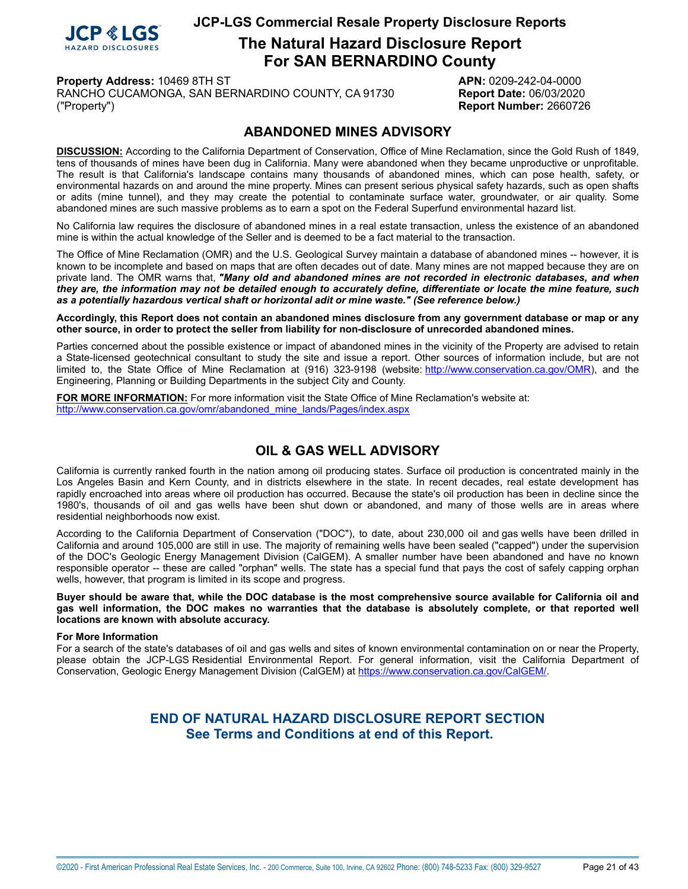# JCP-LGS Commercial Resale Property Disclosure Reports

## The Natural Hazard Disclosure Report For SAN BERNARDINO County

**Property Address:** 10469 8TH ST
RANCHO CUCAMONGA, SAN BERNARDINO COUNTY, CA 91730
("Property")

**APN:** 0209-242-04-0000
**Report Date:** 06/03/2020
**Report Number:** 2660726

## ABANDONED MINES ADVISORY

**DISCUSSION:** According to the California Department of Conservation, Office of Mine Reclamation, since the Gold Rush of 1849, tens of thousands of mines have been dug in California. Many were abandoned when they became unproductive or unprofitable. The result is that California's landscape contains many thousands of abandoned mines, which can pose health, safety, or environmental hazards on and around the mine property. Mines can present serious physical safety hazards, such as open shafts or adits (mine tunnel), and they may create the potential to contaminate surface water, groundwater, or air quality. Some abandoned mines are such massive problems as to earn a spot on the Federal Superfund environmental hazard list.

No California law requires the disclosure of abandoned mines in a real estate transaction, unless the existence of an abandoned mine is within the actual knowledge of the Seller and is deemed to be a fact material to the transaction.

The Office of Mine Reclamation (OMR) and the U.S. Geological Survey maintain a database of abandoned mines -- however, it is known to be incomplete and based on maps that are often decades out of date. Many mines are not mapped because they are on private land. The OMR warns that, ***"Many old and abandoned mines are not recorded in electronic databases, and when they are, the information may not be detailed enough to accurately define, differentiate or locate the mine feature, such as a potentially hazardous vertical shaft or horizontal adit or mine waste." (See reference below.)***

**Accordingly, this Report does not contain an abandoned mines disclosure from any government database or map or any other source, in order to protect the seller from liability for non-disclosure of unrecorded abandoned mines.**

Parties concerned about the possible existence or impact of abandoned mines in the vicinity of the Property are advised to retain a State-licensed geotechnical consultant to study the site and issue a report. Other sources of information include, but are not limited to, the State Office of Mine Reclamation at (916) 323-9198 (website: http://www.conservation.ca.gov/OMR), and the Engineering, Planning or Building Departments in the subject City and County.

**FOR MORE INFORMATION:** For more information visit the State Office of Mine Reclamation's website at:
http://www.conservation.ca.gov/omr/abandoned_mine_lands/Pages/index.aspx

## OIL & GAS WELL ADVISORY

California is currently ranked fourth in the nation among oil producing states. Surface oil production is concentrated mainly in the Los Angeles Basin and Kern County, and in districts elsewhere in the state. In recent decades, real estate development has rapidly encroached into areas where oil production has occurred. Because the state's oil production has been in decline since the 1980's, thousands of oil and gas wells have been shut down or abandoned, and many of those wells are in areas where residential neighborhoods now exist.

According to the California Department of Conservation ("DOC"), to date, about 230,000 oil and gas wells have been drilled in California and around 105,000 are still in use. The majority of remaining wells have been sealed ("capped") under the supervision of the DOC's Geologic Energy Management Division (CalGEM). A smaller number have been abandoned and have no known responsible operator -- these are called "orphan" wells. The state has a special fund that pays the cost of safely capping orphan wells, however, that program is limited in its scope and progress.

**Buyer should be aware that, while the DOC database is the most comprehensive source available for California oil and gas well information, the DOC makes no warranties that the database is absolutely complete, or that reported well locations are known with absolute accuracy.**

**For More Information**
For a search of the state's databases of oil and gas wells and sites of known environmental contamination on or near the Property, please obtain the JCP-LGS Residential Environmental Report. For general information, visit the California Department of Conservation, Geologic Energy Management Division (CalGEM) at https://www.conservation.ca.gov/CalGEM/.

**END OF NATURAL HAZARD DISCLOSURE REPORT SECTION**
**See Terms and Conditions at end of this Report.**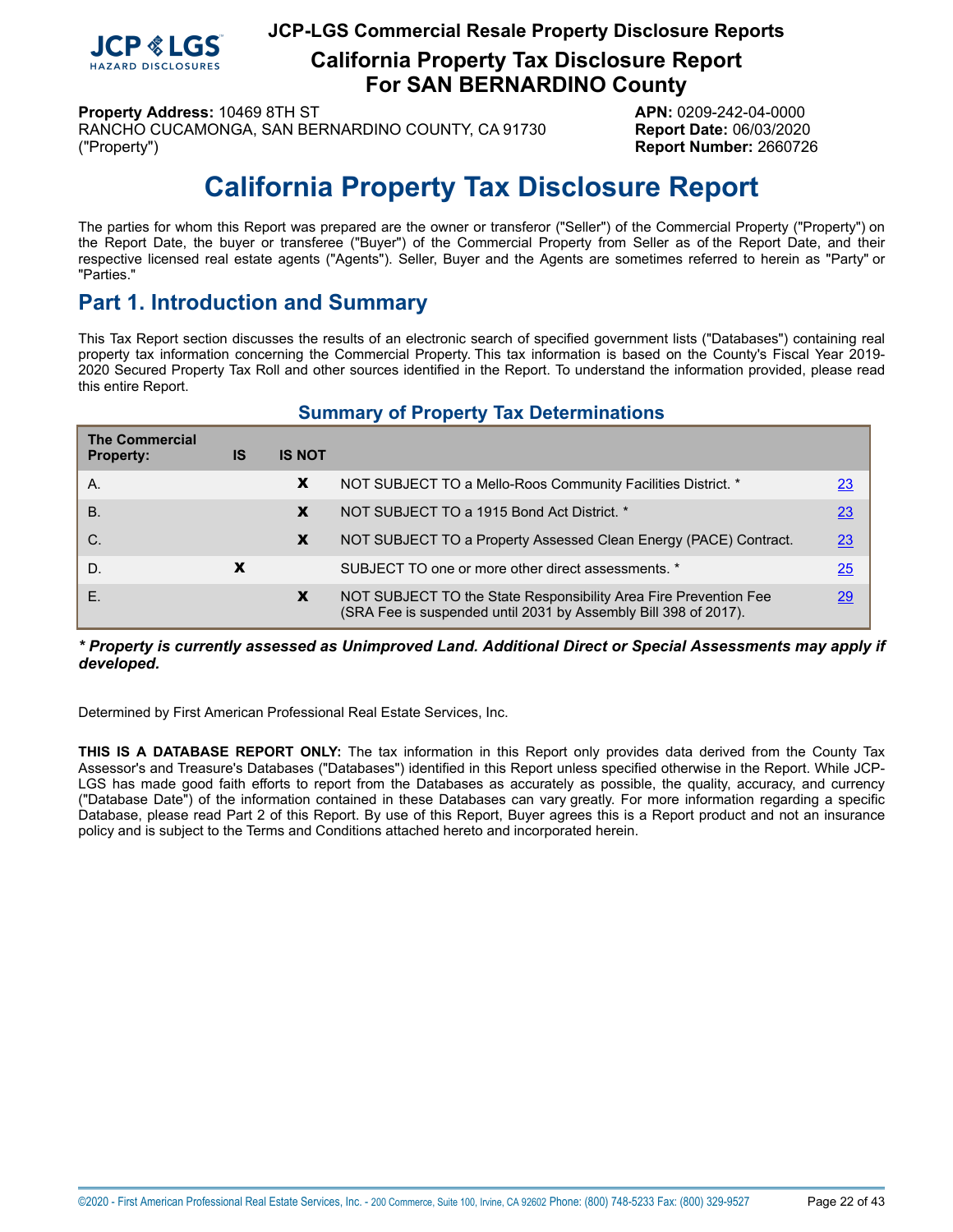# JCP-LGS Commercial Resale Property Disclosure Reports

## California Property Tax Disclosure Report For SAN BERNARDINO County

**Property Address:** 10469 8TH ST
RANCHO CUCAMONGA, SAN BERNARDINO COUNTY, CA 91730
("Property")

**APN:** 0209-242-04-0000
**Report Date:** 06/03/2020
**Report Number:** 2660726

# California Property Tax Disclosure Report

The parties for whom this Report was prepared are the owner or transferor ("Seller") of the Commercial Property ("Property") on the Report Date, the buyer or transferee ("Buyer") of the Commercial Property from Seller as of the Report Date, and their respective licensed real estate agents ("Agents"). Seller, Buyer and the Agents are sometimes referred to herein as "Party" or "Parties."

## Part 1. Introduction and Summary

This Tax Report section discusses the results of an electronic search of specified government lists ("Databases") containing real property tax information concerning the Commercial Property. This tax information is based on the County's Fiscal Year 2019-2020 Secured Property Tax Roll and other sources identified in the Report. To understand the information provided, please read this entire Report.

### Summary of Property Tax Determinations

| The Commercial Property: | IS | IS NOT | | |
|---|---|---|---|---|
| A. | | X | NOT SUBJECT TO a Mello-Roos Community Facilities District. * | 23 |
| B. | | X | NOT SUBJECT TO a 1915 Bond Act District. * | 23 |
| C. | | X | NOT SUBJECT TO a Property Assessed Clean Energy (PACE) Contract. | 23 |
| D. | X | | SUBJECT TO one or more other direct assessments. * | 25 |
| E. | | X | NOT SUBJECT TO the State Responsibility Area Fire Prevention Fee (SRA Fee is suspended until 2031 by Assembly Bill 398 of 2017). | 29 |

***\* Property is currently assessed as Unimproved Land. Additional Direct or Special Assessments may apply if developed.***

Determined by First American Professional Real Estate Services, Inc.

**THIS IS A DATABASE REPORT ONLY:** The tax information in this Report only provides data derived from the County Tax Assessor's and Treasure's Databases ("Databases") identified in this Report unless specified otherwise in the Report. While JCP-LGS has made good faith efforts to report from the Databases as accurately as possible, the quality, accuracy, and currency ("Database Date") of the information contained in these Databases can vary greatly. For more information regarding a specific Database, please read Part 2 of this Report. By use of this Report, Buyer agrees this is a Report product and not an insurance policy and is subject to the Terms and Conditions attached hereto and incorporated herein.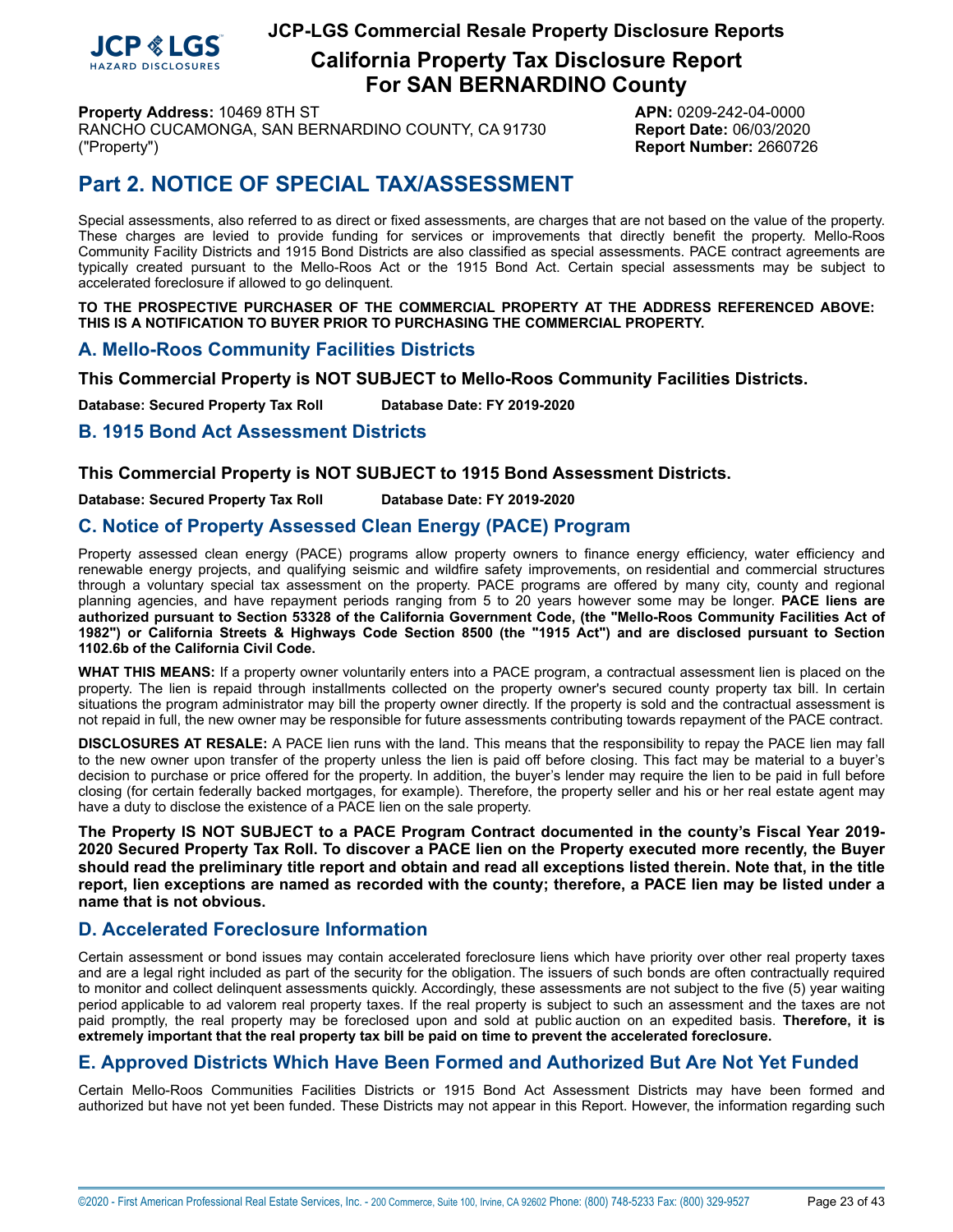# JCP-LGS Commercial Resale Property Disclosure Reports

## California Property Tax Disclosure Report For SAN BERNARDINO County

**Property Address:** 10469 8TH ST
RANCHO CUCAMONGA, SAN BERNARDINO COUNTY, CA 91730
("Property")

**APN:** 0209-242-04-0000
**Report Date:** 06/03/2020
**Report Number:** 2660726

# Part 2. NOTICE OF SPECIAL TAX/ASSESSMENT

Special assessments, also referred to as direct or fixed assessments, are charges that are not based on the value of the property. These charges are levied to provide funding for services or improvements that directly benefit the property. Mello-Roos Community Facility Districts and 1915 Bond Districts are also classified as special assessments. PACE contract agreements are typically created pursuant to the Mello-Roos Act or the 1915 Bond Act. Certain special assessments may be subject to accelerated foreclosure if allowed to go delinquent.

**TO THE PROSPECTIVE PURCHASER OF THE COMMERCIAL PROPERTY AT THE ADDRESS REFERENCED ABOVE: THIS IS A NOTIFICATION TO BUYER PRIOR TO PURCHASING THE COMMERCIAL PROPERTY.**

## A. Mello-Roos Community Facilities Districts

**This Commercial Property is NOT SUBJECT to Mello-Roos Community Facilities Districts.**

**Database: Secured Property Tax Roll Database Date: FY 2019-2020**

## B. 1915 Bond Act Assessment Districts

**This Commercial Property is NOT SUBJECT to 1915 Bond Assessment Districts.**

**Database: Secured Property Tax Roll Database Date: FY 2019-2020**

## C. Notice of Property Assessed Clean Energy (PACE) Program

Property assessed clean energy (PACE) programs allow property owners to finance energy efficiency, water efficiency and renewable energy projects, and qualifying seismic and wildfire safety improvements, on residential and commercial structures through a voluntary special tax assessment on the property. PACE programs are offered by many city, county and regional planning agencies, and have repayment periods ranging from 5 to 20 years however some may be longer. **PACE liens are authorized pursuant to Section 53328 of the California Government Code, (the "Mello-Roos Community Facilities Act of 1982") or California Streets & Highways Code Section 8500 (the "1915 Act") and are disclosed pursuant to Section 1102.6b of the California Civil Code.**

**WHAT THIS MEANS:** If a property owner voluntarily enters into a PACE program, a contractual assessment lien is placed on the property. The lien is repaid through installments collected on the property owner's secured county property tax bill. In certain situations the program administrator may bill the property owner directly. If the property is sold and the contractual assessment is not repaid in full, the new owner may be responsible for future assessments contributing towards repayment of the PACE contract.

**DISCLOSURES AT RESALE:** A PACE lien runs with the land. This means that the responsibility to repay the PACE lien may fall to the new owner upon transfer of the property unless the lien is paid off before closing. This fact may be material to a buyer's decision to purchase or price offered for the property. In addition, the buyer's lender may require the lien to be paid in full before closing (for certain federally backed mortgages, for example). Therefore, the property seller and his or her real estate agent may have a duty to disclose the existence of a PACE lien on the sale property.

**The Property IS NOT SUBJECT to a PACE Program Contract documented in the county's Fiscal Year 2019-2020 Secured Property Tax Roll. To discover a PACE lien on the Property executed more recently, the Buyer should read the preliminary title report and obtain and read all exceptions listed therein. Note that, in the title report, lien exceptions are named as recorded with the county; therefore, a PACE lien may be listed under a name that is not obvious.**

## D. Accelerated Foreclosure Information

Certain assessment or bond issues may contain accelerated foreclosure liens which have priority over other real property taxes and are a legal right included as part of the security for the obligation. The issuers of such bonds are often contractually required to monitor and collect delinquent assessments quickly. Accordingly, these assessments are not subject to the five (5) year waiting period applicable to ad valorem real property taxes. If the real property is subject to such an assessment and the taxes are not paid promptly, the real property may be foreclosed upon and sold at public auction on an expedited basis. **Therefore, it is extremely important that the real property tax bill be paid on time to prevent the accelerated foreclosure.**

## E. Approved Districts Which Have Been Formed and Authorized But Are Not Yet Funded

Certain Mello-Roos Communities Facilities Districts or 1915 Bond Act Assessment Districts may have been formed and authorized but have not yet been funded. These Districts may not appear in this Report. However, the information regarding such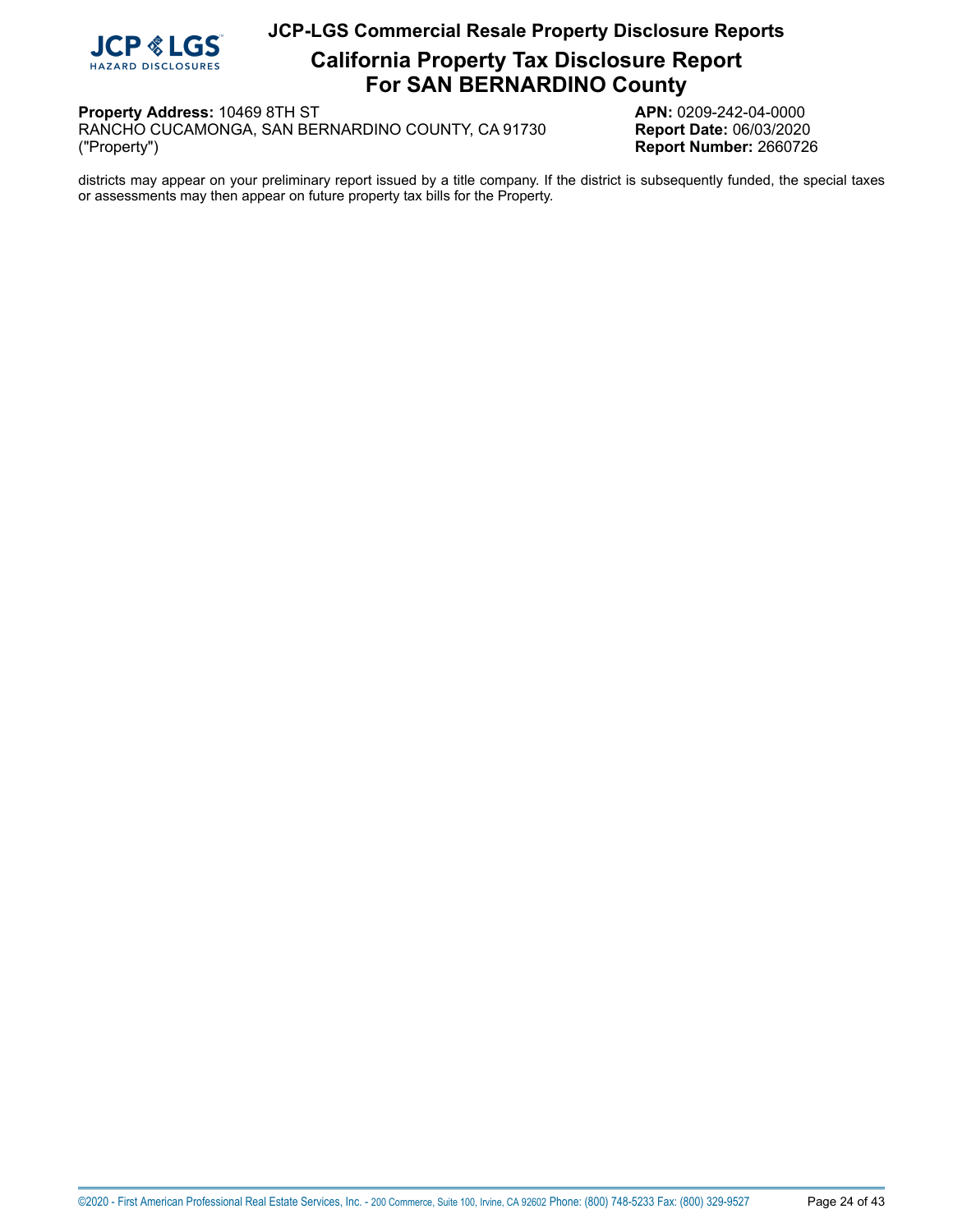districts may appear on your preliminary report issued by a title company. If the district is subsequently funded, the special taxes or assessments may then appear on future property tax bills for the Property.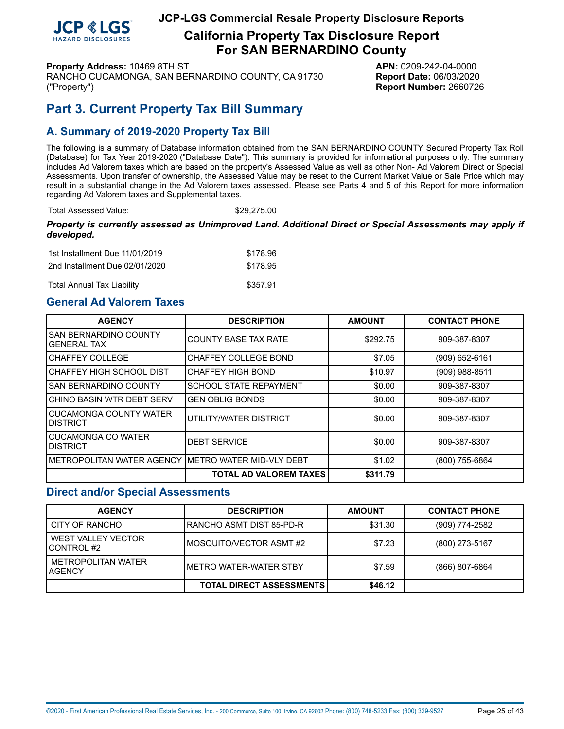# JCP-LGS Commercial Resale Property Disclosure Reports

## California Property Tax Disclosure Report For SAN BERNARDINO County

**Property Address:** 10469 8TH ST
RANCHO CUCAMONGA, SAN BERNARDINO COUNTY, CA 91730
("Property")

**APN:** 0209-242-04-0000
**Report Date:** 06/03/2020
**Report Number:** 2660726

## Part 3. Current Property Tax Bill Summary

### A. Summary of 2019-2020 Property Tax Bill

The following is a summary of Database information obtained from the SAN BERNARDINO COUNTY Secured Property Tax Roll (Database) for Tax Year 2019-2020 ("Database Date"). This summary is provided for informational purposes only. The summary includes Ad Valorem taxes which are based on the property's Assessed Value as well as other Non- Ad Valorem Direct or Special Assessments. Upon transfer of ownership, the Assessed Value may be reset to the Current Market Value or Sale Price which may result in a substantial change in the Ad Valorem taxes assessed. Please see Parts 4 and 5 of this Report for more information regarding Ad Valorem taxes and Supplemental taxes.

Total Assessed Value: $29,275.00

***Property is currently assessed as Unimproved Land. Additional Direct or Special Assessments may apply if developed.***

| | |
|---|---|
| 1st Installment Due 11/01/2019 | $178.96 |
| 2nd Installment Due 02/01/2020 | $178.95 |
| Total Annual Tax Liability | $357.91 |

### General Ad Valorem Taxes

| AGENCY | DESCRIPTION | AMOUNT | CONTACT PHONE |
|---|---|---|---|
| SAN BERNARDINO COUNTY GENERAL TAX | COUNTY BASE TAX RATE | $292.75 | 909-387-8307 |
| CHAFFEY COLLEGE | CHAFFEY COLLEGE BOND | $7.05 | (909) 652-6161 |
| CHAFFEY HIGH SCHOOL DIST | CHAFFEY HIGH BOND | $10.97 | (909) 988-8511 |
| SAN BERNARDINO COUNTY | SCHOOL STATE REPAYMENT | $0.00 | 909-387-8307 |
| CHINO BASIN WTR DEBT SERV | GEN OBLIG BONDS | $0.00 | 909-387-8307 |
| CUCAMONGA COUNTY WATER DISTRICT | UTILITY/WATER DISTRICT | $0.00 | 909-387-8307 |
| CUCAMONGA CO WATER DISTRICT | DEBT SERVICE | $0.00 | 909-387-8307 |
| METROPOLITAN WATER AGENCY | METRO WATER MID-VLY DEBT | $1.02 | (800) 755-6864 |
| | **TOTAL AD VALOREM TAXES** | **$311.79** | |

### Direct and/or Special Assessments

| AGENCY | DESCRIPTION | AMOUNT | CONTACT PHONE |
|---|---|---|---|
| CITY OF RANCHO | RANCHO ASMT DIST 85-PD-R | $31.30 | (909) 774-2582 |
| WEST VALLEY VECTOR CONTROL #2 | MOSQUITO/VECTOR ASMT #2 | $7.23 | (800) 273-5167 |
| METROPOLITAN WATER AGENCY | METRO WATER-WATER STBY | $7.59 | (866) 807-6864 |
| | **TOTAL DIRECT ASSESSMENTS** | **$46.12** | |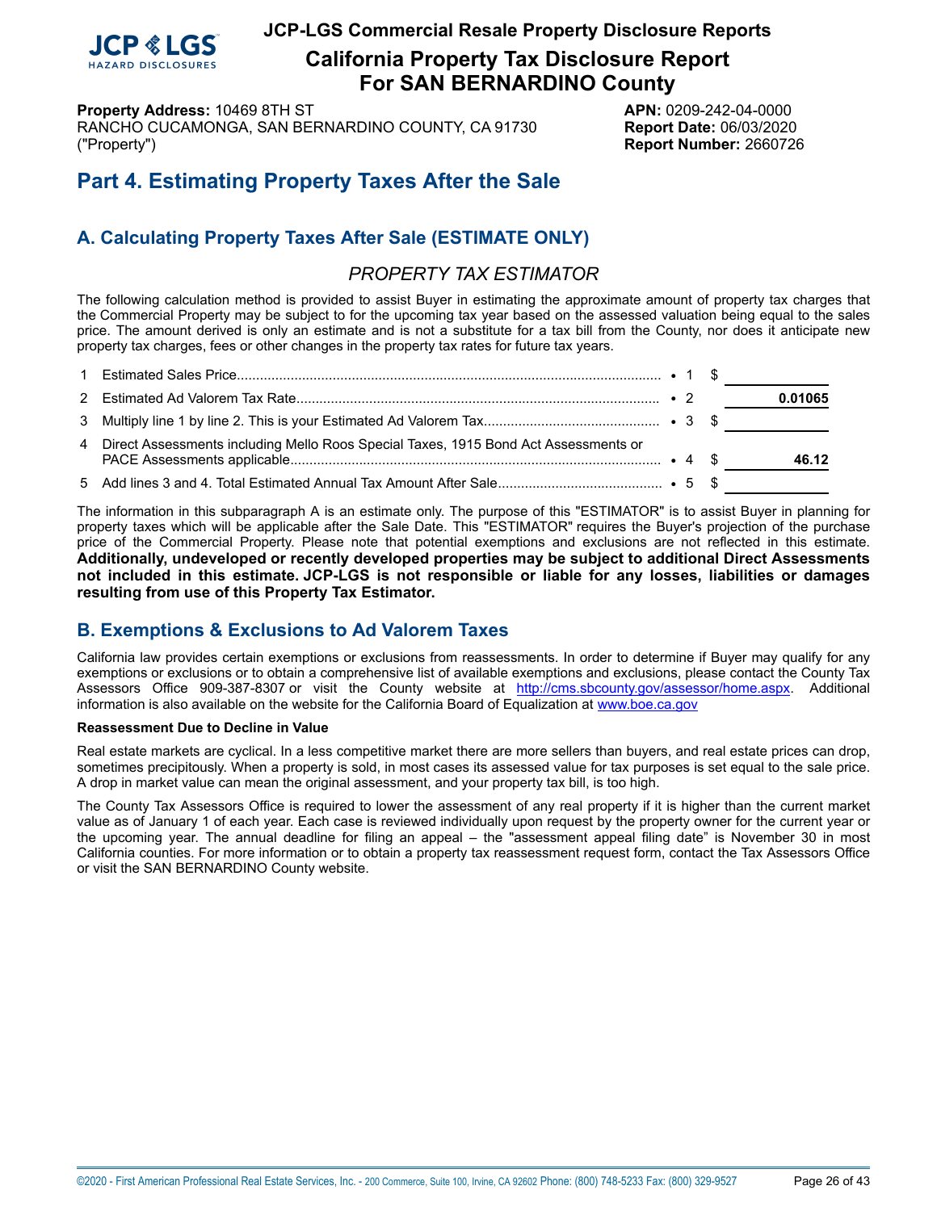# JCP-LGS Commercial Resale Property Disclosure Reports

## California Property Tax Disclosure Report For SAN BERNARDINO County

**Property Address:** 10469 8TH ST
RANCHO CUCAMONGA, SAN BERNARDINO COUNTY, CA 91730
("Property")

**APN:** 0209-242-04-0000
**Report Date:** 06/03/2020
**Report Number:** 2660726

# Part 4. Estimating Property Taxes After the Sale

## A. Calculating Property Taxes After Sale (ESTIMATE ONLY)

### *PROPERTY TAX ESTIMATOR*

The following calculation method is provided to assist Buyer in estimating the approximate amount of property tax charges that the Commercial Property may be subject to for the upcoming tax year based on the assessed valuation being equal to the sales price. The amount derived is only an estimate and is not a substitute for a tax bill from the County, nor does it anticipate new property tax charges, fees or other changes in the property tax rates for future tax years.

| | | | | |
|---|---|---|---|---|
| 1 | Estimated Sales Price | • 1 | $ | |
| 2 | Estimated Ad Valorem Tax Rate | • 2 | | **0.01065** |
| 3 | Multiply line 1 by line 2. This is your Estimated Ad Valorem Tax | • 3 | $ | |
| 4 | Direct Assessments including Mello Roos Special Taxes, 1915 Bond Act Assessments or PACE Assessments applicable | • 4 | $ | **46.12** |
| 5 | Add lines 3 and 4. Total Estimated Annual Tax Amount After Sale | • 5 | $ | |

The information in this subparagraph A is an estimate only. The purpose of this "ESTIMATOR" is to assist Buyer in planning for property taxes which will be applicable after the Sale Date. This "ESTIMATOR" requires the Buyer's projection of the purchase price of the Commercial Property. Please note that potential exemptions and exclusions are not reflected in this estimate. **Additionally, undeveloped or recently developed properties may be subject to additional Direct Assessments not included in this estimate. JCP-LGS is not responsible or liable for any losses, liabilities or damages resulting from use of this Property Tax Estimator.**

## B. Exemptions & Exclusions to Ad Valorem Taxes

California law provides certain exemptions or exclusions from reassessments. In order to determine if Buyer may qualify for any exemptions or exclusions or to obtain a comprehensive list of available exemptions and exclusions, please contact the County Tax Assessors Office 909-387-8307 or visit the County website at http://cms.sbcounty.gov/assessor/home.aspx. Additional information is also available on the website for the California Board of Equalization at www.boe.ca.gov

**Reassessment Due to Decline in Value**

Real estate markets are cyclical. In a less competitive market there are more sellers than buyers, and real estate prices can drop, sometimes precipitously. When a property is sold, in most cases its assessed value for tax purposes is set equal to the sale price. A drop in market value can mean the original assessment, and your property tax bill, is too high.

The County Tax Assessors Office is required to lower the assessment of any real property if it is higher than the current market value as of January 1 of each year. Each case is reviewed individually upon request by the property owner for the current year or the upcoming year. The annual deadline for filing an appeal – the "assessment appeal filing date" is November 30 in most California counties. For more information or to obtain a property tax reassessment request form, contact the Tax Assessors Office or visit the SAN BERNARDINO County website.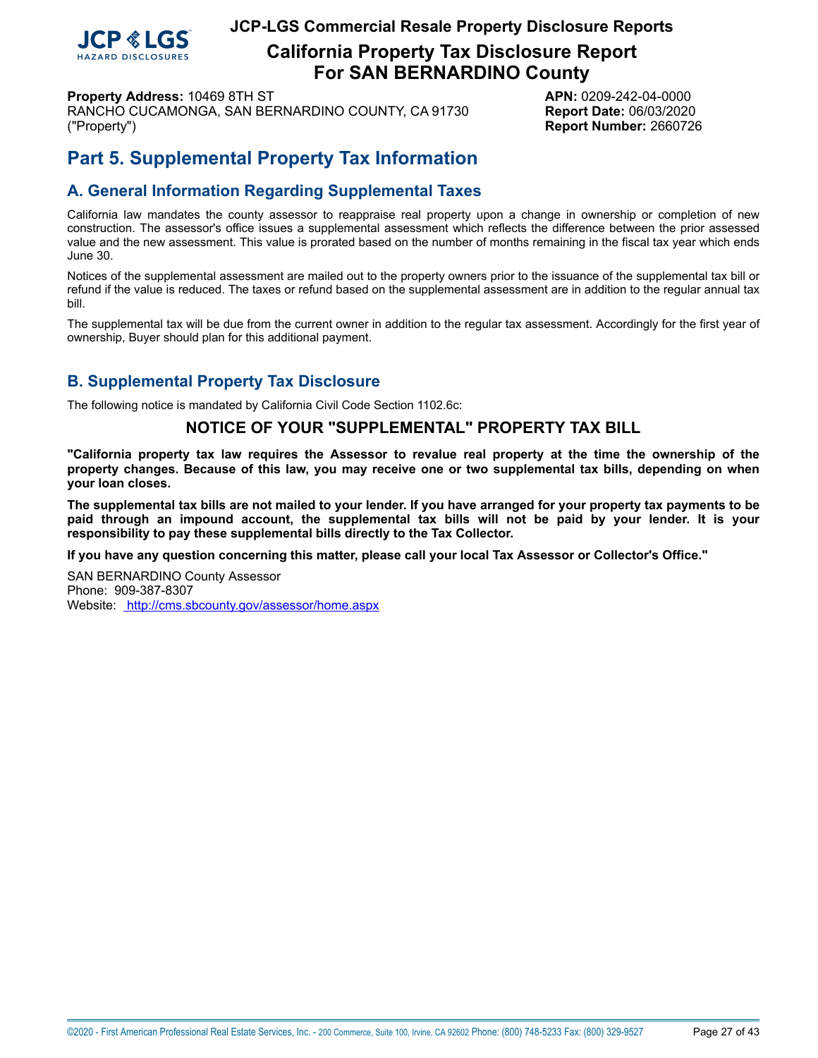**Property Address:** 10469 8TH ST
RANCHO CUCAMONGA, SAN BERNARDINO COUNTY, CA 91730
("Property")

**APN:** 0209-242-04-0000
**Report Date:** 06/03/2020
**Report Number:** 2660726

# Part 5. Supplemental Property Tax Information

## A. General Information Regarding Supplemental Taxes

California law mandates the county assessor to reappraise real property upon a change in ownership or completion of new construction. The assessor's office issues a supplemental assessment which reflects the difference between the prior assessed value and the new assessment. This value is prorated based on the number of months remaining in the fiscal tax year which ends June 30.

Notices of the supplemental assessment are mailed out to the property owners prior to the issuance of the supplemental tax bill or refund if the value is reduced. The taxes or refund based on the supplemental assessment are in addition to the regular annual tax bill.

The supplemental tax will be due from the current owner in addition to the regular tax assessment. Accordingly for the first year of ownership, Buyer should plan for this additional payment.

## B. Supplemental Property Tax Disclosure

The following notice is mandated by California Civil Code Section 1102.6c:

### NOTICE OF YOUR "SUPPLEMENTAL" PROPERTY TAX BILL

**"California property tax law requires the Assessor to revalue real property at the time the ownership of the property changes. Because of this law, you may receive one or two supplemental tax bills, depending on when your loan closes.**

**The supplemental tax bills are not mailed to your lender. If you have arranged for your property tax payments to be paid through an impound account, the supplemental tax bills will not be paid by your lender. It is your responsibility to pay these supplemental bills directly to the Tax Collector.**

**If you have any question concerning this matter, please call your local Tax Assessor or Collector's Office."**

SAN BERNARDINO County Assessor
Phone: 909-387-8307
Website: http://cms.sbcounty.gov/assessor/home.aspx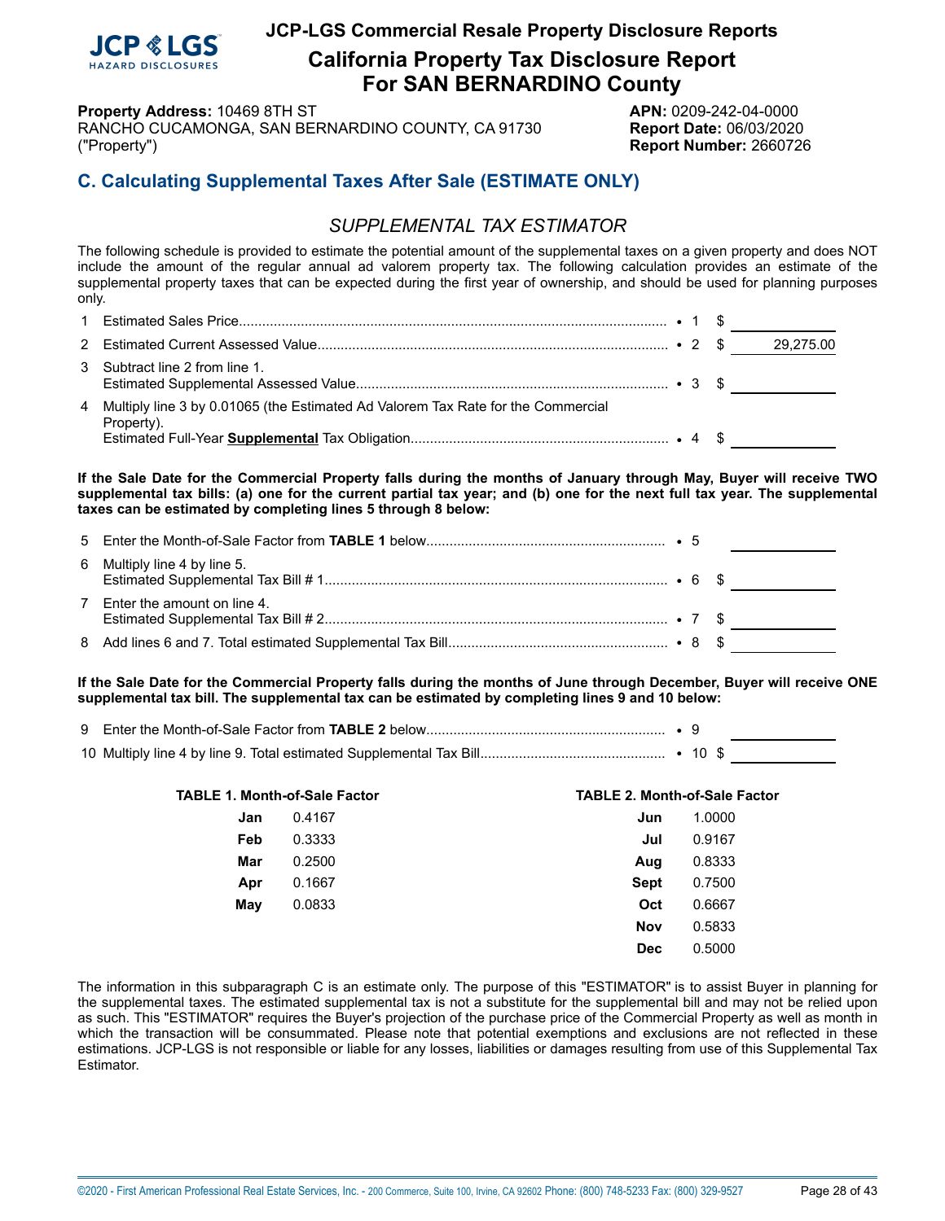# JCP-LGS Commercial Resale Property Disclosure Reports

## California Property Tax Disclosure Report For SAN BERNARDINO County

**Property Address:** 10469 8TH ST
RANCHO CUCAMONGA, SAN BERNARDINO COUNTY, CA 91730
("Property")

**APN:** 0209-242-04-0000
**Report Date:** 06/03/2020
**Report Number:** 2660726

## C. Calculating Supplemental Taxes After Sale (ESTIMATE ONLY)

### *SUPPLEMENTAL TAX ESTIMATOR*

The following schedule is provided to estimate the potential amount of the supplemental taxes on a given property and does NOT include the amount of the regular annual ad valorem property tax. The following calculation provides an estimate of the supplemental property taxes that can be expected during the first year of ownership, and should be used for planning purposes only.

| | | | |
|---|---|---|---|
| 1 | Estimated Sales Price | • 1 | $ |
| 2 | Estimated Current Assessed Value | • 2 | $ 29,275.00 |
| 3 | Subtract line 2 from line 1. Estimated Supplemental Assessed Value | • 3 | $ |
| 4 | Multiply line 3 by 0.01065 (the Estimated Ad Valorem Tax Rate for the Commercial Property). Estimated Full-Year **Supplemental** Tax Obligation | • 4 | $ |

**If the Sale Date for the Commercial Property falls during the months of January through May, Buyer will receive TWO supplemental tax bills: (a) one for the current partial tax year; and (b) one for the next full tax year. The supplemental taxes can be estimated by completing lines 5 through 8 below:**

| | | | |
|---|---|---|---|
| 5 | Enter the Month-of-Sale Factor from **TABLE 1** below | • 5 | |
| 6 | Multiply line 4 by line 5. Estimated Supplemental Tax Bill # 1 | • 6 | $ |
| 7 | Enter the amount on line 4. Estimated Supplemental Tax Bill # 2 | • 7 | $ |
| 8 | Add lines 6 and 7. Total estimated Supplemental Tax Bill | • 8 | $ |

**If the Sale Date for the Commercial Property falls during the months of June through December, Buyer will receive ONE supplemental tax bill. The supplemental tax can be estimated by completing lines 9 and 10 below:**

| | | | |
|---|---|---|---|
| 9 | Enter the Month-of-Sale Factor from **TABLE 2** below | • 9 | |
| 10 | Multiply line 4 by line 9. Total estimated Supplemental Tax Bill | • 10 | $ |

**TABLE 1. Month-of-Sale Factor**

| Month | Factor |
|---|---|
| Jan | 0.4167 |
| Feb | 0.3333 |
| Mar | 0.2500 |
| Apr | 0.1667 |
| May | 0.0833 |

**TABLE 2. Month-of-Sale Factor**

| Month | Factor |
|---|---|
| Jun | 1.0000 |
| Jul | 0.9167 |
| Aug | 0.8333 |
| Sept | 0.7500 |
| Oct | 0.6667 |
| Nov | 0.5833 |
| Dec | 0.5000 |

The information in this subparagraph C is an estimate only. The purpose of this "ESTIMATOR" is to assist Buyer in planning for the supplemental taxes. The estimated supplemental tax is not a substitute for the supplemental bill and may not be relied upon as such. This "ESTIMATOR" requires the Buyer's projection of the purchase price of the Commercial Property as well as month in which the transaction will be consummated. Please note that potential exemptions and exclusions are not reflected in these estimations. JCP-LGS is not responsible or liable for any losses, liabilities or damages resulting from use of this Supplemental Tax Estimator.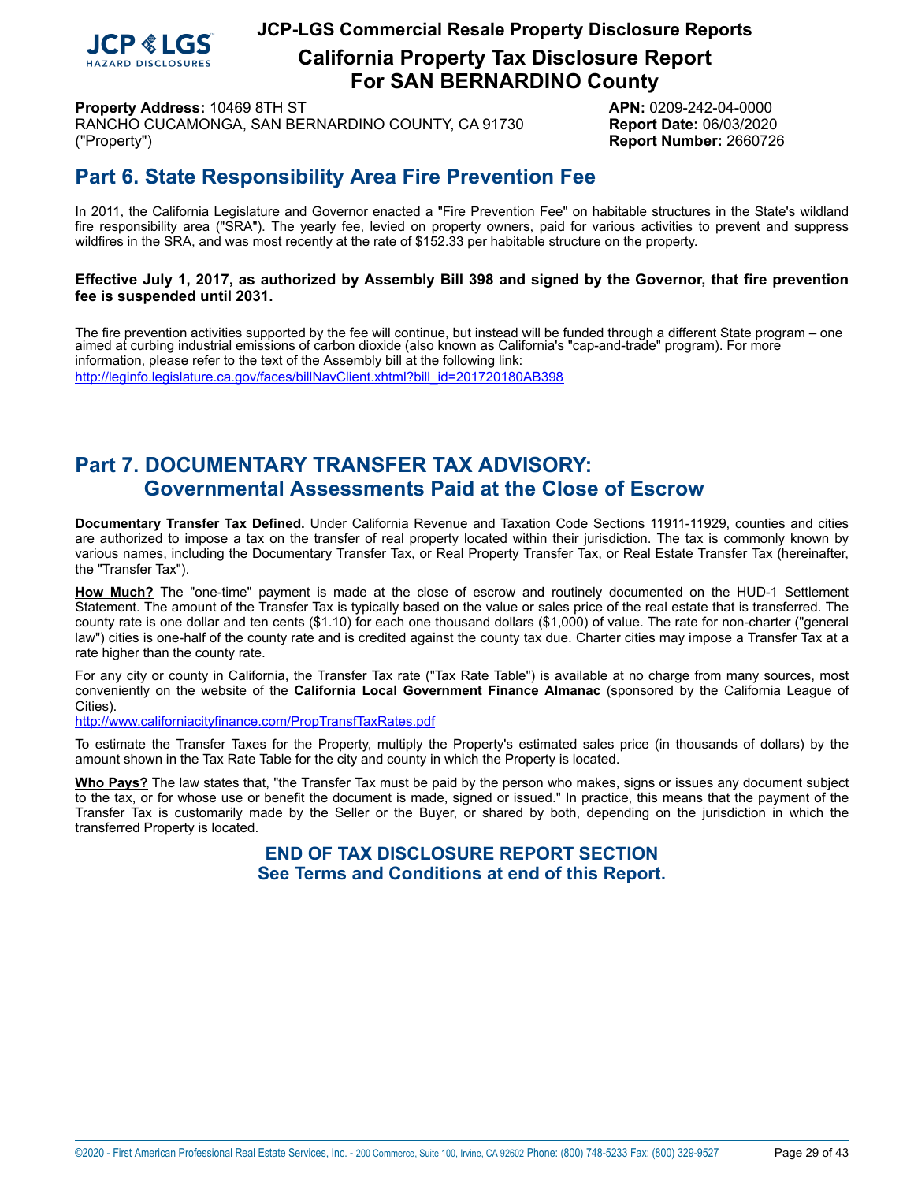**Property Address:** 10469 8TH ST
RANCHO CUCAMONGA, SAN BERNARDINO COUNTY, CA 91730
("Property")

**APN:** 0209-242-04-0000
**Report Date:** 06/03/2020
**Report Number:** 2660726

## Part 6. State Responsibility Area Fire Prevention Fee

In 2011, the California Legislature and Governor enacted a "Fire Prevention Fee" on habitable structures in the State's wildland fire responsibility area ("SRA"). The yearly fee, levied on property owners, paid for various activities to prevent and suppress wildfires in the SRA, and was most recently at the rate of $152.33 per habitable structure on the property.

**Effective July 1, 2017, as authorized by Assembly Bill 398 and signed by the Governor, that fire prevention fee is suspended until 2031.**

The fire prevention activities supported by the fee will continue, but instead will be funded through a different State program – one aimed at curbing industrial emissions of carbon dioxide (also known as California's "cap-and-trade" program). For more information, please refer to the text of the Assembly bill at the following link:
http://leginfo.legislature.ca.gov/faces/billNavClient.xhtml?bill_id=201720180AB398

## Part 7. DOCUMENTARY TRANSFER TAX ADVISORY: Governmental Assessments Paid at the Close of Escrow

**Documentary Transfer Tax Defined.** Under California Revenue and Taxation Code Sections 11911-11929, counties and cities are authorized to impose a tax on the transfer of real property located within their jurisdiction. The tax is commonly known by various names, including the Documentary Transfer Tax, or Real Property Transfer Tax, or Real Estate Transfer Tax (hereinafter, the "Transfer Tax").

**How Much?** The "one-time" payment is made at the close of escrow and routinely documented on the HUD-1 Settlement Statement. The amount of the Transfer Tax is typically based on the value or sales price of the real estate that is transferred. The county rate is one dollar and ten cents ($1.10) for each one thousand dollars ($1,000) of value. The rate for non-charter ("general law") cities is one-half of the county rate and is credited against the county tax due. Charter cities may impose a Transfer Tax at a rate higher than the county rate.

For any city or county in California, the Transfer Tax rate ("Tax Rate Table") is available at no charge from many sources, most conveniently on the website of the **California Local Government Finance Almanac** (sponsored by the California League of Cities).
http://www.californiacityfinance.com/PropTransfTaxRates.pdf

To estimate the Transfer Taxes for the Property, multiply the Property's estimated sales price (in thousands of dollars) by the amount shown in the Tax Rate Table for the city and county in which the Property is located.

**Who Pays?** The law states that, "the Transfer Tax must be paid by the person who makes, signs or issues any document subject to the tax, or for whose use or benefit the document is made, signed or issued." In practice, this means that the payment of the Transfer Tax is customarily made by the Seller or the Buyer, or shared by both, depending on the jurisdiction in which the transferred Property is located.

**END OF TAX DISCLOSURE REPORT SECTION**
**See Terms and Conditions at end of this Report.**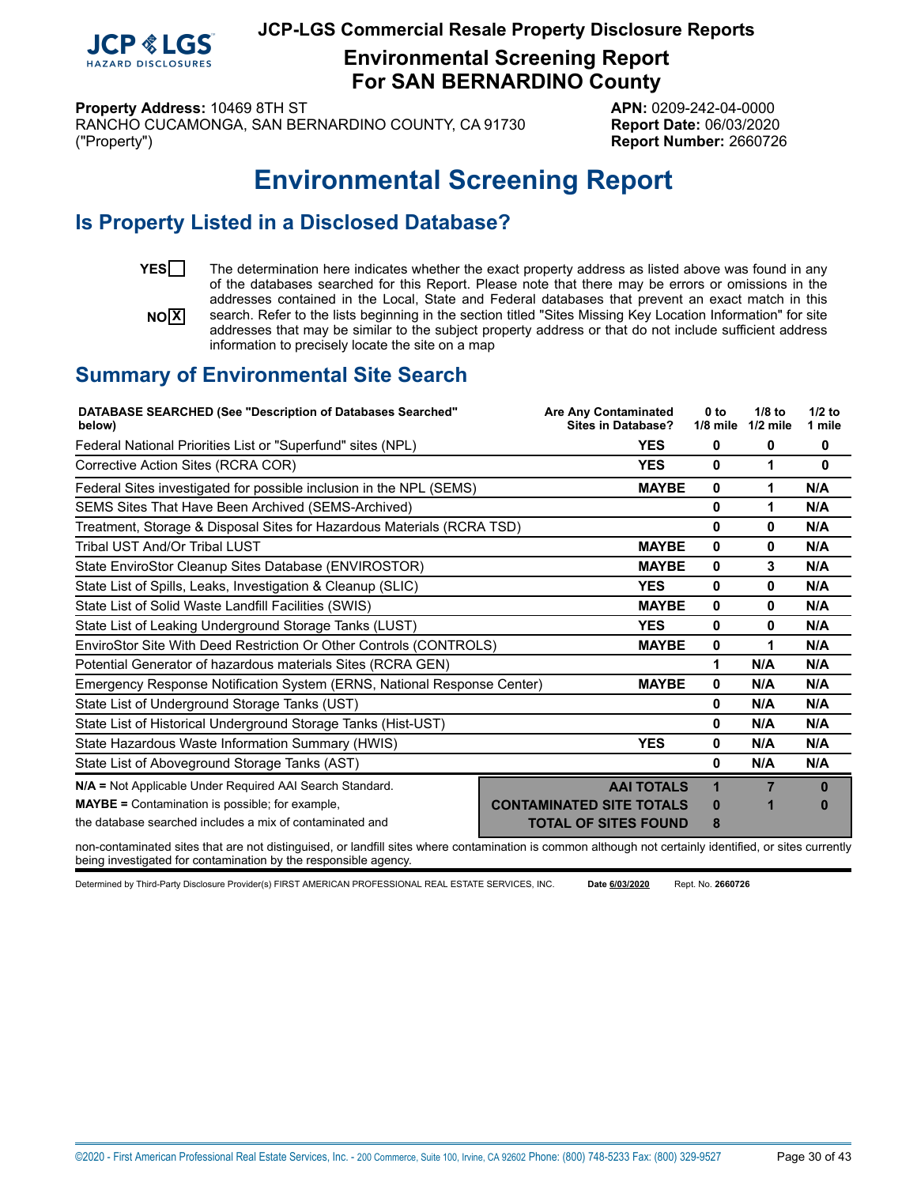# Environmental Screening Report

**Property Address:** 10469 8TH ST
RANCHO CUCAMONGA, SAN BERNARDINO COUNTY, CA 91730
("Property")

**APN:** 0209-242-04-0000
**Report Date:** 06/03/2020
**Report Number:** 2660726

## Is Property Listed in a Disclosed Database?

YES [ ]

NO [X]

The determination here indicates whether the exact property address as listed above was found in any of the databases searched for this Report. Please note that there may be errors or omissions in the addresses contained in the Local, State and Federal databases that prevent an exact match in this search. Refer to the lists beginning in the section titled "Sites Missing Key Location Information" for site addresses that may be similar to the subject property address or that do not include sufficient address information to precisely locate the site on a map

## Summary of Environmental Site Search

| DATABASE SEARCHED (See "Description of Databases Searched" below) | Are Any Contaminated Sites in Database? | 0 to 1/8 mile | 1/8 to 1/2 mile | 1/2 to 1 mile |
|---|---|---|---|---|
| Federal National Priorities List or "Superfund" sites (NPL) | YES | 0 | 0 | 0 |
| Corrective Action Sites (RCRA COR) | YES | 0 | 1 | 0 |
| Federal Sites investigated for possible inclusion in the NPL (SEMS) | MAYBE | 0 | 1 | N/A |
| SEMS Sites That Have Been Archived (SEMS-Archived) | | 0 | 1 | N/A |
| Treatment, Storage & Disposal Sites for Hazardous Materials (RCRA TSD) | | 0 | 0 | N/A |
| Tribal UST And/Or Tribal LUST | MAYBE | 0 | 0 | N/A |
| State EnviroStor Cleanup Sites Database (ENVIROSTOR) | MAYBE | 0 | 3 | N/A |
| State List of Spills, Leaks, Investigation & Cleanup (SLIC) | YES | 0 | 0 | N/A |
| State List of Solid Waste Landfill Facilities (SWIS) | MAYBE | 0 | 0 | N/A |
| State List of Leaking Underground Storage Tanks (LUST) | YES | 0 | 0 | N/A |
| EnviroStor Site With Deed Restriction Or Other Controls (CONTROLS) | MAYBE | 0 | 1 | N/A |
| Potential Generator of hazardous materials Sites (RCRA GEN) | | 1 | N/A | N/A |
| Emergency Response Notification System (ERNS, National Response Center) | MAYBE | 0 | N/A | N/A |
| State List of Underground Storage Tanks (UST) | | 0 | N/A | N/A |
| State List of Historical Underground Storage Tanks (Hist-UST) | | 0 | N/A | N/A |
| State Hazardous Waste Information Summary (HWIS) | YES | 0 | N/A | N/A |
| State List of Aboveground Storage Tanks (AST) | | 0 | N/A | N/A |
| | **AAI TOTALS** | **1** | **7** | **0** |
| | **CONTAMINATED SITE TOTALS** | **0** | **1** | **0** |
| | **TOTAL OF SITES FOUND** | **8** | | |

**N/A =** Not Applicable Under Required AAI Search Standard.
**MAYBE =** Contamination is possible; for example, the database searched includes a mix of contaminated and non-contaminated sites that are not distinguised, or landfill sites where contamination is common although not certainly identified, or sites currently being investigated for contamination by the responsible agency.

Determined by Third-Party Disclosure Provider(s) FIRST AMERICAN PROFESSIONAL REAL ESTATE SERVICES, INC. **Date 6/03/2020** Rept. No. **2660726**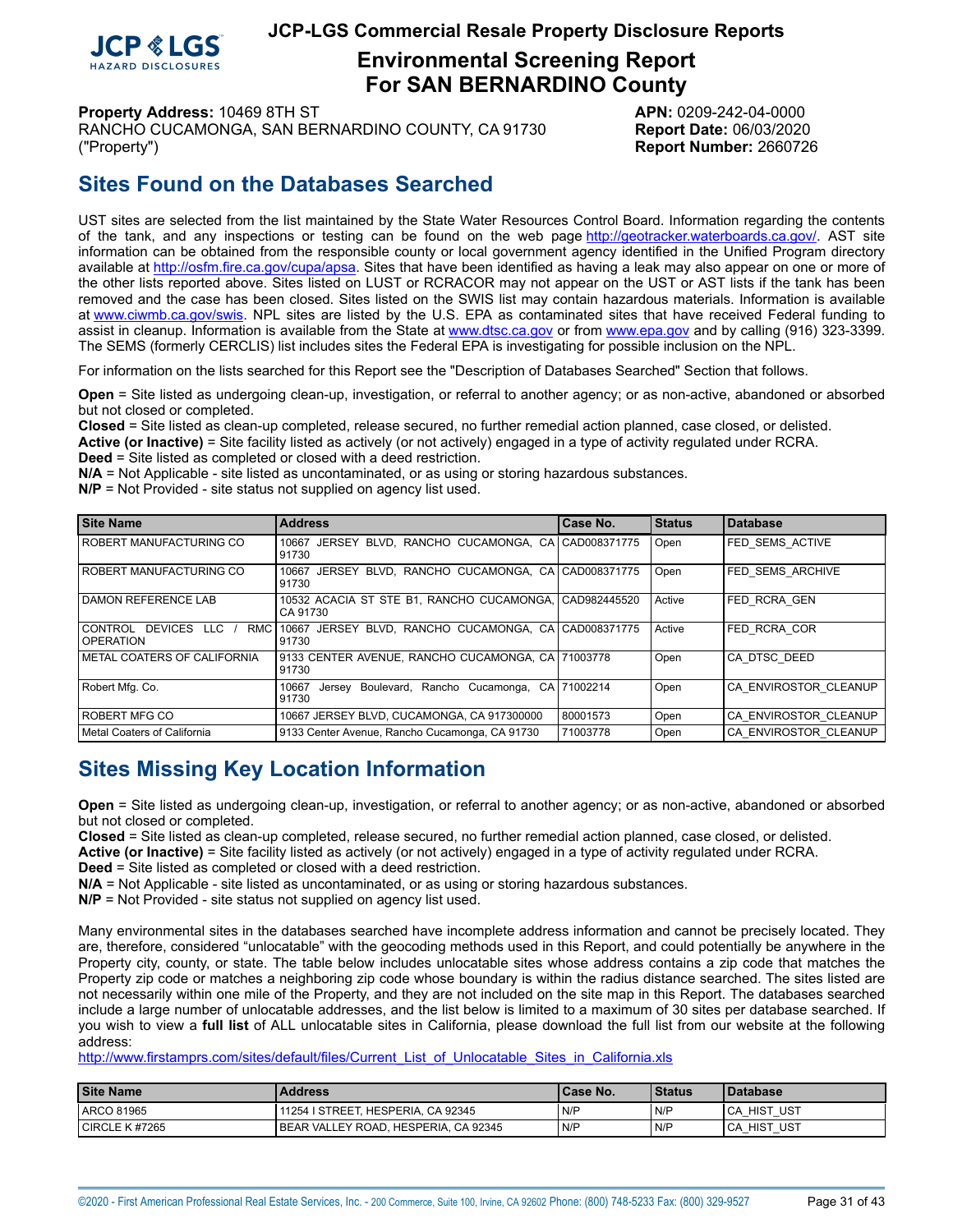# JCP-LGS Commercial Resale Property Disclosure Reports

## Environmental Screening Report For SAN BERNARDINO County

**Property Address:** 10469 8TH ST
RANCHO CUCAMONGA, SAN BERNARDINO COUNTY, CA 91730
("Property")

**APN:** 0209-242-04-0000
**Report Date:** 06/03/2020
**Report Number:** 2660726

## Sites Found on the Databases Searched

UST sites are selected from the list maintained by the State Water Resources Control Board. Information regarding the contents of the tank, and any inspections or testing can be found on the web page http://geotracker.waterboards.ca.gov/. AST site information can be obtained from the responsible county or local government agency identified in the Unified Program directory available at http://osfm.fire.ca.gov/cupa/apsa. Sites that have been identified as having a leak may also appear on one or more of the other lists reported above. Sites listed on LUST or RCRACOR may not appear on the UST or AST lists if the tank has been removed and the case has been closed. Sites listed on the SWIS list may contain hazardous materials. Information is available at www.ciwmb.ca.gov/swis. NPL sites are listed by the U.S. EPA as contaminated sites that have received Federal funding to assist in cleanup. Information is available from the State at www.dtsc.ca.gov or from www.epa.gov and by calling (916) 323-3399. The SEMS (formerly CERCLIS) list includes sites the Federal EPA is investigating for possible inclusion on the NPL.

For information on the lists searched for this Report see the "Description of Databases Searched" Section that follows.

**Open** = Site listed as undergoing clean-up, investigation, or referral to another agency; or as non-active, abandoned or absorbed but not closed or completed.
**Closed** = Site listed as clean-up completed, release secured, no further remedial action planned, case closed, or delisted.
**Active (or Inactive)** = Site facility listed as actively (or not actively) engaged in a type of activity regulated under RCRA.
**Deed** = Site listed as completed or closed with a deed restriction.
**N/A** = Not Applicable - site listed as uncontaminated, or as using or storing hazardous substances.
**N/P** = Not Provided - site status not supplied on agency list used.

| Site Name | Address | Case No. | Status | Database |
|---|---|---|---|---|
| ROBERT MANUFACTURING CO | 10667 JERSEY BLVD, RANCHO CUCAMONGA, CA 91730 | CAD008371775 | Open | FED_SEMS_ACTIVE |
| ROBERT MANUFACTURING CO | 10667 JERSEY BLVD, RANCHO CUCAMONGA, CA 91730 | CAD008371775 | Open | FED_SEMS_ARCHIVE |
| DAMON REFERENCE LAB | 10532 ACACIA ST STE B1, RANCHO CUCAMONGA, CA 91730 | CAD982445520 | Active | FED_RCRA_GEN |
| CONTROL DEVICES LLC / RMC OPERATION | 10667 JERSEY BLVD, RANCHO CUCAMONGA, CA 91730 | CAD008371775 | Active | FED_RCRA_COR |
| METAL COATERS OF CALIFORNIA | 9133 CENTER AVENUE, RANCHO CUCAMONGA, CA 91730 | 71003778 | Open | CA_DTSC_DEED |
| Robert Mfg. Co. | 10667 Jersey Boulevard, Rancho Cucamonga, CA 91730 | 71002214 | Open | CA_ENVIROSTOR_CLEANUP |
| ROBERT MFG CO | 10667 JERSEY BLVD, CUCAMONGA, CA 917300000 | 80001573 | Open | CA_ENVIROSTOR_CLEANUP |
| Metal Coaters of California | 9133 Center Avenue, Rancho Cucamonga, CA 91730 | 71003778 | Open | CA_ENVIROSTOR_CLEANUP |

## Sites Missing Key Location Information

**Open** = Site listed as undergoing clean-up, investigation, or referral to another agency; or as non-active, abandoned or absorbed but not closed or completed.
**Closed** = Site listed as clean-up completed, release secured, no further remedial action planned, case closed, or delisted.
**Active (or Inactive)** = Site facility listed as actively (or not actively) engaged in a type of activity regulated under RCRA.
**Deed** = Site listed as completed or closed with a deed restriction.
**N/A** = Not Applicable - site listed as uncontaminated, or as using or storing hazardous substances.
**N/P** = Not Provided - site status not supplied on agency list used.

Many environmental sites in the databases searched have incomplete address information and cannot be precisely located. They are, therefore, considered "unlocatable" with the geocoding methods used in this Report, and could potentially be anywhere in the Property city, county, or state. The table below includes unlocatable sites whose address contains a zip code that matches the Property zip code or matches a neighboring zip code whose boundary is within the radius distance searched. The sites listed are not necessarily within one mile of the Property, and they are not included on the site map in this Report. The databases searched include a large number of unlocatable addresses, and the list below is limited to a maximum of 30 sites per database searched. If you wish to view a **full list** of ALL unlocatable sites in California, please download the full list from our website at the following address:
http://www.firstamprs.com/sites/default/files/Current_List_of_Unlocatable_Sites_in_California.xls

| Site Name | Address | Case No. | Status | Database |
|---|---|---|---|---|
| ARCO 81965 | 11254 I STREET, HESPERIA, CA 92345 | N/P | N/P | CA_HIST_UST |
| CIRCLE K #7265 | BEAR VALLEY ROAD, HESPERIA, CA 92345 | N/P | N/P | CA_HIST_UST |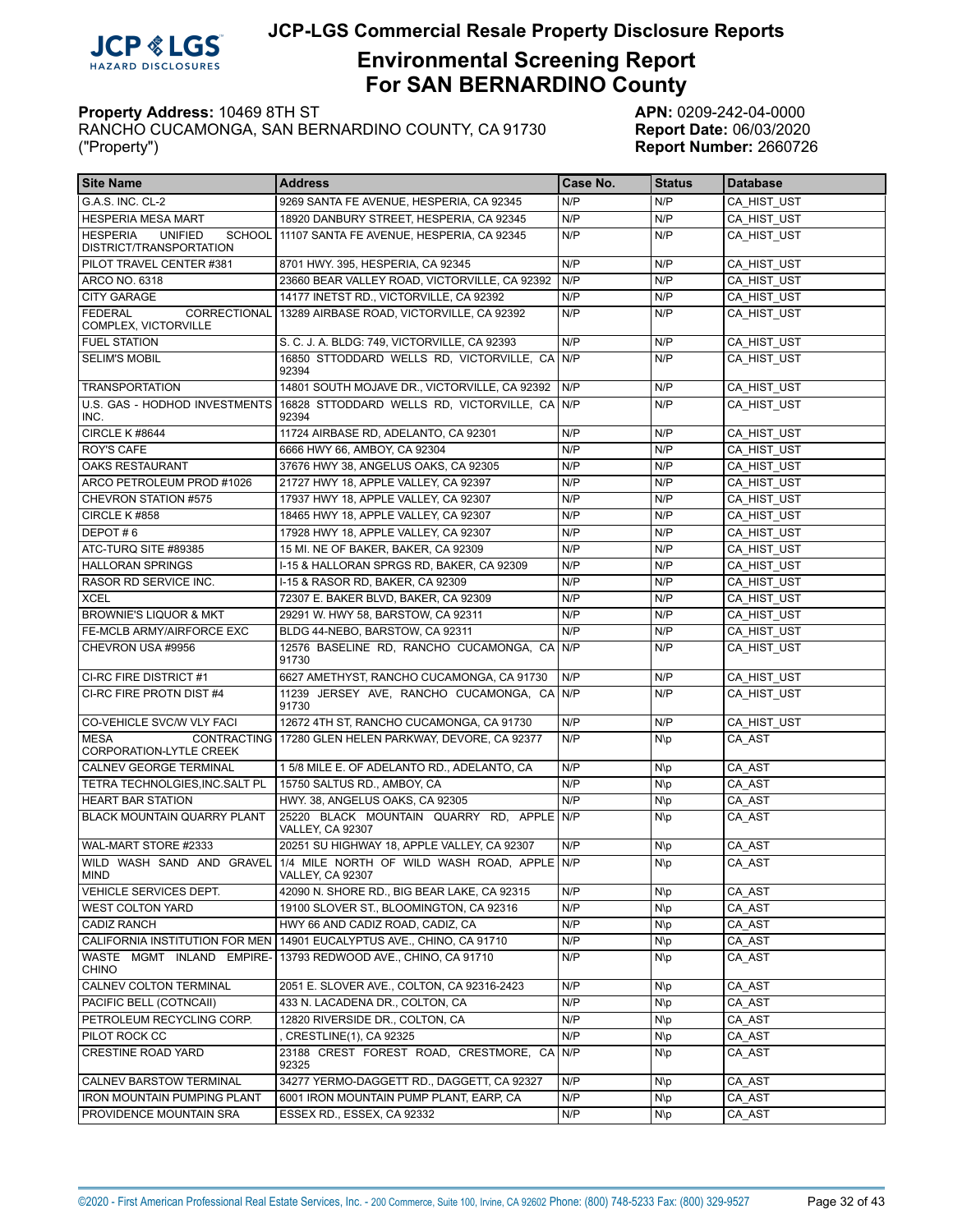# JCP-LGS Commercial Resale Property Disclosure Reports

## Environmental Screening Report For SAN BERNARDINO County

**Property Address:** 10469 8TH ST
RANCHO CUCAMONGA, SAN BERNARDINO COUNTY, CA 91730
("Property")

**APN:** 0209-242-04-0000
**Report Date:** 06/03/2020
**Report Number:** 2660726

| Site Name | Address | Case No. | Status | Database |
|---|---|---|---|---|
| G.A.S. INC. CL-2 | 9269 SANTA FE AVENUE, HESPERIA, CA 92345 | N/P | N/P | CA_HIST_UST |
| HESPERIA MESA MART | 18920 DANBURY STREET, HESPERIA, CA 92345 | N/P | N/P | CA_HIST_UST |
| HESPERIA UNIFIED SCHOOL DISTRICT/TRANSPORTATION | 11107 SANTA FE AVENUE, HESPERIA, CA 92345 | N/P | N/P | CA_HIST_UST |
| PILOT TRAVEL CENTER #381 | 8701 HWY. 395, HESPERIA, CA 92345 | N/P | N/P | CA_HIST_UST |
| ARCO NO. 6318 | 23660 BEAR VALLEY ROAD, VICTORVILLE, CA 92392 | N/P | N/P | CA_HIST_UST |
| CITY GARAGE | 14177 INETST RD., VICTORVILLE, CA 92392 | N/P | N/P | CA_HIST_UST |
| FEDERAL CORRECTIONAL COMPLEX, VICTORVILLE | 13289 AIRBASE ROAD, VICTORVILLE, CA 92392 | N/P | N/P | CA_HIST_UST |
| FUEL STATION | S. C. J. A. BLDG: 749, VICTORVILLE, CA 92393 | N/P | N/P | CA_HIST_UST |
| SELIM'S MOBIL | 16850 STTODDARD WELLS RD, VICTORVILLE, CA 92394 | N/P | N/P | CA_HIST_UST |
| TRANSPORTATION | 14801 SOUTH MOJAVE DR., VICTORVILLE, CA 92392 | N/P | N/P | CA_HIST_UST |
| U.S. GAS - HODHOD INVESTMENTS INC. | 16828 STTODDARD WELLS RD, VICTORVILLE, CA 92394 | N/P | N/P | CA_HIST_UST |
| CIRCLE K #8644 | 11724 AIRBASE RD, ADELANTO, CA 92301 | N/P | N/P | CA_HIST_UST |
| ROY'S CAFE | 6666 HWY 66, AMBOY, CA 92304 | N/P | N/P | CA_HIST_UST |
| OAKS RESTAURANT | 37676 HWY 38, ANGELUS OAKS, CA 92305 | N/P | N/P | CA_HIST_UST |
| ARCO PETROLEUM PROD #1026 | 21727 HWY 18, APPLE VALLEY, CA 92397 | N/P | N/P | CA_HIST_UST |
| CHEVRON STATION #575 | 17937 HWY 18, APPLE VALLEY, CA 92307 | N/P | N/P | CA_HIST_UST |
| CIRCLE K #858 | 18465 HWY 18, APPLE VALLEY, CA 92307 | N/P | N/P | CA_HIST_UST |
| DEPOT # 6 | 17928 HWY 18, APPLE VALLEY, CA 92307 | N/P | N/P | CA_HIST_UST |
| ATC-TURQ SITE #89385 | 15 MI. NE OF BAKER, BAKER, CA 92309 | N/P | N/P | CA_HIST_UST |
| HALLORAN SPRINGS | I-15 & HALLORAN SPRGS RD, BAKER, CA 92309 | N/P | N/P | CA_HIST_UST |
| RASOR RD SERVICE INC. | I-15 & RASOR RD, BAKER, CA 92309 | N/P | N/P | CA_HIST_UST |
| XCEL | 72307 E. BAKER BLVD, BAKER, CA 92309 | N/P | N/P | CA_HIST_UST |
| BROWNIE'S LIQUOR & MKT | 29291 W. HWY 58, BARSTOW, CA 92311 | N/P | N/P | CA_HIST_UST |
| FE-MCLB ARMY/AIRFORCE EXC | BLDG 44-NEBO, BARSTOW, CA 92311 | N/P | N/P | CA_HIST_UST |
| CHEVRON USA #9956 | 12576 BASELINE RD, RANCHO CUCAMONGA, CA 91730 | N/P | N/P | CA_HIST_UST |
| CI-RC FIRE DISTRICT #1 | 6627 AMETHYST, RANCHO CUCAMONGA, CA 91730 | N/P | N/P | CA_HIST_UST |
| CI-RC FIRE PROTN DIST #4 | 11239 JERSEY AVE, RANCHO CUCAMONGA, CA 91730 | N/P | N/P | CA_HIST_UST |
| CO-VEHICLE SVC/W VLY FACI | 12672 4TH ST, RANCHO CUCAMONGA, CA 91730 | N/P | N/P | CA_HIST_UST |
| MESA CONTRACTING CORPORATION-LYTLE CREEK | 17280 GLEN HELEN PARKWAY, DEVORE, CA 92377 | N/P | N\p | CA_AST |
| CALNEV GEORGE TERMINAL | 1 5/8 MILE E. OF ADELANTO RD., ADELANTO, CA | N/P | N\p | CA_AST |
| TETRA TECHNOLGIES,INC.SALT PL | 15750 SALTUS RD., AMBOY, CA | N/P | N\p | CA_AST |
| HEART BAR STATION | HWY. 38, ANGELUS OAKS, CA 92305 | N/P | N\p | CA_AST |
| BLACK MOUNTAIN QUARRY PLANT | 25220 BLACK MOUNTAIN QUARRY RD, APPLE VALLEY, CA 92307 | N/P | N\p | CA_AST |
| WAL-MART STORE #2333 | 20251 SU HIGHWAY 18, APPLE VALLEY, CA 92307 | N/P | N\p | CA_AST |
| WILD WASH SAND AND GRAVEL MIND | 1/4 MILE NORTH OF WILD WASH ROAD, APPLE VALLEY, CA 92307 | N/P | N\p | CA_AST |
| VEHICLE SERVICES DEPT. | 42090 N. SHORE RD., BIG BEAR LAKE, CA 92315 | N/P | N\p | CA_AST |
| WEST COLTON YARD | 19100 SLOVER ST., BLOOMINGTON, CA 92316 | N/P | N\p | CA_AST |
| CADIZ RANCH | HWY 66 AND CADIZ ROAD, CADIZ, CA | N/P | N\p | CA_AST |
| CALIFORNIA INSTITUTION FOR MEN | 14901 EUCALYPTUS AVE., CHINO, CA 91710 | N/P | N\p | CA_AST |
| WASTE MGMT INLAND EMPIRE-CHINO | 13793 REDWOOD AVE., CHINO, CA 91710 | N/P | N\p | CA_AST |
| CALNEV COLTON TERMINAL | 2051 E. SLOVER AVE., COLTON, CA 92316-2423 | N/P | N\p | CA_AST |
| PACIFIC BELL (COTNCAII) | 433 N. LACADENA DR., COLTON, CA | N/P | N\p | CA_AST |
| PETROLEUM RECYCLING CORP. | 12820 RIVERSIDE DR., COLTON, CA | N/P | N\p | CA_AST |
| PILOT ROCK CC | , CRESTLINE(1), CA 92325 | N/P | N\p | CA_AST |
| CRESTINE ROAD YARD | 23188 CREST FOREST ROAD, CRESTMORE, CA 92325 | N/P | N\p | CA_AST |
| CALNEV BARSTOW TERMINAL | 34277 YERMO-DAGGETT RD., DAGGETT, CA 92327 | N/P | N\p | CA_AST |
| IRON MOUNTAIN PUMPING PLANT | 6001 IRON MOUNTAIN PUMP PLANT, EARP, CA | N/P | N\p | CA_AST |
| PROVIDENCE MOUNTAIN SRA | ESSEX RD., ESSEX, CA 92332 | N/P | N\p | CA_AST |

©2020 - First American Professional Real Estate Services, Inc. - 200 Commerce, Suite 100, Irvine, CA 92602 Phone: (800) 748-5233 Fax: (800) 329-9527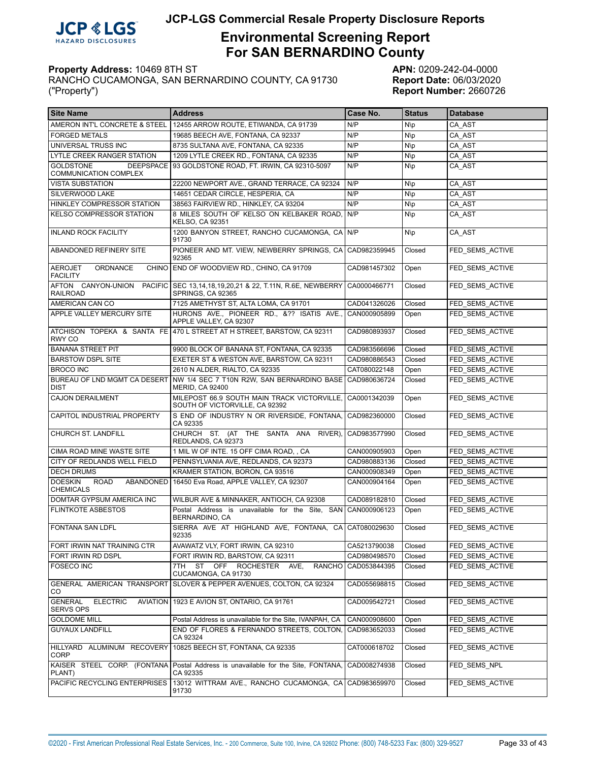# JCP-LGS Commercial Resale Property Disclosure Reports

## Environmental Screening Report For SAN BERNARDINO County

**Property Address:** 10469 8TH ST
RANCHO CUCAMONGA, SAN BERNARDINO COUNTY, CA 91730
("Property")

**APN:** 0209-242-04-0000
**Report Date:** 06/03/2020
**Report Number:** 2660726

| Site Name | Address | Case No. | Status | Database |
|---|---|---|---|---|
| AMERON INT'L CONCRETE & STEEL | 12455 ARROW ROUTE, ETIWANDA, CA 91739 | N/P | N\p | CA_AST |
| FORGED METALS | 19685 BEECH AVE, FONTANA, CA 92337 | N/P | N\p | CA_AST |
| UNIVERSAL TRUSS INC | 8735 SULTANA AVE, FONTANA, CA 92335 | N/P | N\p | CA_AST |
| LYTLE CREEK RANGER STATION | 1209 LYTLE CREEK RD., FONTANA, CA 92335 | N/P | N\p | CA_AST |
| GOLDSTONE DEEPSPACE COMMUNICATION COMPLEX | 93 GOLDSTONE ROAD, FT. IRWIN, CA 92310-5097 | N/P | N\p | CA_AST |
| VISTA SUBSTATION | 22200 NEWPORT AVE., GRAND TERRACE, CA 92324 | N/P | N\p | CA_AST |
| SILVERWOOD LAKE | 14651 CEDAR CIRCLE, HESPERIA, CA | N/P | N\p | CA_AST |
| HINKLEY COMPRESSOR STATION | 38563 FAIRVIEW RD., HINKLEY, CA 93204 | N/P | N\p | CA_AST |
| KELSO COMPRESSOR STATION | 8 MILES SOUTH OF KELSO ON KELBAKER ROAD, KELSO, CA 92351 | N/P | N\p | CA_AST |
| INLAND ROCK FACILITY | 1200 BANYON STREET, RANCHO CUCAMONGA, CA 91730 | N/P | N\p | CA_AST |
| ABANDONED REFINERY SITE | PIONEER AND MT. VIEW, NEWBERRY SPRINGS, CA 92365 | CAD982359945 | Closed | FED_SEMS_ACTIVE |
| AEROJET ORDNANCE CHINO FACILITY | END OF WOODVIEW RD., CHINO, CA 91709 | CAD981457302 | Open | FED_SEMS_ACTIVE |
| AFTON CANYON-UNION PACIFIC RAILROAD | SEC 13,14,18,19,20,21 & 22, T.11N, R.6E, NEWBERRY SPRINGS, CA 92365 | CA0000466771 | Closed | FED_SEMS_ACTIVE |
| AMERICAN CAN CO | 7125 AMETHYST ST, ALTA LOMA, CA 91701 | CAD041326026 | Closed | FED_SEMS_ACTIVE |
| APPLE VALLEY MERCURY SITE | HURONS AVE., PIONEER RD., &?? ISATIS AVE., APPLE VALLEY, CA 92307 | CAN000905899 | Open | FED_SEMS_ACTIVE |
| ATCHISON TOPEKA & SANTA FE RWY CO | 470 L STREET AT H STREET, BARSTOW, CA 92311 | CAD980893937 | Closed | FED_SEMS_ACTIVE |
| BANANA STREET PIT | 9900 BLOCK OF BANANA ST, FONTANA, CA 92335 | CAD983566696 | Closed | FED_SEMS_ACTIVE |
| BARSTOW DSPL SITE | EXETER ST & WESTON AVE, BARSTOW, CA 92311 | CAD980886543 | Closed | FED_SEMS_ACTIVE |
| BROCO INC | 2610 N ALDER, RIALTO, CA 92335 | CAT080022148 | Open | FED_SEMS_ACTIVE |
| BUREAU OF LND MGMT CA DESERT DIST | NW 1/4 SEC 7 T10N R2W, SAN BERNARDINO BASE MERID, CA 92400 | CAD980636724 | Closed | FED_SEMS_ACTIVE |
| CAJON DERAILMENT | MILEPOST 66.9 SOUTH MAIN TRACK VICTORVILLE, SOUTH OF VICTORVILLE, CA 92392 | CA0001342039 | Open | FED_SEMS_ACTIVE |
| CAPITOL INDUSTRIAL PROPERTY | S END OF INDUSTRY N OR RIVERSIDE, FONTANA, CA 92335 | CAD982360000 | Closed | FED_SEMS_ACTIVE |
| CHURCH ST. LANDFILL | CHURCH ST. (AT THE SANTA ANA RIVER), REDLANDS, CA 92373 | CAD983577990 | Closed | FED_SEMS_ACTIVE |
| CIMA ROAD MINE WASTE SITE | 1 MIL W OF INTE. 15 OFF CIMA ROAD, , CA | CAN000905903 | Open | FED_SEMS_ACTIVE |
| CITY OF REDLANDS WELL FIELD | PENNSYLVANIA AVE, REDLANDS, CA 92373 | CAD980883136 | Closed | FED_SEMS_ACTIVE |
| DECH DRUMS | KRAMER STATION, BORON, CA 93516 | CAN000908349 | Open | FED_SEMS_ACTIVE |
| DOESKIN ROAD ABANDONED CHEMICALS | 16450 Eva Road, APPLE VALLEY, CA 92307 | CAN000904164 | Open | FED_SEMS_ACTIVE |
| DOMTAR GYPSUM AMERICA INC | WILBUR AVE & MINNAKER, ANTIOCH, CA 92308 | CAD089182810 | Closed | FED_SEMS_ACTIVE |
| FLINTKOTE ASBESTOS | Postal Address is unavailable for the Site, SAN BERNARDINO, CA | CAN000906123 | Open | FED_SEMS_ACTIVE |
| FONTANA SAN LDFL | SIERRA AVE AT HIGHLAND AVE, FONTANA, CA 92335 | CAT080029630 | Closed | FED_SEMS_ACTIVE |
| FORT IRWIN NAT TRAINING CTR | AVAWATZ VLY, FORT IRWIN, CA 92310 | CA5213790038 | Closed | FED_SEMS_ACTIVE |
| FORT IRWIN RD DSPL | FORT IRWIN RD, BARSTOW, CA 92311 | CAD980498570 | Closed | FED_SEMS_ACTIVE |
| FOSECO INC | 7TH ST OFF ROCHESTER AVE, RANCHO CUCAMONGA, CA 91730 | CAD053844395 | Closed | FED_SEMS_ACTIVE |
| GENERAL AMERICAN TRANSPORT CO | SLOVER & PEPPER AVENUES, COLTON, CA 92324 | CAD055698815 | Closed | FED_SEMS_ACTIVE |
| GENERAL ELECTRIC AVIATION SERVS OPS | 1923 E AVION ST, ONTARIO, CA 91761 | CAD009542721 | Closed | FED_SEMS_ACTIVE |
| GOLDOME MILL | Postal Address is unavailable for the Site, IVANPAH, CA | CAN000908600 | Open | FED_SEMS_ACTIVE |
| GUYAUX LANDFILL | END OF FLORES & FERNANDO STREETS, COLTON, CA 92324 | CAD983652033 | Closed | FED_SEMS_ACTIVE |
| HILLYARD ALUMINUM RECOVERY CORP | 10825 BEECH ST, FONTANA, CA 92335 | CAT000618702 | Closed | FED_SEMS_ACTIVE |
| KAISER STEEL CORP. (FONTANA PLANT) | Postal Address is unavailable for the Site, FONTANA, CA 92335 | CAD008274938 | Closed | FED_SEMS_NPL |
| PACIFIC RECYCLING ENTERPRISES | 13012 WITTRAM AVE., RANCHO CUCAMONGA, CA 91730 | CAD983659970 | Closed | FED_SEMS_ACTIVE |

©2020 - First American Professional Real Estate Services, Inc. - 200 Commerce, Suite 100, Irvine, CA 92602 Phone: (800) 748-5233 Fax: (800) 329-9527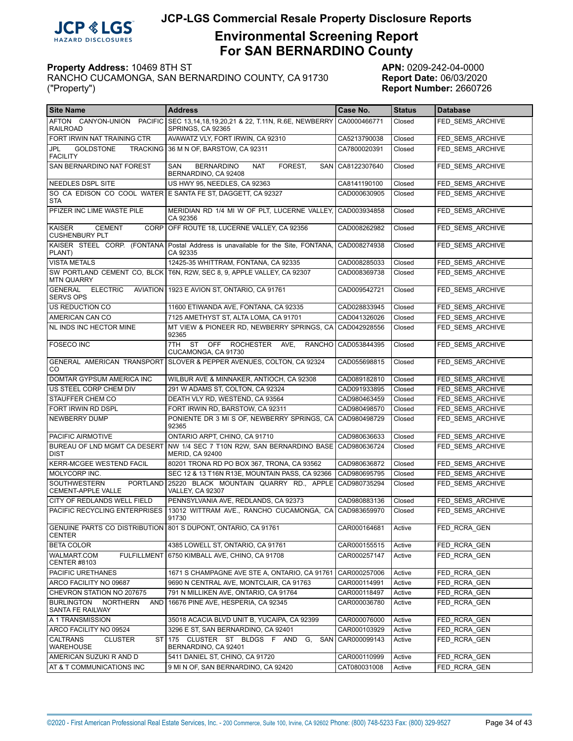# JCP-LGS Commercial Resale Property Disclosure Reports

## Environmental Screening Report For SAN BERNARDINO County

**Property Address:** 10469 8TH ST
RANCHO CUCAMONGA, SAN BERNARDINO COUNTY, CA 91730
("Property")

**APN:** 0209-242-04-0000
**Report Date:** 06/03/2020
**Report Number:** 2660726

| Site Name | Address | Case No. | Status | Database |
|---|---|---|---|---|
| AFTON CANYON-UNION PACIFIC RAILROAD | SEC 13,14,18,19,20,21 & 22, T.11N, R.6E, NEWBERRY SPRINGS, CA 92365 | CA0000466771 | Closed | FED_SEMS_ARCHIVE |
| FORT IRWIN NAT TRAINING CTR | AVAWATZ VLY, FORT IRWIN, CA 92310 | CA5213790038 | Closed | FED_SEMS_ARCHIVE |
| JPL GOLDSTONE TRACKING FACILITY | 36 M N OF, BARSTOW, CA 92311 | CA7800020391 | Closed | FED_SEMS_ARCHIVE |
| SAN BERNARDINO NAT FOREST | SAN BERNARDINO NAT FOREST, SAN BERNARDINO, CA 92408 | CA8122307640 | Closed | FED_SEMS_ARCHIVE |
| NEEDLES DSPL SITE | US HWY 95, NEEDLES, CA 92363 | CA8141190100 | Closed | FED_SEMS_ARCHIVE |
| SO CA EDISON CO COOL WATER STA | E SANTA FE ST, DAGGETT, CA 92327 | CAD000630905 | Closed | FED_SEMS_ARCHIVE |
| PFIZER INC LIME WASTE PILE | MERIDIAN RD 1/4 MI W OF PLT, LUCERNE VALLEY, CA 92356 | CAD003934858 | Closed | FED_SEMS_ARCHIVE |
| KAISER CEMENT CORP CUSHENBURY PLT | OFF ROUTE 18, LUCERNE VALLEY, CA 92356 | CAD008262982 | Closed | FED_SEMS_ARCHIVE |
| KAISER STEEL CORP. (FONTANA PLANT) | Postal Address is unavailable for the Site, FONTANA, CA 92335 | CAD008274938 | Closed | FED_SEMS_ARCHIVE |
| VISTA METALS | 12425-35 WHITTRAM, FONTANA, CA 92335 | CAD008285033 | Closed | FED_SEMS_ARCHIVE |
| SW PORTLAND CEMENT CO, BLCK MTN QUARRY | T6N, R2W, SEC 8, 9, APPLE VALLEY, CA 92307 | CAD008369738 | Closed | FED_SEMS_ARCHIVE |
| GENERAL ELECTRIC AVIATION SERVS OPS | 1923 E AVION ST, ONTARIO, CA 91761 | CAD009542721 | Closed | FED_SEMS_ARCHIVE |
| US REDUCTION CO | 11600 ETIWANDA AVE, FONTANA, CA 92335 | CAD028833945 | Closed | FED_SEMS_ARCHIVE |
| AMERICAN CAN CO | 7125 AMETHYST ST, ALTA LOMA, CA 91701 | CAD041326026 | Closed | FED_SEMS_ARCHIVE |
| NL INDS INC HECTOR MINE | MT VIEW & PIONEER RD, NEWBERRY SPRINGS, CA 92365 | CAD042928556 | Closed | FED_SEMS_ARCHIVE |
| FOSECO INC | 7TH ST OFF ROCHESTER AVE, RANCHO CUCAMONGA, CA 91730 | CAD053844395 | Closed | FED_SEMS_ARCHIVE |
| GENERAL AMERICAN TRANSPORT CO | SLOVER & PEPPER AVENUES, COLTON, CA 92324 | CAD055698815 | Closed | FED_SEMS_ARCHIVE |
| DOMTAR GYPSUM AMERICA INC | WILBUR AVE & MINNAKER, ANTIOCH, CA 92308 | CAD089182810 | Closed | FED_SEMS_ARCHIVE |
| US STEEL CORP CHEM DIV | 291 W ADAMS ST, COLTON, CA 92324 | CAD091933895 | Closed | FED_SEMS_ARCHIVE |
| STAUFFER CHEM CO | DEATH VLY RD, WESTEND, CA 93564 | CAD980463459 | Closed | FED_SEMS_ARCHIVE |
| FORT IRWIN RD DSPL | FORT IRWIN RD, BARSTOW, CA 92311 | CAD980498570 | Closed | FED_SEMS_ARCHIVE |
| NEWBERRY DUMP | PONIENTE DR 3 MI S OF, NEWBERRY SPRINGS, CA 92365 | CAD980498729 | Closed | FED_SEMS_ARCHIVE |
| PACIFIC AIRMOTIVE | ONTARIO ARPT, CHINO, CA 91710 | CAD980636633 | Closed | FED_SEMS_ARCHIVE |
| BUREAU OF LND MGMT CA DESERT DIST | NW 1/4 SEC 7 T10N R2W, SAN BERNARDINO BASE MERID, CA 92400 | CAD980636724 | Closed | FED_SEMS_ARCHIVE |
| KERR-MCGEE WESTEND FACIL | 80201 TRONA RD PO BOX 367, TRONA, CA 93562 | CAD980636872 | Closed | FED_SEMS_ARCHIVE |
| MOLYCORP INC. | SEC 12 & 13 T16N R13E, MOUNTAIN PASS, CA 92366 | CAD980695795 | Closed | FED_SEMS_ARCHIVE |
| SOUTHWESTERN PORTLAND CEMENT-APPLE VALLE | 25220 BLACK MOUNTAIN QUARRY RD., APPLE VALLEY, CA 92307 | CAD980735294 | Closed | FED_SEMS_ARCHIVE |
| CITY OF REDLANDS WELL FIELD | PENNSYLVANIA AVE, REDLANDS, CA 92373 | CAD980883136 | Closed | FED_SEMS_ARCHIVE |
| PACIFIC RECYCLING ENTERPRISES | 13012 WITTRAM AVE., RANCHO CUCAMONGA, CA 91730 | CAD983659970 | Closed | FED_SEMS_ARCHIVE |
| GENUINE PARTS CO DISTRIBUTION CENTER | 801 S DUPONT, ONTARIO, CA 91761 | CAR000164681 | Active | FED_RCRA_GEN |
| BETA COLOR | 4385 LOWELL ST, ONTARIO, CA 91761 | CAR000155515 | Active | FED_RCRA_GEN |
| WALMART.COM FULFILLMENT CENTER #8103 | 6750 KIMBALL AVE, CHINO, CA 91708 | CAR000257147 | Active | FED_RCRA_GEN |
| PACIFIC URETHANES | 1671 S CHAMPAGNE AVE STE A, ONTARIO, CA 91761 | CAR000257006 | Active | FED_RCRA_GEN |
| ARCO FACILITY NO 09687 | 9690 N CENTRAL AVE, MONTCLAIR, CA 91763 | CAR000114991 | Active | FED_RCRA_GEN |
| CHEVRON STATION NO 207675 | 791 N MILLIKEN AVE, ONTARIO, CA 91764 | CAR000118497 | Active | FED_RCRA_GEN |
| BURLINGTON NORTHERN AND SANTA FE RAILWAY | 16676 PINE AVE, HESPERIA, CA 92345 | CAR000036780 | Active | FED_RCRA_GEN |
| A 1 TRANSMISSION | 35018 ACACIA BLVD UNIT B, YUCAIPA, CA 92399 | CAR000076000 | Active | FED_RCRA_GEN |
| ARCO FACILITY NO 09524 | 3296 E ST, SAN BERNARDINO, CA 92401 | CAR000103929 | Active | FED_RCRA_GEN |
| CALTRANS CLUSTER ST WAREHOUSE | 175 CLUSTER ST BLDGS F AND G, SAN BERNARDINO, CA 92401 | CAR000099143 | Active | FED_RCRA_GEN |
| AMERICAN SUZUKI R AND D | 5411 DANIEL ST, CHINO, CA 91720 | CAR000110999 | Active | FED_RCRA_GEN |
| AT & T COMMUNICATIONS INC | 9 MI N OF, SAN BERNARDINO, CA 92420 | CAT080031008 | Active | FED_RCRA_GEN |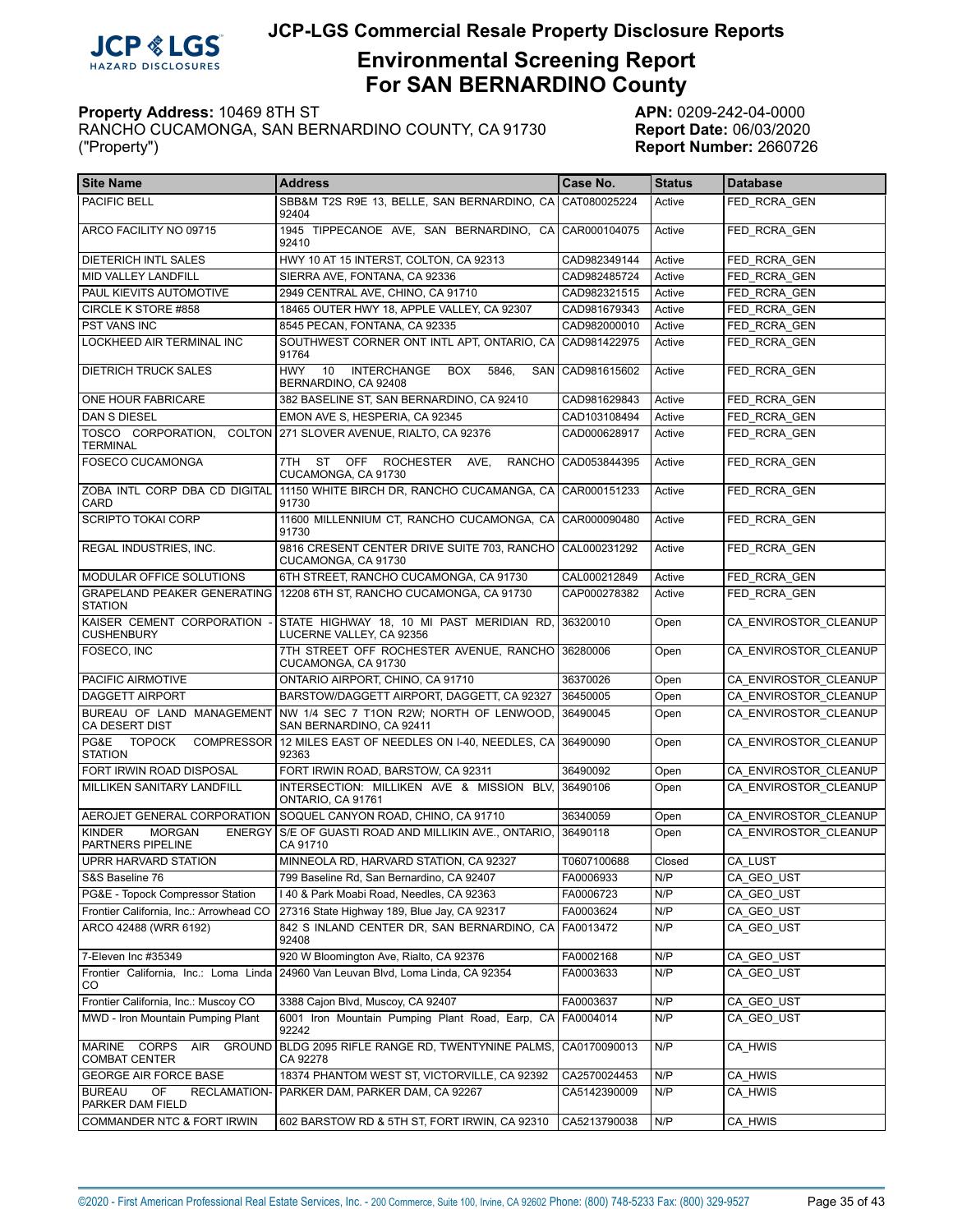## JCP-LGS Commercial Resale Property Disclosure Reports

# Environmental Screening Report For SAN BERNARDINO County

**Property Address:** 10469 8TH ST
RANCHO CUCAMONGA, SAN BERNARDINO COUNTY, CA 91730
("Property")

**APN:** 0209-242-04-0000
**Report Date:** 06/03/2020
**Report Number:** 2660726

| Site Name | Address | Case No. | Status | Database |
|---|---|---|---|---|
| PACIFIC BELL | SBB&M T2S R9E 13, BELLE, SAN BERNARDINO, CA 92404 | CAT080025224 | Active | FED_RCRA_GEN |
| ARCO FACILITY NO 09715 | 1945 TIPPECANOE AVE, SAN BERNARDINO, CA 92410 | CAR000104075 | Active | FED_RCRA_GEN |
| DIETERICH INTL SALES | HWY 10 AT 15 INTERST, COLTON, CA 92313 | CAD982349144 | Active | FED_RCRA_GEN |
| MID VALLEY LANDFILL | SIERRA AVE, FONTANA, CA 92336 | CAD982485724 | Active | FED_RCRA_GEN |
| PAUL KIEVITS AUTOMOTIVE | 2949 CENTRAL AVE, CHINO, CA 91710 | CAD982321515 | Active | FED_RCRA_GEN |
| CIRCLE K STORE #858 | 18465 OUTER HWY 18, APPLE VALLEY, CA 92307 | CAD981679343 | Active | FED_RCRA_GEN |
| PST VANS INC | 8545 PECAN, FONTANA, CA 92335 | CAD982000010 | Active | FED_RCRA_GEN |
| LOCKHEED AIR TERMINAL INC | SOUTHWEST CORNER ONT INTL APT, ONTARIO, CA 91764 | CAD981422975 | Active | FED_RCRA_GEN |
| DIETRICH TRUCK SALES | HWY 10 INTERCHANGE BOX 5846, SAN BERNARDINO, CA 92408 | CAD981615602 | Active | FED_RCRA_GEN |
| ONE HOUR FABRICARE | 382 BASELINE ST, SAN BERNARDINO, CA 92410 | CAD981629843 | Active | FED_RCRA_GEN |
| DAN S DIESEL | EMON AVE S, HESPERIA, CA 92345 | CAD103108494 | Active | FED_RCRA_GEN |
| TOSCO CORPORATION, COLTON TERMINAL | 271 SLOVER AVENUE, RIALTO, CA 92376 | CAD000628917 | Active | FED_RCRA_GEN |
| FOSECO CUCAMONGA | 7TH ST OFF ROCHESTER AVE, RANCHO CUCAMONGA, CA 91730 | CAD053844395 | Active | FED_RCRA_GEN |
| ZOBA INTL CORP DBA CD DIGITAL CARD | 11150 WHITE BIRCH DR, RANCHO CUCAMANGA, CA 91730 | CAR000151233 | Active | FED_RCRA_GEN |
| SCRIPTO TOKAI CORP | 11600 MILLENNIUM CT, RANCHO CUCAMONGA, CA 91730 | CAR000090480 | Active | FED_RCRA_GEN |
| REGAL INDUSTRIES, INC. | 9816 CRESENT CENTER DRIVE SUITE 703, RANCHO CUCAMONGA, CA 91730 | CAL000231292 | Active | FED_RCRA_GEN |
| MODULAR OFFICE SOLUTIONS | 6TH STREET, RANCHO CUCAMONGA, CA 91730 | CAL000212849 | Active | FED_RCRA_GEN |
| GRAPELAND PEAKER GENERATING STATION | 12208 6TH ST, RANCHO CUCAMONGA, CA 91730 | CAP000278382 | Active | FED_RCRA_GEN |
| KAISER CEMENT CORPORATION - CUSHENBURY | STATE HIGHWAY 18, 10 MI PAST MERIDIAN RD, LUCERNE VALLEY, CA 92356 | 36320010 | Open | CA_ENVIROSTOR_CLEANUP |
| FOSECO, INC | 7TH STREET OFF ROCHESTER AVENUE, RANCHO CUCAMONGA, CA 91730 | 36280006 | Open | CA_ENVIROSTOR_CLEANUP |
| PACIFIC AIRMOTIVE | ONTARIO AIRPORT, CHINO, CA 91710 | 36370026 | Open | CA_ENVIROSTOR_CLEANUP |
| DAGGETT AIRPORT | BARSTOW/DAGGETT AIRPORT, DAGGETT, CA 92327 | 36450005 | Open | CA_ENVIROSTOR_CLEANUP |
| BUREAU OF LAND MANAGEMENT CA DESERT DIST | NW 1/4 SEC 7 T1ON R2W; NORTH OF LENWOOD, SAN BERNARDINO, CA 92411 | 36490045 | Open | CA_ENVIROSTOR_CLEANUP |
| PG&E TOPOCK COMPRESSOR STATION | 12 MILES EAST OF NEEDLES ON I-40, NEEDLES, CA 92363 | 36490090 | Open | CA_ENVIROSTOR_CLEANUP |
| FORT IRWIN ROAD DISPOSAL | FORT IRWIN ROAD, BARSTOW, CA 92311 | 36490092 | Open | CA_ENVIROSTOR_CLEANUP |
| MILLIKEN SANITARY LANDFILL | INTERSECTION: MILLIKEN AVE & MISSION BLV, ONTARIO, CA 91761 | 36490106 | Open | CA_ENVIROSTOR_CLEANUP |
| AEROJET GENERAL CORPORATION | SOQUEL CANYON ROAD, CHINO, CA 91710 | 36340059 | Open | CA_ENVIROSTOR_CLEANUP |
| KINDER MORGAN ENERGY PARTNERS PIPELINE | S/E OF GUASTI ROAD AND MILLIKIN AVE., ONTARIO, CA 91710 | 36490118 | Open | CA_ENVIROSTOR_CLEANUP |
| UPRR HARVARD STATION | MINNEOLA RD, HARVARD STATION, CA 92327 | T0607100688 | Closed | CA_LUST |
| S&S Baseline 76 | 799 Baseline Rd, San Bernardino, CA 92407 | FA0006933 | N/P | CA_GEO_UST |
| PG&E - Topock Compressor Station | I 40 & Park Moabi Road, Needles, CA 92363 | FA0006723 | N/P | CA_GEO_UST |
| Frontier California, Inc.: Arrowhead CO | 27316 State Highway 189, Blue Jay, CA 92317 | FA0003624 | N/P | CA_GEO_UST |
| ARCO 42488 (WRR 6192) | 842 S INLAND CENTER DR, SAN BERNARDINO, CA 92408 | FA0013472 | N/P | CA_GEO_UST |
| 7-Eleven Inc #35349 | 920 W Bloomington Ave, Rialto, CA 92376 | FA0002168 | N/P | CA_GEO_UST |
| Frontier California, Inc.: Loma Linda CO | 24960 Van Leuvan Blvd, Loma Linda, CA 92354 | FA0003633 | N/P | CA_GEO_UST |
| Frontier California, Inc.: Muscoy CO | 3388 Cajon Blvd, Muscoy, CA 92407 | FA0003637 | N/P | CA_GEO_UST |
| MWD - Iron Mountain Pumping Plant | 6001 Iron Mountain Pumping Plant Road, Earp, CA 92242 | FA0004014 | N/P | CA_GEO_UST |
| MARINE CORPS AIR GROUND COMBAT CENTER | BLDG 2095 RIFLE RANGE RD, TWENTYNINE PALMS, CA 92278 | CA0170090013 | N/P | CA_HWIS |
| GEORGE AIR FORCE BASE | 18374 PHANTOM WEST ST, VICTORVILLE, CA 92392 | CA2570024453 | N/P | CA_HWIS |
| BUREAU OF RECLAMATION-PARKER DAM FIELD | PARKER DAM, PARKER DAM, CA 92267 | CA5142390009 | N/P | CA_HWIS |
| COMMANDER NTC & FORT IRWIN | 602 BARSTOW RD & 5TH ST, FORT IRWIN, CA 92310 | CA5213790038 | N/P | CA_HWIS |

©2020 - First American Professional Real Estate Services, Inc. - 200 Commerce, Suite 100, Irvine, CA 92602 Phone: (800) 748-5233 Fax: (800) 329-9527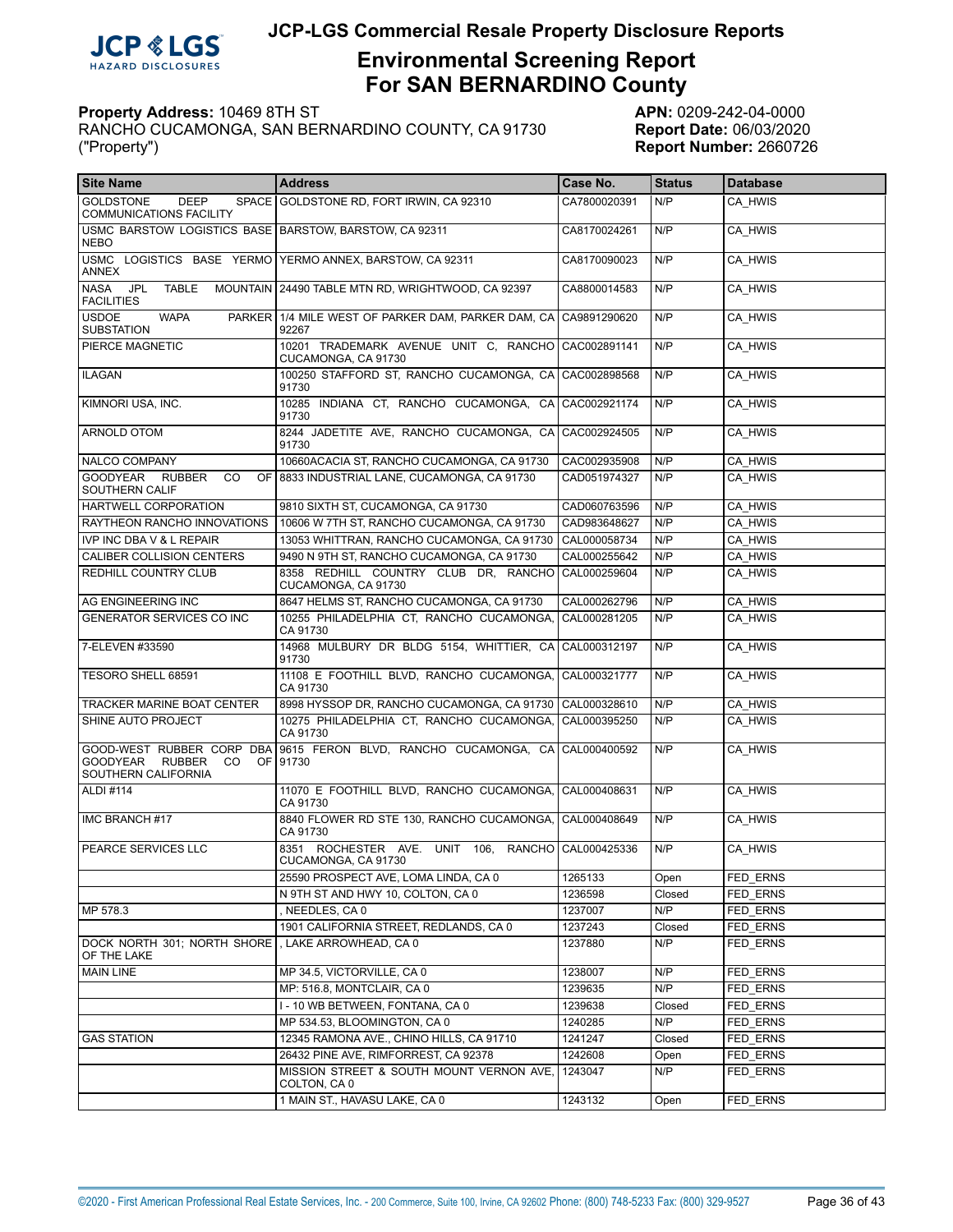# JCP-LGS Commercial Resale Property Disclosure Reports

## Environmental Screening Report For SAN BERNARDINO County

**Property Address:** 10469 8TH ST
RANCHO CUCAMONGA, SAN BERNARDINO COUNTY, CA 91730
("Property")

**APN:** 0209-242-04-0000
**Report Date:** 06/03/2020
**Report Number:** 2660726

| Site Name | Address | Case No. | Status | Database |
|---|---|---|---|---|
| GOLDSTONE DEEP SPACE COMMUNICATIONS FACILITY | GOLDSTONE RD, FORT IRWIN, CA 92310 | CA7800020391 | N/P | CA_HWIS |
| USMC BARSTOW LOGISTICS BASE NEBO | BARSTOW, BARSTOW, CA 92311 | CA8170024261 | N/P | CA_HWIS |
| USMC LOGISTICS BASE YERMO ANNEX | YERMO ANNEX, BARSTOW, CA 92311 | CA8170090023 | N/P | CA_HWIS |
| NASA JPL TABLE MOUNTAIN FACILITIES | 24490 TABLE MTN RD, WRIGHTWOOD, CA 92397 | CA8800014583 | N/P | CA_HWIS |
| USDOE WAPA PARKER SUBSTATION | 1/4 MILE WEST OF PARKER DAM, PARKER DAM, CA 92267 | CA9891290620 | N/P | CA_HWIS |
| PIERCE MAGNETIC | 10201 TRADEMARK AVENUE UNIT C, RANCHO CUCAMONGA, CA 91730 | CAC002891141 | N/P | CA_HWIS |
| ILAGAN | 100250 STAFFORD ST, RANCHO CUCAMONGA, CA 91730 | CAC002898568 | N/P | CA_HWIS |
| KIMNORI USA, INC. | 10285 INDIANA CT, RANCHO CUCAMONGA, CA 91730 | CAC002921174 | N/P | CA_HWIS |
| ARNOLD OTOM | 8244 JADETITE AVE, RANCHO CUCAMONGA, CA 91730 | CAC002924505 | N/P | CA_HWIS |
| NALCO COMPANY | 10660ACACIA ST, RANCHO CUCAMONGA, CA 91730 | CAC002935908 | N/P | CA_HWIS |
| GOODYEAR RUBBER CO OF SOUTHERN CALIF | 8833 INDUSTRIAL LANE, CUCAMONGA, CA 91730 | CAD051974327 | N/P | CA_HWIS |
| HARTWELL CORPORATION | 9810 SIXTH ST, CUCAMONGA, CA 91730 | CAD060763596 | N/P | CA_HWIS |
| RAYTHEON RANCHO INNOVATIONS | 10606 W 7TH ST, RANCHO CUCAMONGA, CA 91730 | CAD983648627 | N/P | CA_HWIS |
| IVP INC DBA V & L REPAIR | 13053 WHITTRAN, RANCHO CUCAMONGA, CA 91730 | CAL000058734 | N/P | CA_HWIS |
| CALIBER COLLISION CENTERS | 9490 N 9TH ST, RANCHO CUCAMONGA, CA 91730 | CAL000255642 | N/P | CA_HWIS |
| REDHILL COUNTRY CLUB | 8358 REDHILL COUNTRY CLUB DR, RANCHO CUCAMONGA, CA 91730 | CAL000259604 | N/P | CA_HWIS |
| AG ENGINEERING INC | 8647 HELMS ST, RANCHO CUCAMONGA, CA 91730 | CAL000262796 | N/P | CA_HWIS |
| GENERATOR SERVICES CO INC | 10255 PHILADELPHIA CT, RANCHO CUCAMONGA, CA 91730 | CAL000281205 | N/P | CA_HWIS |
| 7-ELEVEN #33590 | 14968 MULBURY DR BLDG 5154, WHITTIER, CA 91730 | CAL000312197 | N/P | CA_HWIS |
| TESORO SHELL 68591 | 11108 E FOOTHILL BLVD, RANCHO CUCAMONGA, CA 91730 | CAL000321777 | N/P | CA_HWIS |
| TRACKER MARINE BOAT CENTER | 8998 HYSSOP DR, RANCHO CUCAMONGA, CA 91730 | CAL000328610 | N/P | CA_HWIS |
| SHINE AUTO PROJECT | 10275 PHILADELPHIA CT, RANCHO CUCAMONGA, CA 91730 | CAL000395250 | N/P | CA_HWIS |
| GOOD-WEST RUBBER CORP DBA GOODYEAR RUBBER CO OF SOUTHERN CALIFORNIA | 9615 FERON BLVD, RANCHO CUCAMONGA, CA 91730 | CAL000400592 | N/P | CA_HWIS |
| ALDI #114 | 11070 E FOOTHILL BLVD, RANCHO CUCAMONGA, CA 91730 | CAL000408631 | N/P | CA_HWIS |
| IMC BRANCH #17 | 8840 FLOWER RD STE 130, RANCHO CUCAMONGA, CA 91730 | CAL000408649 | N/P | CA_HWIS |
| PEARCE SERVICES LLC | 8351 ROCHESTER AVE. UNIT 106, RANCHO CUCAMONGA, CA 91730 | CAL000425336 | N/P | CA_HWIS |
| | 25590 PROSPECT AVE, LOMA LINDA, CA 0 | 1265133 | Open | FED_ERNS |
| | N 9TH ST AND HWY 10, COLTON, CA 0 | 1236598 | Closed | FED_ERNS |
| MP 578.3 | , NEEDLES, CA 0 | 1237007 | N/P | FED_ERNS |
| | 1901 CALIFORNIA STREET, REDLANDS, CA 0 | 1237243 | Closed | FED_ERNS |
| DOCK NORTH 301; NORTH SHORE OF THE LAKE | , LAKE ARROWHEAD, CA 0 | 1237880 | N/P | FED_ERNS |
| MAIN LINE | MP 34.5, VICTORVILLE, CA 0 | 1238007 | N/P | FED_ERNS |
| | MP: 516.8, MONTCLAIR, CA 0 | 1239635 | N/P | FED_ERNS |
| | I - 10 WB BETWEEN, FONTANA, CA 0 | 1239638 | Closed | FED_ERNS |
| | MP 534.53, BLOOMINGTON, CA 0 | 1240285 | N/P | FED_ERNS |
| GAS STATION | 12345 RAMONA AVE., CHINO HILLS, CA 91710 | 1241247 | Closed | FED_ERNS |
| | 26432 PINE AVE, RIMFORREST, CA 92378 | 1242608 | Open | FED_ERNS |
| | MISSION STREET & SOUTH MOUNT VERNON AVE, COLTON, CA 0 | 1243047 | N/P | FED_ERNS |
| | 1 MAIN ST., HAVASU LAKE, CA 0 | 1243132 | Open | FED_ERNS |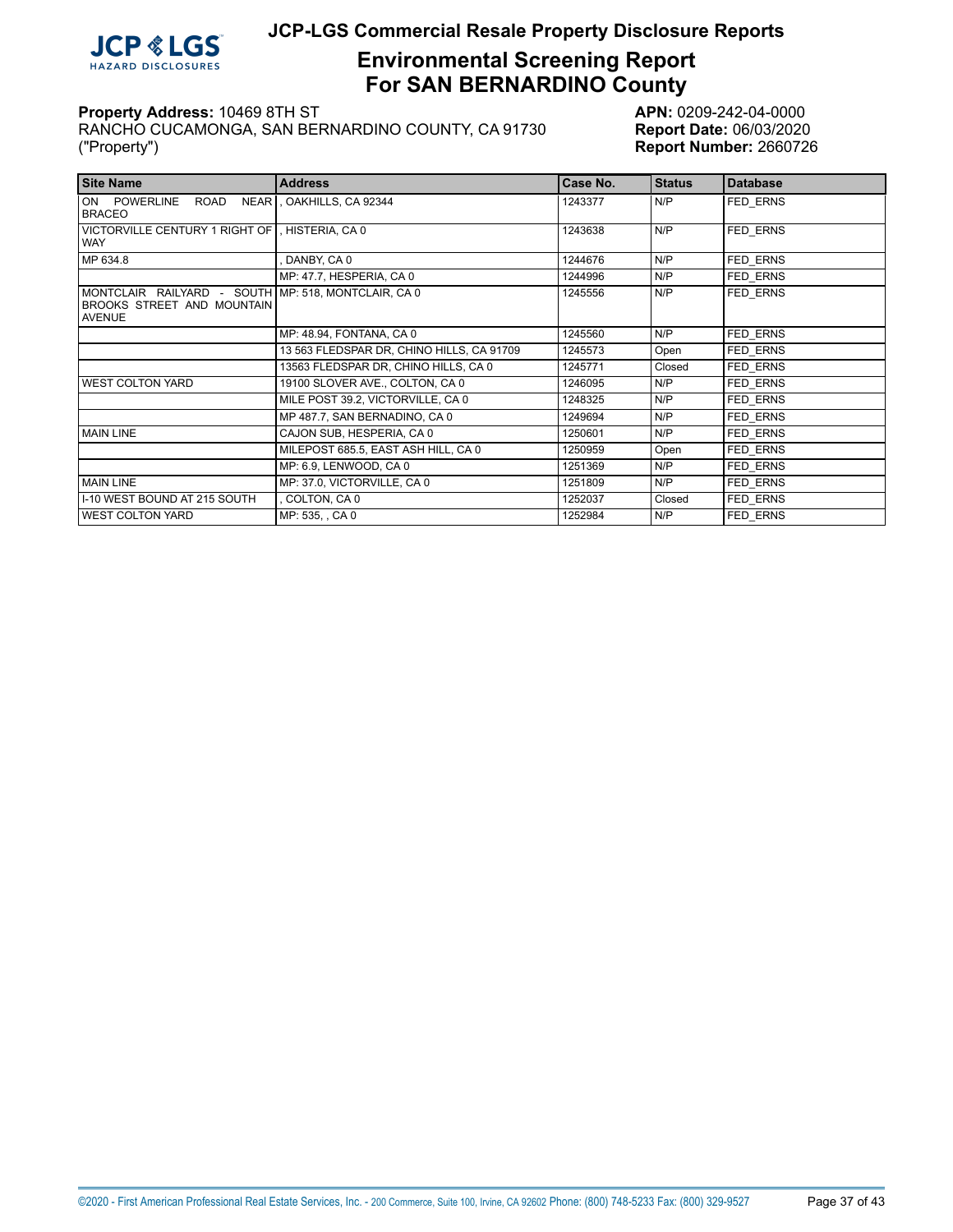# JCP-LGS Commercial Resale Property Disclosure Reports

## Environmental Screening Report For SAN BERNARDINO County

**Property Address:** 10469 8TH ST
RANCHO CUCAMONGA, SAN BERNARDINO COUNTY, CA 91730
("Property")

**APN:** 0209-242-04-0000
**Report Date:** 06/03/2020
**Report Number:** 2660726

| Site Name | Address | Case No. | Status | Database |
|---|---|---|---|---|
| ON POWERLINE ROAD NEAR BRACEO | , OAKHILLS, CA 92344 | 1243377 | N/P | FED_ERNS |
| VICTORVILLE CENTURY 1 RIGHT OF WAY | , HISTERIA, CA 0 | 1243638 | N/P | FED_ERNS |
| MP 634.8 | , DANBY, CA 0 | 1244676 | N/P | FED_ERNS |
| | MP: 47.7, HESPERIA, CA 0 | 1244996 | N/P | FED_ERNS |
| MONTCLAIR RAILYARD - SOUTH BROOKS STREET AND MOUNTAIN AVENUE | MP: 518, MONTCLAIR, CA 0 | 1245556 | N/P | FED_ERNS |
| | MP: 48.94, FONTANA, CA 0 | 1245560 | N/P | FED_ERNS |
| | 13 563 FLEDSPAR DR, CHINO HILLS, CA 91709 | 1245573 | Open | FED_ERNS |
| | 13563 FLEDSPAR DR, CHINO HILLS, CA 0 | 1245771 | Closed | FED_ERNS |
| WEST COLTON YARD | 19100 SLOVER AVE., COLTON, CA 0 | 1246095 | N/P | FED_ERNS |
| | MILE POST 39.2, VICTORVILLE, CA 0 | 1248325 | N/P | FED_ERNS |
| | MP 487.7, SAN BERNADINO, CA 0 | 1249694 | N/P | FED_ERNS |
| MAIN LINE | CAJON SUB, HESPERIA, CA 0 | 1250601 | N/P | FED_ERNS |
| | MILEPOST 685.5, EAST ASH HILL, CA 0 | 1250959 | Open | FED_ERNS |
| | MP: 6.9, LENWOOD, CA 0 | 1251369 | N/P | FED_ERNS |
| MAIN LINE | MP: 37.0, VICTORVILLE, CA 0 | 1251809 | N/P | FED_ERNS |
| I-10 WEST BOUND AT 215 SOUTH | , COLTON, CA 0 | 1252037 | Closed | FED_ERNS |
| WEST COLTON YARD | MP: 535, , CA 0 | 1252984 | N/P | FED_ERNS |

©2020 - First American Professional Real Estate Services, Inc. - 200 Commerce, Suite 100, Irvine, CA 92602 Phone: (800) 748-5233 Fax: (800) 329-9527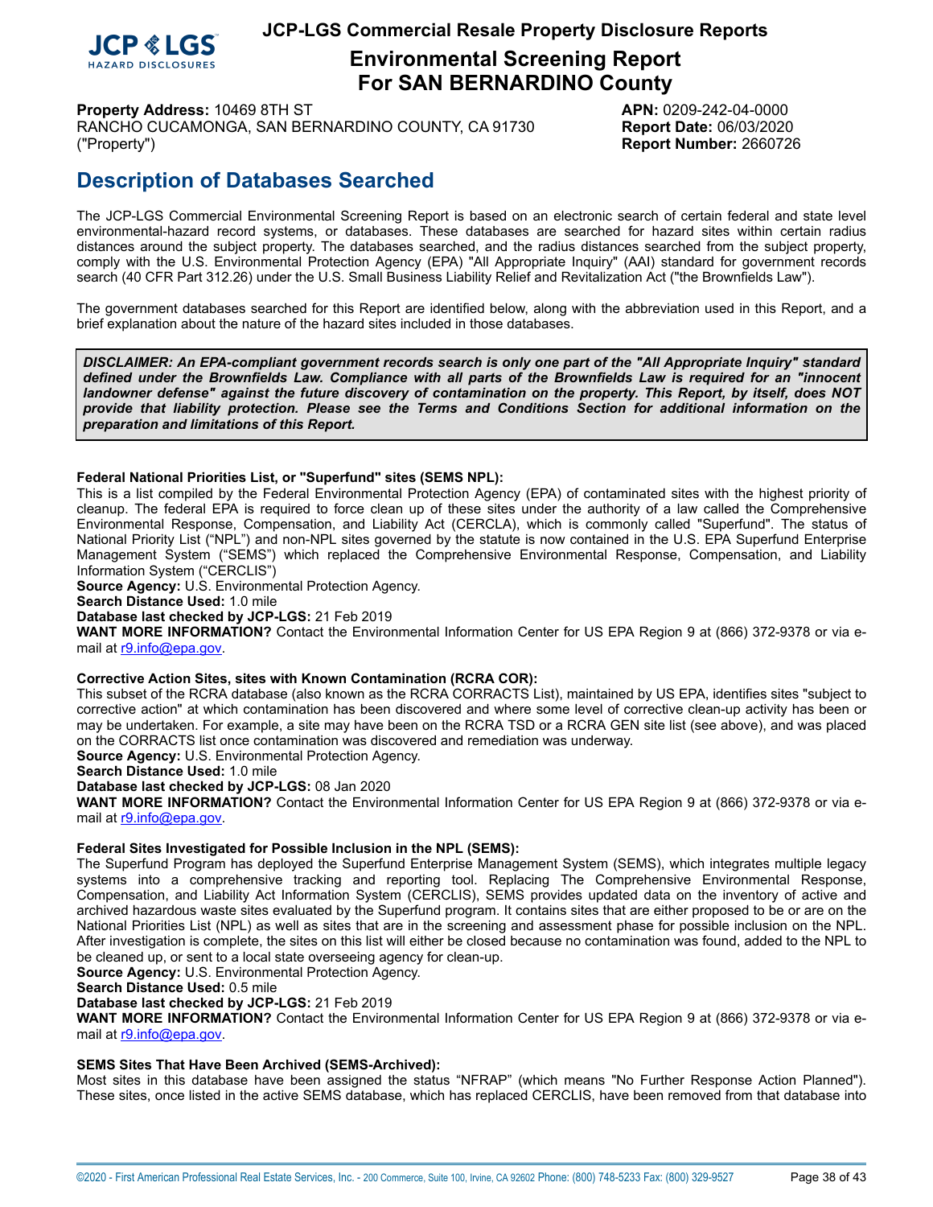**Property Address:** 10469 8TH ST
RANCHO CUCAMONGA, SAN BERNARDINO COUNTY, CA 91730
("Property")

**APN:** 0209-242-04-0000
**Report Date:** 06/03/2020
**Report Number:** 2660726

## Description of Databases Searched

The JCP-LGS Commercial Environmental Screening Report is based on an electronic search of certain federal and state level environmental-hazard record systems, or databases. These databases are searched for hazard sites within certain radius distances around the subject property. The databases searched, and the radius distances searched from the subject property, comply with the U.S. Environmental Protection Agency (EPA) "All Appropriate Inquiry" (AAI) standard for government records search (40 CFR Part 312.26) under the U.S. Small Business Liability Relief and Revitalization Act ("the Brownfields Law").

The government databases searched for this Report are identified below, along with the abbreviation used in this Report, and a brief explanation about the nature of the hazard sites included in those databases.

> ***DISCLAIMER: An EPA-compliant government records search is only one part of the "All Appropriate Inquiry" standard defined under the Brownfields Law. Compliance with all parts of the Brownfields Law is required for an "innocent landowner defense" against the future discovery of contamination on the property. This Report, by itself, does NOT provide that liability protection. Please see the Terms and Conditions Section for additional information on the preparation and limitations of this Report.***

**Federal National Priorities List, or "Superfund" sites (SEMS NPL):**
This is a list compiled by the Federal Environmental Protection Agency (EPA) of contaminated sites with the highest priority of cleanup. The federal EPA is required to force clean up of these sites under the authority of a law called the Comprehensive Environmental Response, Compensation, and Liability Act (CERCLA), which is commonly called "Superfund". The status of National Priority List ("NPL") and non-NPL sites governed by the statute is now contained in the U.S. EPA Superfund Enterprise Management System ("SEMS") which replaced the Comprehensive Environmental Response, Compensation, and Liability Information System ("CERCLIS")
**Source Agency:** U.S. Environmental Protection Agency.
**Search Distance Used:** 1.0 mile
**Database last checked by JCP-LGS:** 21 Feb 2019
**WANT MORE INFORMATION?** Contact the Environmental Information Center for US EPA Region 9 at (866) 372-9378 or via e-mail at r9.info@epa.gov.

**Corrective Action Sites, sites with Known Contamination (RCRA COR):**
This subset of the RCRA database (also known as the RCRA CORRACTS List), maintained by US EPA, identifies sites "subject to corrective action" at which contamination has been discovered and where some level of corrective clean-up activity has been or may be undertaken. For example, a site may have been on the RCRA TSD or a RCRA GEN site list (see above), and was placed on the CORRACTS list once contamination was discovered and remediation was underway.
**Source Agency:** U.S. Environmental Protection Agency.
**Search Distance Used:** 1.0 mile
**Database last checked by JCP-LGS:** 08 Jan 2020
**WANT MORE INFORMATION?** Contact the Environmental Information Center for US EPA Region 9 at (866) 372-9378 or via e-mail at r9.info@epa.gov.

**Federal Sites Investigated for Possible Inclusion in the NPL (SEMS):**
The Superfund Program has deployed the Superfund Enterprise Management System (SEMS), which integrates multiple legacy systems into a comprehensive tracking and reporting tool. Replacing The Comprehensive Environmental Response, Compensation, and Liability Act Information System (CERCLIS), SEMS provides updated data on the inventory of active and archived hazardous waste sites evaluated by the Superfund program. It contains sites that are either proposed to be or are on the National Priorities List (NPL) as well as sites that are in the screening and assessment phase for possible inclusion on the NPL. After investigation is complete, the sites on this list will either be closed because no contamination was found, added to the NPL to be cleaned up, or sent to a local state overseeing agency for clean-up.
**Source Agency:** U.S. Environmental Protection Agency.
**Search Distance Used:** 0.5 mile
**Database last checked by JCP-LGS:** 21 Feb 2019
**WANT MORE INFORMATION?** Contact the Environmental Information Center for US EPA Region 9 at (866) 372-9378 or via e-mail at r9.info@epa.gov.

**SEMS Sites That Have Been Archived (SEMS-Archived):**
Most sites in this database have been assigned the status "NFRAP" (which means "No Further Response Action Planned"). These sites, once listed in the active SEMS database, which has replaced CERCLIS, have been removed from that database into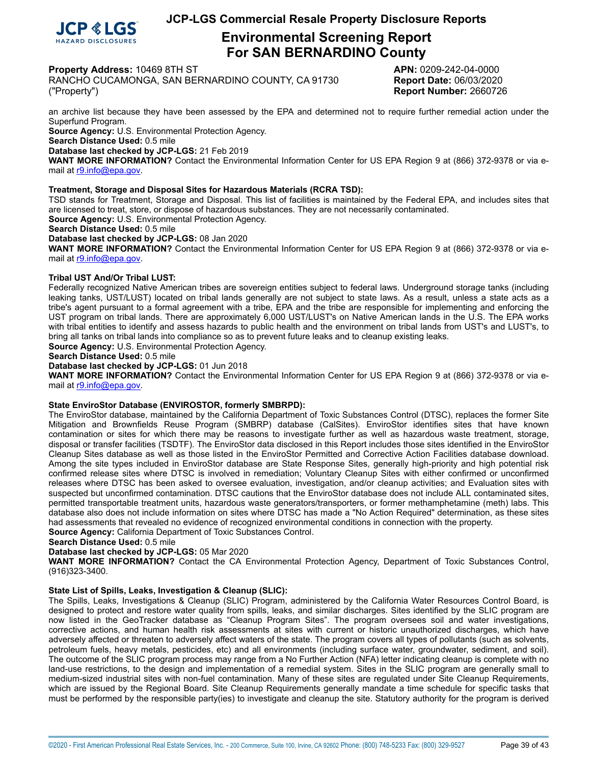an archive list because they have been assessed by the EPA and determined not to require further remedial action under the Superfund Program.
**Source Agency:** U.S. Environmental Protection Agency.
**Search Distance Used:** 0.5 mile
**Database last checked by JCP-LGS:** 21 Feb 2019
**WANT MORE INFORMATION?** Contact the Environmental Information Center for US EPA Region 9 at (866) 372-9378 or via e-mail at r9.info@epa.gov.

**Treatment, Storage and Disposal Sites for Hazardous Materials (RCRA TSD):**
TSD stands for Treatment, Storage and Disposal. This list of facilities is maintained by the Federal EPA, and includes sites that are licensed to treat, store, or dispose of hazardous substances. They are not necessarily contaminated.
**Source Agency:** U.S. Environmental Protection Agency.
**Search Distance Used:** 0.5 mile
**Database last checked by JCP-LGS:** 08 Jan 2020
**WANT MORE INFORMATION?** Contact the Environmental Information Center for US EPA Region 9 at (866) 372-9378 or via e-mail at r9.info@epa.gov.

**Tribal UST And/Or Tribal LUST:**
Federally recognized Native American tribes are sovereign entities subject to federal laws. Underground storage tanks (including leaking tanks, UST/LUST) located on tribal lands generally are not subject to state laws. As a result, unless a state acts as a tribe's agent pursuant to a formal agreement with a tribe, EPA and the tribe are responsible for implementing and enforcing the UST program on tribal lands. There are approximately 6,000 UST/LUST's on Native American lands in the U.S. The EPA works with tribal entities to identify and assess hazards to public health and the environment on tribal lands from UST's and LUST's, to bring all tanks on tribal lands into compliance so as to prevent future leaks and to cleanup existing leaks.
**Source Agency:** U.S. Environmental Protection Agency.
**Search Distance Used:** 0.5 mile
**Database last checked by JCP-LGS:** 01 Jun 2018
**WANT MORE INFORMATION?** Contact the Environmental Information Center for US EPA Region 9 at (866) 372-9378 or via e-mail at r9.info@epa.gov.

**State EnviroStor Database (ENVIROSTOR, formerly SMBRPD):**
The EnviroStor database, maintained by the California Department of Toxic Substances Control (DTSC), replaces the former Site Mitigation and Brownfields Reuse Program (SMBRP) database (CalSites). EnviroStor identifies sites that have known contamination or sites for which there may be reasons to investigate further as well as hazardous waste treatment, storage, disposal or transfer facilities (TSDTF). The EnviroStor data disclosed in this Report includes those sites identified in the EnviroStor Cleanup Sites database as well as those listed in the EnviroStor Permitted and Corrective Action Facilities database download. Among the site types included in EnviroStor database are State Response Sites, generally high-priority and high potential risk confirmed release sites where DTSC is involved in remediation; Voluntary Cleanup Sites with either confirmed or unconfirmed releases where DTSC has been asked to oversee evaluation, investigation, and/or cleanup activities; and Evaluation sites with suspected but unconfirmed contamination. DTSC cautions that the EnviroStor database does not include ALL contaminated sites, permitted transportable treatment units, hazardous waste generators/transporters, or former methamphetamine (meth) labs. This database also does not include information on sites where DTSC has made a "No Action Required" determination, as these sites had assessments that revealed no evidence of recognized environmental conditions in connection with the property.
**Source Agency:** California Department of Toxic Substances Control.
**Search Distance Used:** 0.5 mile
**Database last checked by JCP-LGS:** 05 Mar 2020
**WANT MORE INFORMATION?** Contact the CA Environmental Protection Agency, Department of Toxic Substances Control, (916)323-3400.

**State List of Spills, Leaks, Investigation & Cleanup (SLIC):**
The Spills, Leaks, Investigations & Cleanup (SLIC) Program, administered by the California Water Resources Control Board, is designed to protect and restore water quality from spills, leaks, and similar discharges. Sites identified by the SLIC program are now listed in the GeoTracker database as "Cleanup Program Sites". The program oversees soil and water investigations, corrective actions, and human health risk assessments at sites with current or historic unauthorized discharges, which have adversely affected or threaten to adversely affect waters of the state. The program covers all types of pollutants (such as solvents, petroleum fuels, heavy metals, pesticides, etc) and all environments (including surface water, groundwater, sediment, and soil). The outcome of the SLIC program process may range from a No Further Action (NFA) letter indicating cleanup is complete with no land-use restrictions, to the design and implementation of a remedial system. Sites in the SLIC program are generally small to medium-sized industrial sites with non-fuel contamination. Many of these sites are regulated under Site Cleanup Requirements, which are issued by the Regional Board. Site Cleanup Requirements generally mandate a time schedule for specific tasks that must be performed by the responsible party(ies) to investigate and cleanup the site. Statutory authority for the program is derived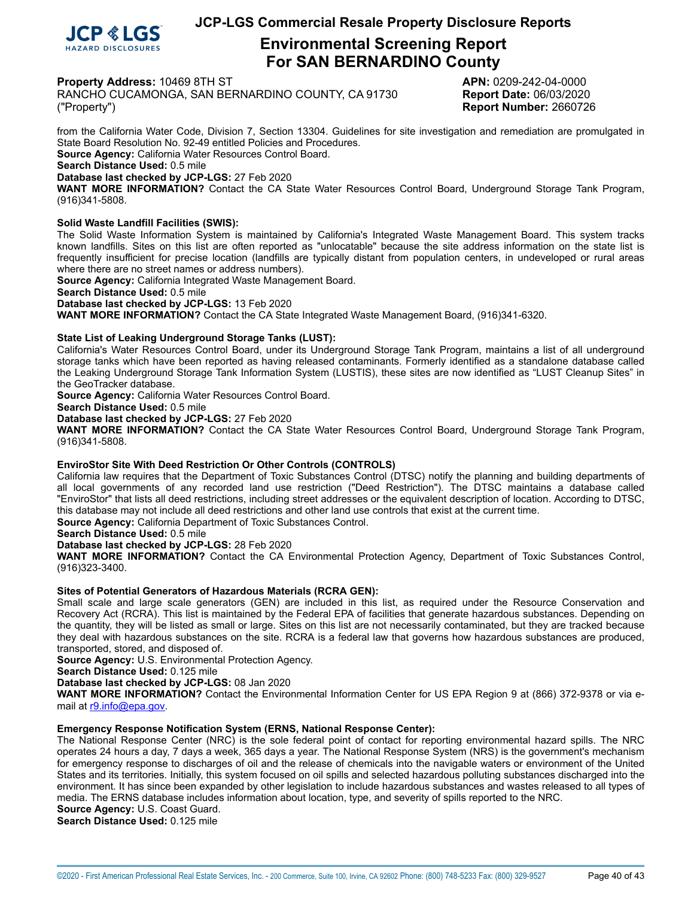from the California Water Code, Division 7, Section 13304. Guidelines for site investigation and remediation are promulgated in State Board Resolution No. 92-49 entitled Policies and Procedures.
**Source Agency:** California Water Resources Control Board.
**Search Distance Used:** 0.5 mile
**Database last checked by JCP-LGS:** 27 Feb 2020
**WANT MORE INFORMATION?** Contact the CA State Water Resources Control Board, Underground Storage Tank Program, (916)341-5808.

**Solid Waste Landfill Facilities (SWIS):**
The Solid Waste Information System is maintained by California's Integrated Waste Management Board. This system tracks known landfills. Sites on this list are often reported as "unlocatable" because the site address information on the state list is frequently insufficient for precise location (landfills are typically distant from population centers, in undeveloped or rural areas where there are no street names or address numbers).
**Source Agency:** California Integrated Waste Management Board.
**Search Distance Used:** 0.5 mile
**Database last checked by JCP-LGS:** 13 Feb 2020
**WANT MORE INFORMATION?** Contact the CA State Integrated Waste Management Board, (916)341-6320.

**State List of Leaking Underground Storage Tanks (LUST):**
California's Water Resources Control Board, under its Underground Storage Tank Program, maintains a list of all underground storage tanks which have been reported as having released contaminants. Formerly identified as a standalone database called the Leaking Underground Storage Tank Information System (LUSTIS), these sites are now identified as "LUST Cleanup Sites" in the GeoTracker database.
**Source Agency:** California Water Resources Control Board.
**Search Distance Used:** 0.5 mile
**Database last checked by JCP-LGS:** 27 Feb 2020
**WANT MORE INFORMATION?** Contact the CA State Water Resources Control Board, Underground Storage Tank Program, (916)341-5808.

**EnviroStor Site With Deed Restriction Or Other Controls (CONTROLS)**
California law requires that the Department of Toxic Substances Control (DTSC) notify the planning and building departments of all local governments of any recorded land use restriction ("Deed Restriction"). The DTSC maintains a database called "EnviroStor" that lists all deed restrictions, including street addresses or the equivalent description of location. According to DTSC, this database may not include all deed restrictions and other land use controls that exist at the current time.
**Source Agency:** California Department of Toxic Substances Control.
**Search Distance Used:** 0.5 mile
**Database last checked by JCP-LGS:** 28 Feb 2020
**WANT MORE INFORMATION?** Contact the CA Environmental Protection Agency, Department of Toxic Substances Control, (916)323-3400.

**Sites of Potential Generators of Hazardous Materials (RCRA GEN):**
Small scale and large scale generators (GEN) are included in this list, as required under the Resource Conservation and Recovery Act (RCRA). This list is maintained by the Federal EPA of facilities that generate hazardous substances. Depending on the quantity, they will be listed as small or large. Sites on this list are not necessarily contaminated, but they are tracked because they deal with hazardous substances on the site. RCRA is a federal law that governs how hazardous substances are produced, transported, stored, and disposed of.
**Source Agency:** U.S. Environmental Protection Agency.
**Search Distance Used:** 0.125 mile
**Database last checked by JCP-LGS:** 08 Jan 2020
**WANT MORE INFORMATION?** Contact the Environmental Information Center for US EPA Region 9 at (866) 372-9378 or via e-mail at r9.info@epa.gov.

**Emergency Response Notification System (ERNS, National Response Center):**
The National Response Center (NRC) is the sole federal point of contact for reporting environmental hazard spills. The NRC operates 24 hours a day, 7 days a week, 365 days a year. The National Response System (NRS) is the government's mechanism for emergency response to discharges of oil and the release of chemicals into the navigable waters or environment of the United States and its territories. Initially, this system focused on oil spills and selected hazardous polluting substances discharged into the environment. It has since been expanded by other legislation to include hazardous substances and wastes released to all types of media. The ERNS database includes information about location, type, and severity of spills reported to the NRC.
**Source Agency:** U.S. Coast Guard.
**Search Distance Used:** 0.125 mile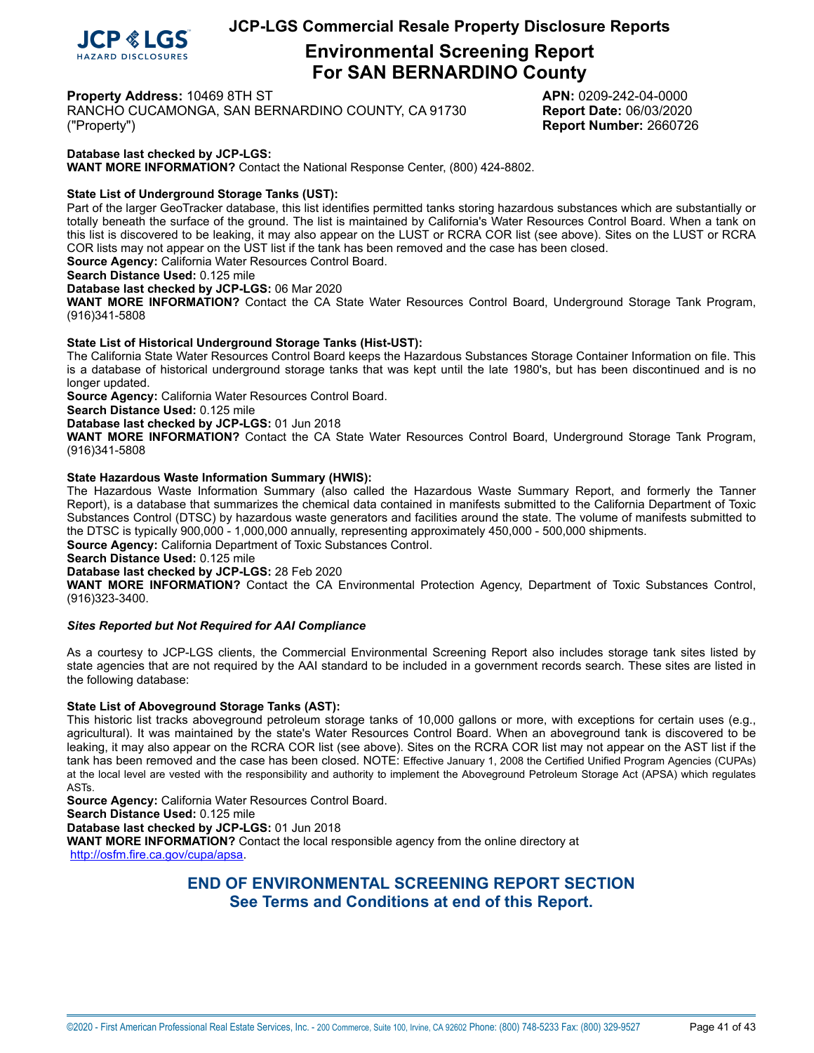# Environmental Screening Report For SAN BERNARDINO County

**Property Address:** 10469 8TH ST
RANCHO CUCAMONGA, SAN BERNARDINO COUNTY, CA 91730
("Property")

**APN:** 0209-242-04-0000
**Report Date:** 06/03/2020
**Report Number:** 2660726

**Database last checked by JCP-LGS:**
**WANT MORE INFORMATION?** Contact the National Response Center, (800) 424-8802.

**State List of Underground Storage Tanks (UST):**
Part of the larger GeoTracker database, this list identifies permitted tanks storing hazardous substances which are substantially or totally beneath the surface of the ground. The list is maintained by California's Water Resources Control Board. When a tank on this list is discovered to be leaking, it may also appear on the LUST or RCRA COR list (see above). Sites on the LUST or RCRA COR lists may not appear on the UST list if the tank has been removed and the case has been closed.
**Source Agency:** California Water Resources Control Board.
**Search Distance Used:** 0.125 mile
**Database last checked by JCP-LGS:** 06 Mar 2020
**WANT MORE INFORMATION?** Contact the CA State Water Resources Control Board, Underground Storage Tank Program, (916)341-5808

**State List of Historical Underground Storage Tanks (Hist-UST):**
The California State Water Resources Control Board keeps the Hazardous Substances Storage Container Information on file. This is a database of historical underground storage tanks that was kept until the late 1980's, but has been discontinued and is no longer updated.
**Source Agency:** California Water Resources Control Board.
**Search Distance Used:** 0.125 mile
**Database last checked by JCP-LGS:** 01 Jun 2018
**WANT MORE INFORMATION?** Contact the CA State Water Resources Control Board, Underground Storage Tank Program, (916)341-5808

**State Hazardous Waste Information Summary (HWIS):**
The Hazardous Waste Information Summary (also called the Hazardous Waste Summary Report, and formerly the Tanner Report), is a database that summarizes the chemical data contained in manifests submitted to the California Department of Toxic Substances Control (DTSC) by hazardous waste generators and facilities around the state. The volume of manifests submitted to the DTSC is typically 900,000 - 1,000,000 annually, representing approximately 450,000 - 500,000 shipments.
**Source Agency:** California Department of Toxic Substances Control.
**Search Distance Used:** 0.125 mile
**Database last checked by JCP-LGS:** 28 Feb 2020
**WANT MORE INFORMATION?** Contact the CA Environmental Protection Agency, Department of Toxic Substances Control, (916)323-3400.

***Sites Reported but Not Required for AAI Compliance***

As a courtesy to JCP-LGS clients, the Commercial Environmental Screening Report also includes storage tank sites listed by state agencies that are not required by the AAI standard to be included in a government records search. These sites are listed in the following database:

**State List of Aboveground Storage Tanks (AST):**
This historic list tracks aboveground petroleum storage tanks of 10,000 gallons or more, with exceptions for certain uses (e.g., agricultural). It was maintained by the state's Water Resources Control Board. When an aboveground tank is discovered to be leaking, it may also appear on the RCRA COR list (see above). Sites on the RCRA COR list may not appear on the AST list if the tank has been removed and the case has been closed. NOTE: Effective January 1, 2008 the Certified Unified Program Agencies (CUPAs) at the local level are vested with the responsibility and authority to implement the Aboveground Petroleum Storage Act (APSA) which regulates ASTs.
**Source Agency:** California Water Resources Control Board.
**Search Distance Used:** 0.125 mile
**Database last checked by JCP-LGS:** 01 Jun 2018
**WANT MORE INFORMATION?** Contact the local responsible agency from the online directory at http://osfm.fire.ca.gov/cupa/apsa.

## END OF ENVIRONMENTAL SCREENING REPORT SECTION
## See Terms and Conditions at end of this Report.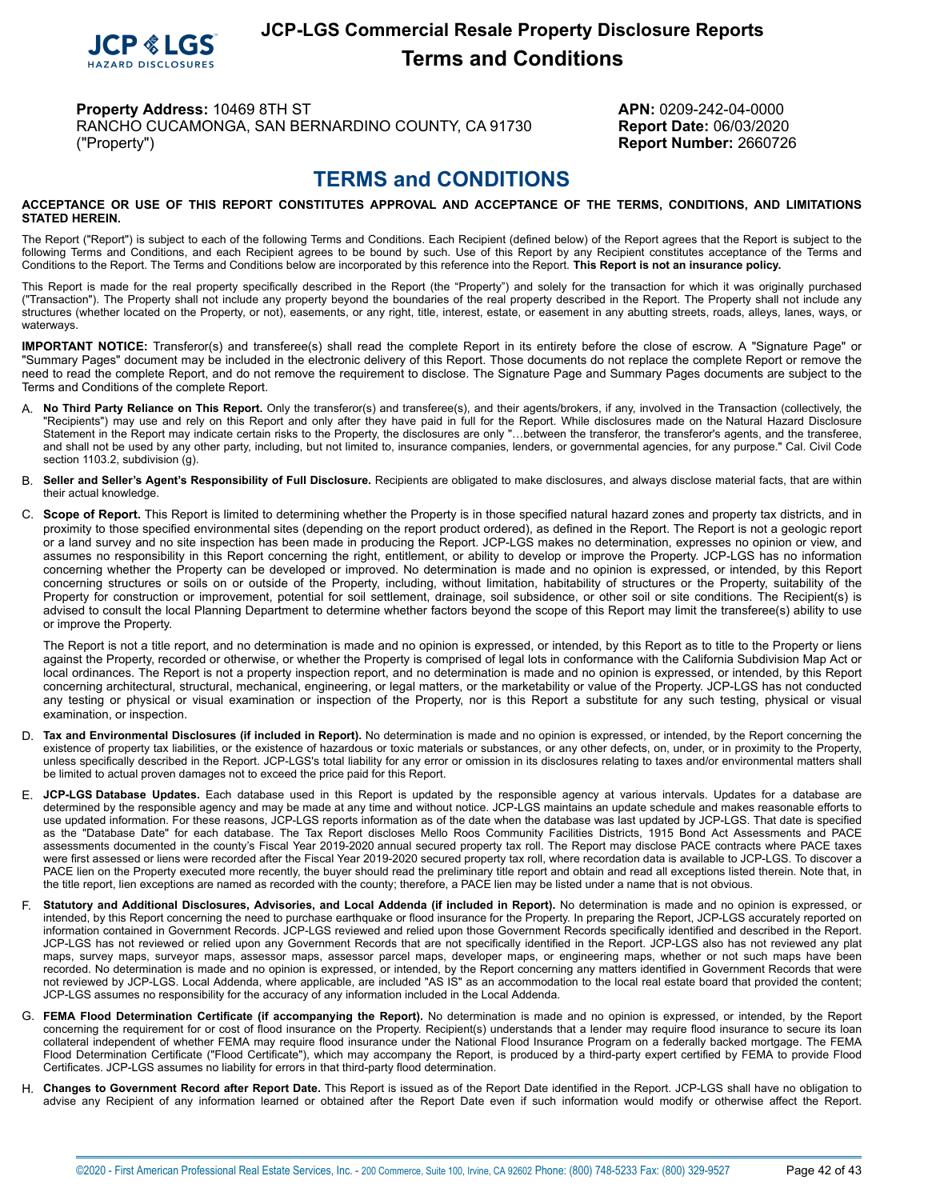# JCP-LGS Commercial Resale Property Disclosure Reports
## Terms and Conditions

**Property Address:** 10469 8TH ST
RANCHO CUCAMONGA, SAN BERNARDINO COUNTY, CA 91730
("Property")

**APN:** 0209-242-04-0000
**Report Date:** 06/03/2020
**Report Number:** 2660726

## TERMS and CONDITIONS

**ACCEPTANCE OR USE OF THIS REPORT CONSTITUTES APPROVAL AND ACCEPTANCE OF THE TERMS, CONDITIONS, AND LIMITATIONS STATED HEREIN.**

The Report ("Report") is subject to each of the following Terms and Conditions. Each Recipient (defined below) of the Report agrees that the Report is subject to the following Terms and Conditions, and each Recipient agrees to be bound by such. Use of this Report by any Recipient constitutes acceptance of the Terms and Conditions to the Report. The Terms and Conditions below are incorporated by this reference into the Report. **This Report is not an insurance policy.**

This Report is made for the real property specifically described in the Report (the "Property") and solely for the transaction for which it was originally purchased ("Transaction"). The Property shall not include any property beyond the boundaries of the real property described in the Report. The Property shall not include any structures (whether located on the Property, or not), easements, or any right, title, interest, estate, or easement in any abutting streets, roads, alleys, lanes, ways, or waterways.

**IMPORTANT NOTICE:** Transferor(s) and transferee(s) shall read the complete Report in its entirety before the close of escrow. A "Signature Page" or "Summary Pages" document may be included in the electronic delivery of this Report. Those documents do not replace the complete Report or remove the need to read the complete Report, and do not remove the requirement to disclose. The Signature Page and Summary Pages documents are subject to the Terms and Conditions of the complete Report.

A. **No Third Party Reliance on This Report.** Only the transferor(s) and transferee(s), and their agents/brokers, if any, involved in the Transaction (collectively, the "Recipients") may use and rely on this Report and only after they have paid in full for the Report. While disclosures made on the Natural Hazard Disclosure Statement in the Report may indicate certain risks to the Property, the disclosures are only "…between the transferor, the transferor's agents, and the transferee, and shall not be used by any other party, including, but not limited to, insurance companies, lenders, or governmental agencies, for any purpose." Cal. Civil Code section 1103.2, subdivision (g).

B. **Seller and Seller's Agent's Responsibility of Full Disclosure.** Recipients are obligated to make disclosures, and always disclose material facts, that are within their actual knowledge.

C. **Scope of Report.** This Report is limited to determining whether the Property is in those specified natural hazard zones and property tax districts, and in proximity to those specified environmental sites (depending on the report product ordered), as defined in the Report. The Report is not a geologic report or a land survey and no site inspection has been made in producing the Report. JCP-LGS makes no determination, expresses no opinion or view, and assumes no responsibility in this Report concerning the right, entitlement, or ability to develop or improve the Property. JCP-LGS has no information concerning whether the Property can be developed or improved. No determination is made and no opinion is expressed, or intended, by this Report concerning structures or soils on or outside of the Property, including, without limitation, habitability of structures or the Property, suitability of the Property for construction or improvement, potential for soil settlement, drainage, soil subsidence, or other soil or site conditions. The Recipient(s) is advised to consult the local Planning Department to determine whether factors beyond the scope of this Report may limit the transferee(s) ability to use or improve the Property.

   The Report is not a title report, and no determination is made and no opinion is expressed, or intended, by this Report as to title to the Property or liens against the Property, recorded or otherwise, or whether the Property is comprised of legal lots in conformance with the California Subdivision Map Act or local ordinances. The Report is not a property inspection report, and no determination is made and no opinion is expressed, or intended, by this Report concerning architectural, structural, mechanical, engineering, or legal matters, or the marketability or value of the Property. JCP-LGS has not conducted any testing or physical or visual examination or inspection of the Property, nor is this Report a substitute for any such testing, physical or visual examination, or inspection.

D. **Tax and Environmental Disclosures (if included in Report).** No determination is made and no opinion is expressed, or intended, by the Report concerning the existence of property tax liabilities, or the existence of hazardous or toxic materials or substances, or any other defects, on, under, or in proximity to the Property, unless specifically described in the Report. JCP-LGS's total liability for any error or omission in its disclosures relating to taxes and/or environmental matters shall be limited to actual proven damages not to exceed the price paid for this Report.

E. **JCP-LGS Database Updates.** Each database used in this Report is updated by the responsible agency at various intervals. Updates for a database are determined by the responsible agency and may be made at any time and without notice. JCP-LGS maintains an update schedule and makes reasonable efforts to use updated information. For these reasons, JCP-LGS reports information as of the date when the database was last updated by JCP-LGS. That date is specified as the "Database Date" for each database. The Tax Report discloses Mello Roos Community Facilities Districts, 1915 Bond Act Assessments and PACE assessments documented in the county's Fiscal Year 2019-2020 annual secured property tax roll. The Report may disclose PACE contracts where PACE taxes were first assessed or liens were recorded after the Fiscal Year 2019-2020 secured property tax roll, where recordation data is available to JCP-LGS. To discover a PACE lien on the Property executed more recently, the buyer should read the preliminary title report and obtain and read all exceptions listed therein. Note that, in the title report, lien exceptions are named as recorded with the county; therefore, a PACE lien may be listed under a name that is not obvious.

F. **Statutory and Additional Disclosures, Advisories, and Local Addenda (if included in Report).** No determination is made and no opinion is expressed, or intended, by this Report concerning the need to purchase earthquake or flood insurance for the Property. In preparing the Report, JCP-LGS accurately reported on information contained in Government Records. JCP-LGS reviewed and relied upon those Government Records specifically identified and described in the Report. JCP-LGS has not reviewed or relied upon any Government Records that are not specifically identified in the Report. JCP-LGS also has not reviewed any plat maps, survey maps, surveyor maps, assessor maps, assessor parcel maps, developer maps, or engineering maps, whether or not such maps have been recorded. No determination is made and no opinion is expressed, or intended, by the Report concerning any matters identified in Government Records that were not reviewed by JCP-LGS. Local Addenda, where applicable, are included "AS IS" as an accommodation to the local real estate board that provided the content; JCP-LGS assumes no responsibility for the accuracy of any information included in the Local Addenda.

G. **FEMA Flood Determination Certificate (if accompanying the Report).** No determination is made and no opinion is expressed, or intended, by the Report concerning the requirement for or cost of flood insurance on the Property. Recipient(s) understands that a lender may require flood insurance to secure its loan collateral independent of whether FEMA may require flood insurance under the National Flood Insurance Program on a federally backed mortgage. The FEMA Flood Determination Certificate ("Flood Certificate"), which may accompany the Report, is produced by a third-party expert certified by FEMA to provide Flood Certificates. JCP-LGS assumes no liability for errors in that third-party flood determination.

H. **Changes to Government Record after Report Date.** This Report is issued as of the Report Date identified in the Report. JCP-LGS shall have no obligation to advise any Recipient of any information learned or obtained after the Report Date even if such information would modify or otherwise affect the Report.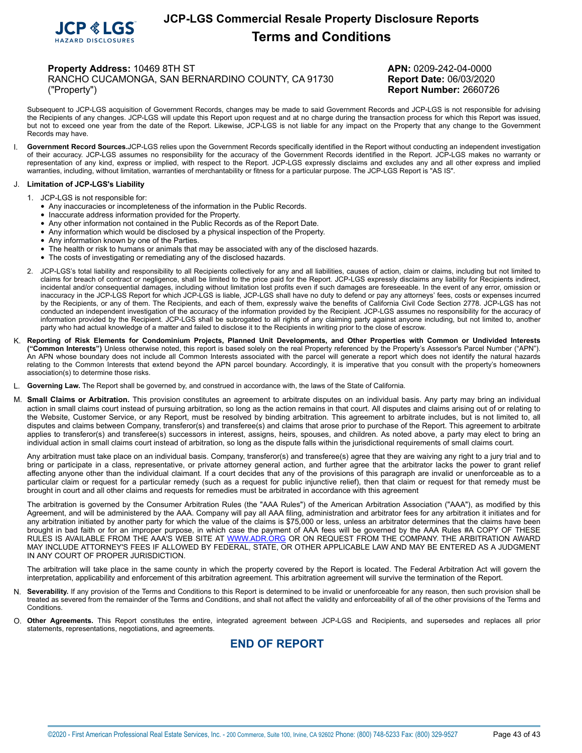# JCP-LGS Commercial Resale Property Disclosure Reports

## Terms and Conditions

**Property Address:** 10469 8TH ST
RANCHO CUCAMONGA, SAN BERNARDINO COUNTY, CA 91730
("Property")

**APN:** 0209-242-04-0000
**Report Date:** 06/03/2020
**Report Number:** 2660726

Subsequent to JCP-LGS acquisition of Government Records, changes may be made to said Government Records and JCP-LGS is not responsible for advising the Recipients of any changes. JCP-LGS will update this Report upon request and at no charge during the transaction process for which this Report was issued, but not to exceed one year from the date of the Report. Likewise, JCP-LGS is not liable for any impact on the Property that any change to the Government Records may have.

I. **Government Record Sources.** JCP-LGS relies upon the Government Records specifically identified in the Report without conducting an independent investigation of their accuracy. JCP-LGS assumes no responsibility for the accuracy of the Government Records identified in the Report. JCP-LGS makes no warranty or representation of any kind, express or implied, with respect to the Report. JCP-LGS expressly disclaims and excludes any and all other express and implied warranties, including, without limitation, warranties of merchantability or fitness for a particular purpose. The JCP-LGS Report is "AS IS".

J. **Limitation of JCP-LGS's Liability**

1. JCP-LGS is not responsible for:
   - Any inaccuracies or incompleteness of the information in the Public Records.
   - Inaccurate address information provided for the Property.
   - Any other information not contained in the Public Records as of the Report Date.
   - Any information which would be disclosed by a physical inspection of the Property.
   - Any information known by one of the Parties.
   - The health or risk to humans or animals that may be associated with any of the disclosed hazards.
   - The costs of investigating or remediating any of the disclosed hazards.
2. JCP-LGS's total liability and responsibility to all Recipients collectively for any and all liabilities, causes of action, claim or claims, including but not limited to claims for breach of contract or negligence, shall be limited to the price paid for the Report. JCP-LGS expressly disclaims any liability for Recipients indirect, incidental and/or consequential damages, including without limitation lost profits even if such damages are foreseeable. In the event of any error, omission or inaccuracy in the JCP-LGS Report for which JCP-LGS is liable, JCP-LGS shall have no duty to defend or pay any attorneys' fees, costs or expenses incurred by the Recipients, or any of them. The Recipients, and each of them, expressly waive the benefits of California Civil Code Section 2778. JCP-LGS has not conducted an independent investigation of the accuracy of the information provided by the Recipient. JCP-LGS assumes no responsibility for the accuracy of information provided by the Recipient. JCP-LGS shall be subrogated to all rights of any claiming party against anyone including, but not limited to, another party who had actual knowledge of a matter and failed to disclose it to the Recipients in writing prior to the close of escrow.

K. **Reporting of Risk Elements for Condominium Projects, Planned Unit Developments, and Other Properties with Common or Undivided Interests ("Common Interests")** Unless otherwise noted, this report is based solely on the real Property referenced by the Property's Assessor's Parcel Number ("APN"). An APN whose boundary does not include all Common Interests associated with the parcel will generate a report which does not identify the natural hazards relating to the Common Interests that extend beyond the APN parcel boundary. Accordingly, it is imperative that you consult with the property's homeowners association(s) to determine those risks.

L. **Governing Law.** The Report shall be governed by, and construed in accordance with, the laws of the State of California.

M. **Small Claims or Arbitration.** This provision constitutes an agreement to arbitrate disputes on an individual basis. Any party may bring an individual action in small claims court instead of pursuing arbitration, so long as the action remains in that court. All disputes and claims arising out of or relating to the Website, Customer Service, or any Report, must be resolved by binding arbitration. This agreement to arbitrate includes, but is not limited to, all disputes and claims between Company, transferor(s) and transferee(s) and claims that arose prior to purchase of the Report. This agreement to arbitrate applies to transferor(s) and transferee(s) successors in interest, assigns, heirs, spouses, and children. As noted above, a party may elect to bring an individual action in small claims court instead of arbitration, so long as the dispute falls within the jurisdictional requirements of small claims court.

Any arbitration must take place on an individual basis. Company, transferor(s) and transferee(s) agree that they are waiving any right to a jury trial and to bring or participate in a class, representative, or private attorney general action, and further agree that the arbitrator lacks the power to grant relief affecting anyone other than the individual claimant. If a court decides that any of the provisions of this paragraph are invalid or unenforceable as to a particular claim or request for a particular remedy (such as a request for public injunctive relief), then that claim or request for that remedy must be brought in court and all other claims and requests for remedies must be arbitrated in accordance with this agreement

The arbitration is governed by the Consumer Arbitration Rules (the "AAA Rules") of the American Arbitration Association ("AAA"), as modified by this Agreement, and will be administered by the AAA. Company will pay all AAA filing, administration and arbitrator fees for any arbitration it initiates and for any arbitration initiated by another party for which the value of the claims is $75,000 or less, unless an arbitrator determines that the claims have been brought in bad faith or for an improper purpose, in which case the payment of AAA fees will be governed by the AAA Rules #A COPY OF THESE RULES IS AVAILABLE FROM THE AAA'S WEB SITE AT WWW.ADR.ORG OR ON REQUEST FROM THE COMPANY. THE ARBITRATION AWARD MAY INCLUDE ATTORNEY'S FEES IF ALLOWED BY FEDERAL, STATE, OR OTHER APPLICABLE LAW AND MAY BE ENTERED AS A JUDGMENT IN ANY COURT OF PROPER JURISDICTION.

The arbitration will take place in the same county in which the property covered by the Report is located. The Federal Arbitration Act will govern the interpretation, applicability and enforcement of this arbitration agreement. This arbitration agreement will survive the termination of the Report.

N. **Severability.** If any provision of the Terms and Conditions to this Report is determined to be invalid or unenforceable for any reason, then such provision shall be treated as severed from the remainder of the Terms and Conditions, and shall not affect the validity and enforceability of all of the other provisions of the Terms and Conditions.

O. **Other Agreements.** This Report constitutes the entire, integrated agreement between JCP-LGS and Recipients, and supersedes and replaces all prior statements, representations, negotiations, and agreements.

## END OF REPORT